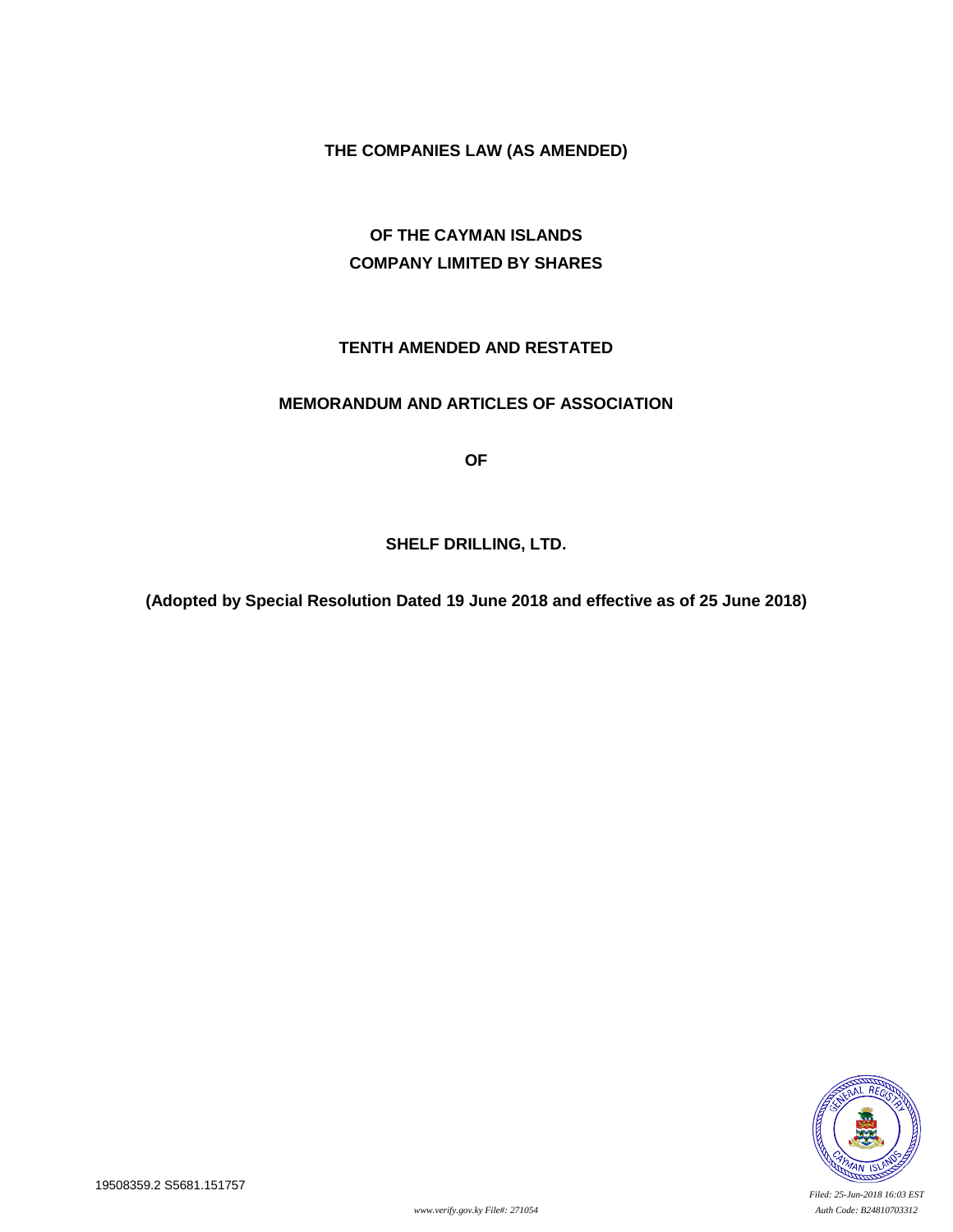**THE COMPANIES LAW (AS AMENDED)**

**OF THE CAYMAN ISLANDS**
**COMPANY LIMITED BY SHARES**

# TENTH AMENDED AND RESTATED

# MEMORANDUM AND ARTICLES OF ASSOCIATION

**OF**

# SHELF DRILLING, LTD.

**(Adopted by Special Resolution Dated 19 June 2018 and effective as of 25 June 2018)**

19508359.2 S5681.151757

*Filed: 25-Jun-2018 16:03 EST*
*www.verify.gov.ky File#: 271054*
*Auth Code: B24810703312*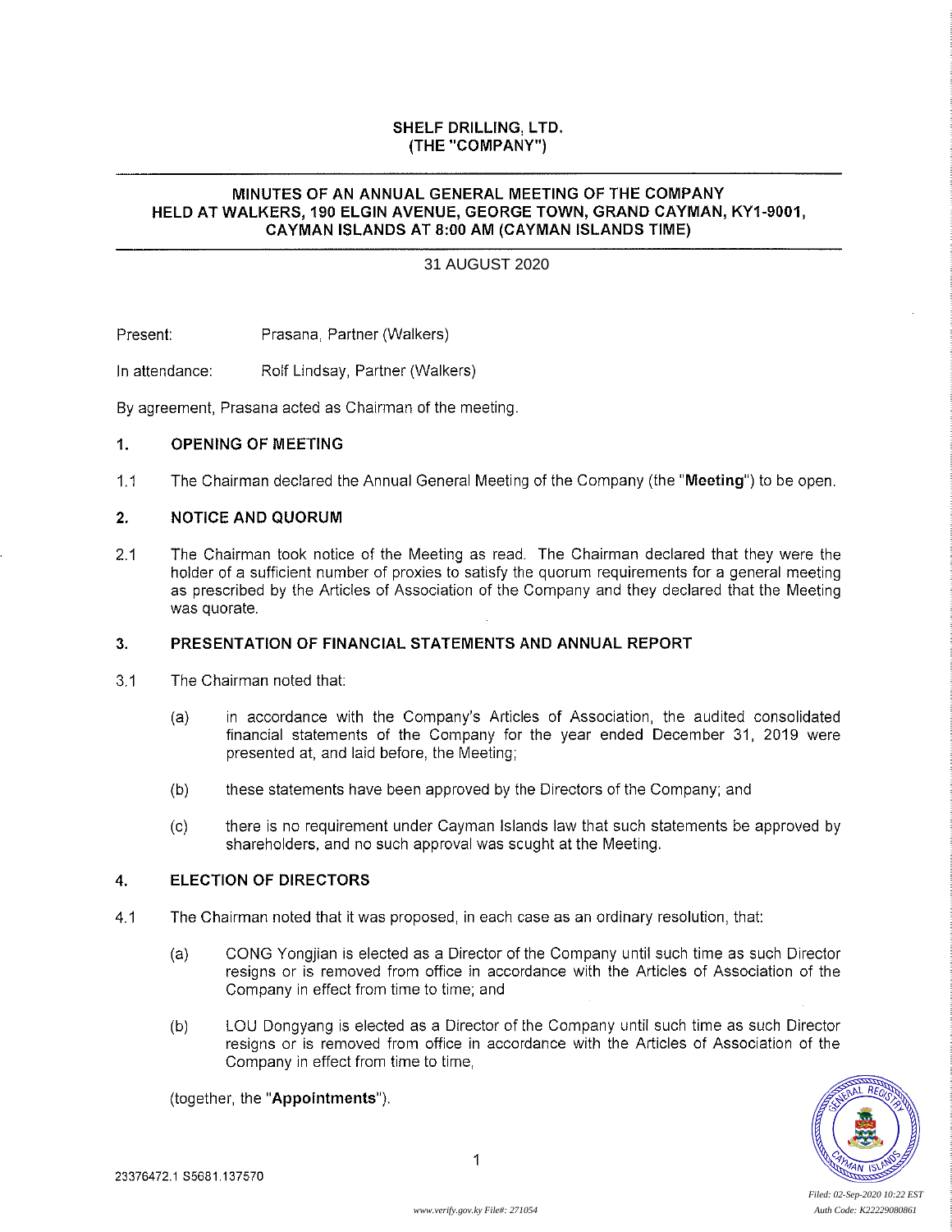**SHELF DRILLING, LTD.**
**(THE "COMPANY")**

---

**MINUTES OF AN ANNUAL GENERAL MEETING OF THE COMPANY HELD AT WALKERS, 190 ELGIN AVENUE, GEORGE TOWN, GRAND CAYMAN, KY1-9001, CAYMAN ISLANDS AT 8:00 AM (CAYMAN ISLANDS TIME)**

---

31 AUGUST 2020

Present: Prasana, Partner (Walkers)

In attendance: Rolf Lindsay, Partner (Walkers)

By agreement, Prasana acted as Chairman of the meeting.

## 1. OPENING OF MEETING

1.1 The Chairman declared the Annual General Meeting of the Company (the "**Meeting**") to be open.

## 2. NOTICE AND QUORUM

2.1 The Chairman took notice of the Meeting as read. The Chairman declared that they were the holder of a sufficient number of proxies to satisfy the quorum requirements for a general meeting as prescribed by the Articles of Association of the Company and they declared that the Meeting was quorate.

## 3. PRESENTATION OF FINANCIAL STATEMENTS AND ANNUAL REPORT

3.1 The Chairman noted that:

(a) in accordance with the Company's Articles of Association, the audited consolidated financial statements of the Company for the year ended December 31, 2019 were presented at, and laid before, the Meeting;

(b) these statements have been approved by the Directors of the Company; and

(c) there is no requirement under Cayman Islands law that such statements be approved by shareholders, and no such approval was sought at the Meeting.

## 4. ELECTION OF DIRECTORS

4.1 The Chairman noted that it was proposed, in each case as an ordinary resolution, that:

(a) CONG Yongjian is elected as a Director of the Company until such time as such Director resigns or is removed from office in accordance with the Articles of Association of the Company in effect from time to time; and

(b) LOU Dongyang is elected as a Director of the Company until such time as such Director resigns or is removed from office in accordance with the Articles of Association of the Company in effect from time to time,

(together, the "**Appointments**").

23376472.1 S5681.137570

Filed: 02-Sep-2020 10:22 EST
Auth Code: K22229080861
www.verify.gov.ky File#: 271054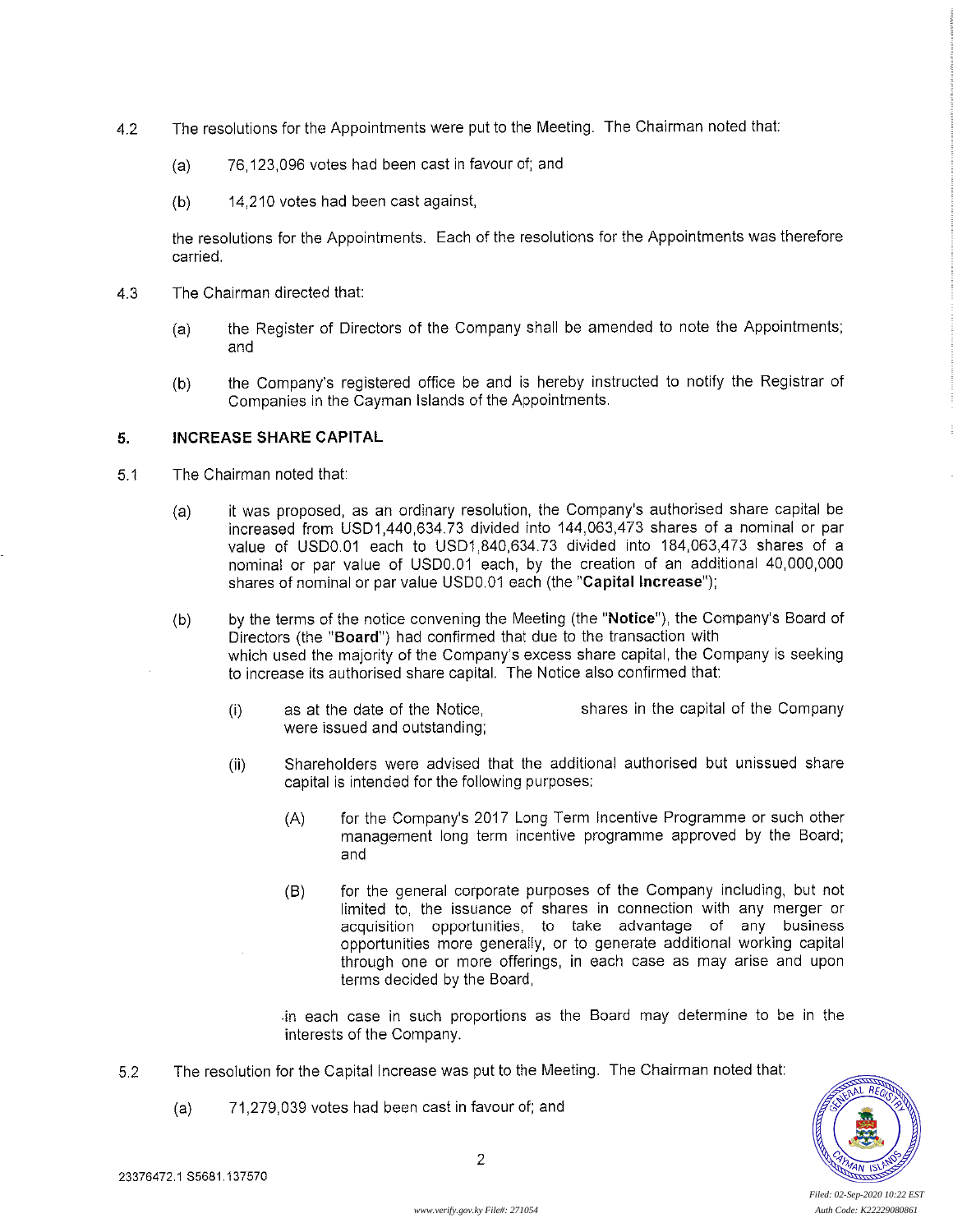4.2 The resolutions for the Appointments were put to the Meeting. The Chairman noted that:

(a) 76,123,096 votes had been cast in favour of; and

(b) 14,210 votes had been cast against,

the resolutions for the Appointments. Each of the resolutions for the Appointments was therefore carried.

4.3 The Chairman directed that:

(a) the Register of Directors of the Company shall be amended to note the Appointments; and

(b) the Company's registered office be and is hereby instructed to notify the Registrar of Companies in the Cayman Islands of the Appointments.

## 5. INCREASE SHARE CAPITAL

5.1 The Chairman noted that:

(a) it was proposed, as an ordinary resolution, the Company's authorised share capital be increased from USD1,440,634.73 divided into 144,063,473 shares of a nominal or par value of USD0.01 each to USD1,840,634.73 divided into 184,063,473 shares of a nominal or par value of USD0.01 each, by the creation of an additional 40,000,000 shares of nominal or par value USD0.01 each (the "**Capital Increase**");

(b) by the terms of the notice convening the Meeting (the "**Notice**"), the Company's Board of Directors (the "**Board**") had confirmed that due to the transaction with which used the majority of the Company's excess share capital, the Company is seeking to increase its authorised share capital. The Notice also confirmed that:

(i) as at the date of the Notice, shares in the capital of the Company were issued and outstanding;

(ii) Shareholders were advised that the additional authorised but unissued share capital is intended for the following purposes:

(A) for the Company's 2017 Long Term Incentive Programme or such other management long term incentive programme approved by the Board; and

(B) for the general corporate purposes of the Company including, but not limited to, the issuance of shares in connection with any merger or acquisition opportunities, to take advantage of any business opportunities more generally, or to generate additional working capital through one or more offerings, in each case as may arise and upon terms decided by the Board,

in each case in such proportions as the Board may determine to be in the interests of the Company.

5.2 The resolution for the Capital Increase was put to the Meeting. The Chairman noted that:

(a) 71,279,039 votes had been cast in favour of; and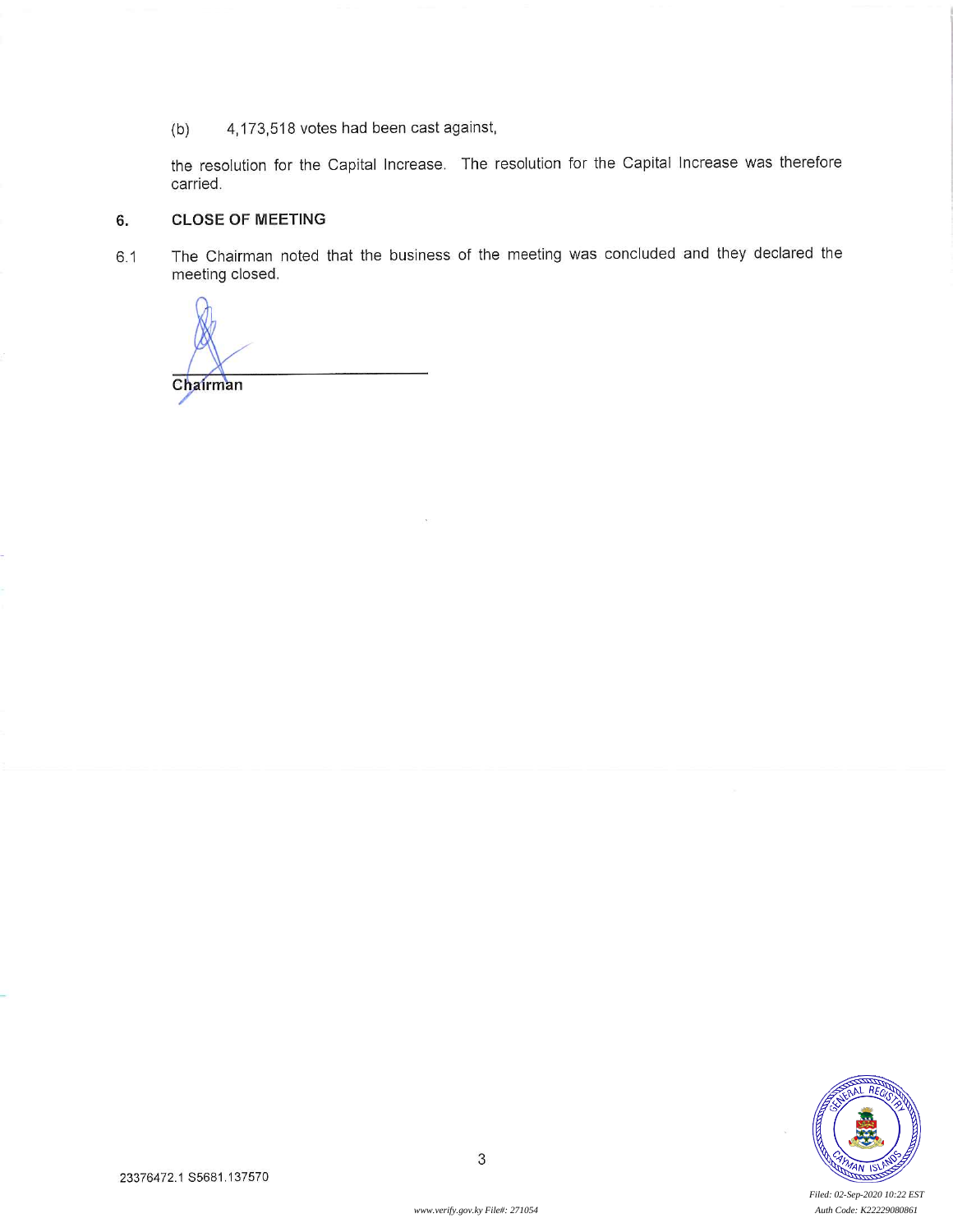(b) 4,173,518 votes had been cast against,

the resolution for the Capital Increase. The resolution for the Capital Increase was therefore carried.

## 6. CLOSE OF MEETING

6.1 The Chairman noted that the business of the meeting was concluded and they declared the meeting closed.

**Chairman**

23376472.1 S5681.137570

Filed: 02-Sep-2020 10:22 EST
Auth Code: K22229080861

www.verify.gov.ky File#: 271054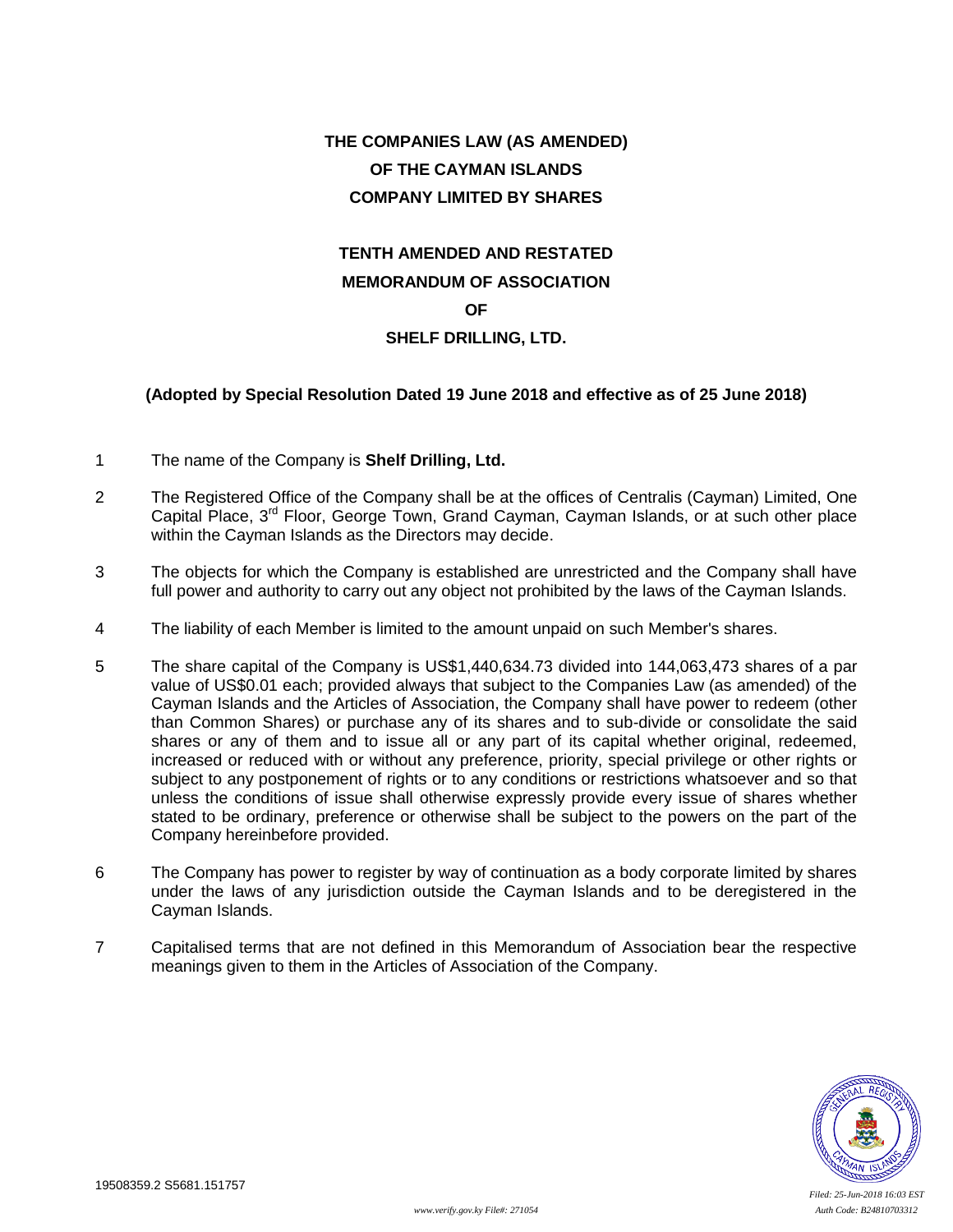**THE COMPANIES LAW (AS AMENDED)**
**OF THE CAYMAN ISLANDS**
**COMPANY LIMITED BY SHARES**

**TENTH AMENDED AND RESTATED**
**MEMORANDUM OF ASSOCIATION**
**OF**
**SHELF DRILLING, LTD.**

**(Adopted by Special Resolution Dated 19 June 2018 and effective as of 25 June 2018)**

1 The name of the Company is **Shelf Drilling, Ltd.**

2 The Registered Office of the Company shall be at the offices of Centralis (Cayman) Limited, One Capital Place, 3rd Floor, George Town, Grand Cayman, Cayman Islands, or at such other place within the Cayman Islands as the Directors may decide.

3 The objects for which the Company is established are unrestricted and the Company shall have full power and authority to carry out any object not prohibited by the laws of the Cayman Islands.

4 The liability of each Member is limited to the amount unpaid on such Member's shares.

5 The share capital of the Company is US$1,440,634.73 divided into 144,063,473 shares of a par value of US$0.01 each; provided always that subject to the Companies Law (as amended) of the Cayman Islands and the Articles of Association, the Company shall have power to redeem (other than Common Shares) or purchase any of its shares and to sub-divide or consolidate the said shares or any of them and to issue all or any part of its capital whether original, redeemed, increased or reduced with or without any preference, priority, special privilege or other rights or subject to any postponement of rights or to any conditions or restrictions whatsoever and so that unless the conditions of issue shall otherwise expressly provide every issue of shares whether stated to be ordinary, preference or otherwise shall be subject to the powers on the part of the Company hereinbefore provided.

6 The Company has power to register by way of continuation as a body corporate limited by shares under the laws of any jurisdiction outside the Cayman Islands and to be deregistered in the Cayman Islands.

7 Capitalised terms that are not defined in this Memorandum of Association bear the respective meanings given to them in the Articles of Association of the Company.

19508359.2 S5681.151757

*Filed: 25-Jun-2018 16:03 EST*

*www.verify.gov.ky File#: 271054*

*Auth Code: B24810703312*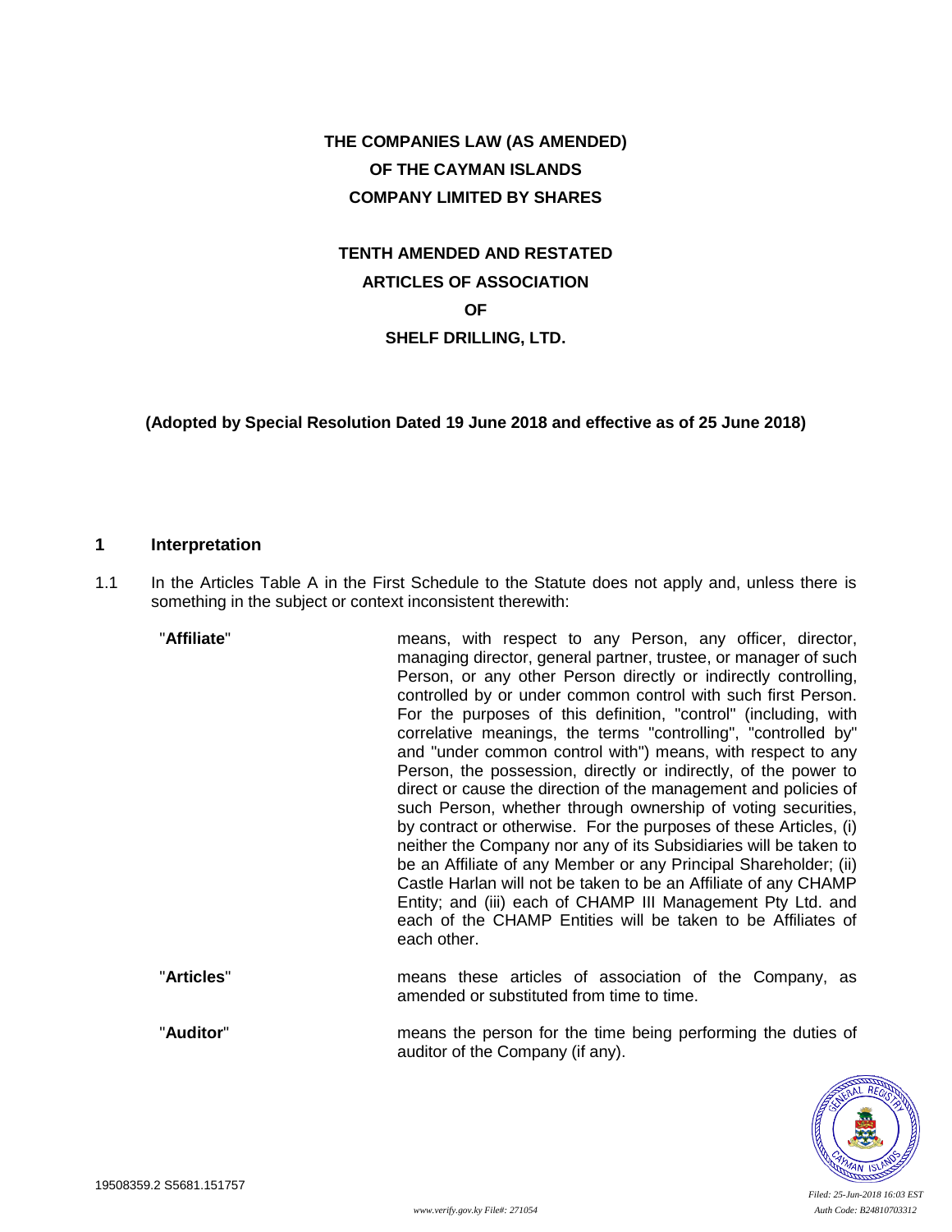**THE COMPANIES LAW (AS AMENDED)**
**OF THE CAYMAN ISLANDS**
**COMPANY LIMITED BY SHARES**

**TENTH AMENDED AND RESTATED**
**ARTICLES OF ASSOCIATION**
**OF**
**SHELF DRILLING, LTD.**

**(Adopted by Special Resolution Dated 19 June 2018 and effective as of 25 June 2018)**

## 1 Interpretation

1.1 In the Articles Table A in the First Schedule to the Statute does not apply and, unless there is something in the subject or context inconsistent therewith:

"**Affiliate**" means, with respect to any Person, any officer, director, managing director, general partner, trustee, or manager of such Person, or any other Person directly or indirectly controlling, controlled by or under common control with such first Person. For the purposes of this definition, "control" (including, with correlative meanings, the terms "controlling", "controlled by" and "under common control with") means, with respect to any Person, the possession, directly or indirectly, of the power to direct or cause the direction of the management and policies of such Person, whether through ownership of voting securities, by contract or otherwise. For the purposes of these Articles, (i) neither the Company nor any of its Subsidiaries will be taken to be an Affiliate of any Member or any Principal Shareholder; (ii) Castle Harlan will not be taken to be an Affiliate of any CHAMP Entity; and (iii) each of CHAMP III Management Pty Ltd. and each of the CHAMP Entities will be taken to be Affiliates of each other.

"**Articles**" means these articles of association of the Company, as amended or substituted from time to time.

"**Auditor**" means the person for the time being performing the duties of auditor of the Company (if any).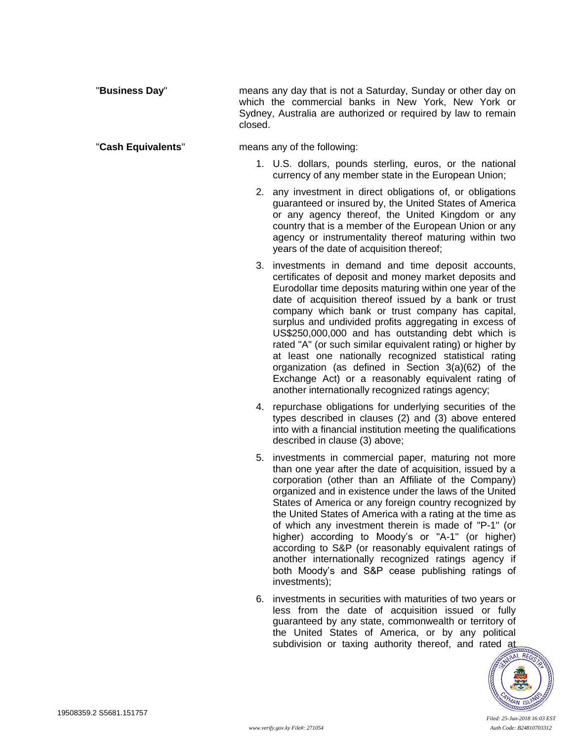"**Business Day**" means any day that is not a Saturday, Sunday or other day on which the commercial banks in New York, New York or Sydney, Australia are authorized or required by law to remain closed.

"**Cash Equivalents**" means any of the following:

1. U.S. dollars, pounds sterling, euros, or the national currency of any member state in the European Union;
2. any investment in direct obligations of, or obligations guaranteed or insured by, the United States of America or any agency thereof, the United Kingdom or any country that is a member of the European Union or any agency or instrumentality thereof maturing within two years of the date of acquisition thereof;
3. investments in demand and time deposit accounts, certificates of deposit and money market deposits and Eurodollar time deposits maturing within one year of the date of acquisition thereof issued by a bank or trust company which bank or trust company has capital, surplus and undivided profits aggregating in excess of US$250,000,000 and has outstanding debt which is rated "A" (or such similar equivalent rating) or higher by at least one nationally recognized statistical rating organization (as defined in Section 3(a)(62) of the Exchange Act) or a reasonably equivalent rating of another internationally recognized ratings agency;
4. repurchase obligations for underlying securities of the types described in clauses (2) and (3) above entered into with a financial institution meeting the qualifications described in clause (3) above;
5. investments in commercial paper, maturing not more than one year after the date of acquisition, issued by a corporation (other than an Affiliate of the Company) organized and in existence under the laws of the United States of America or any foreign country recognized by the United States of America with a rating at the time as of which any investment therein is made of "P-1" (or higher) according to Moody's or "A-1" (or higher) according to S&P (or reasonably equivalent ratings of another internationally recognized ratings agency if both Moody's and S&P cease publishing ratings of investments);
6. investments in securities with maturities of two years or less from the date of acquisition issued or fully guaranteed by any state, commonwealth or territory of the United States of America, or by any political subdivision or taxing authority thereof, and rated at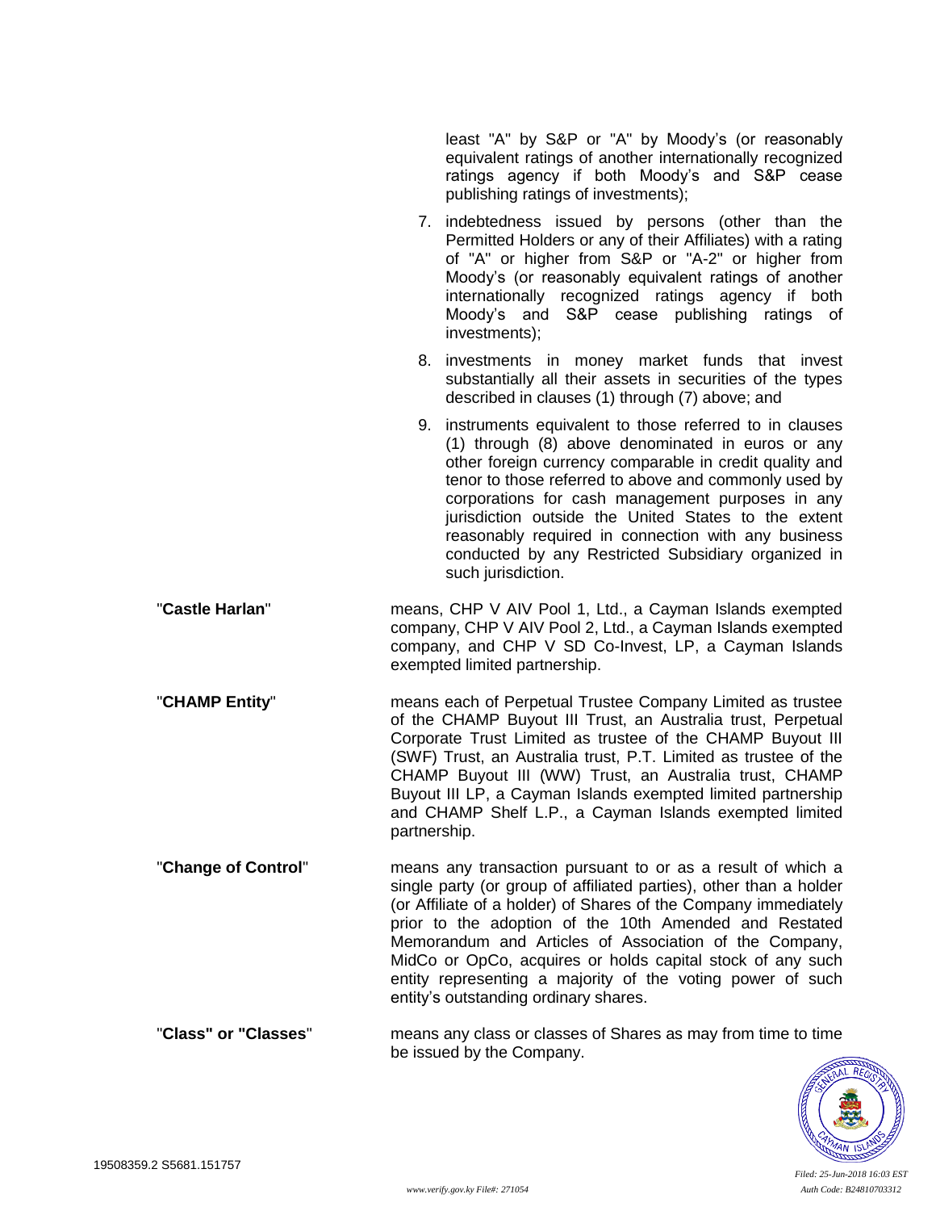least "A" by S&P or "A" by Moody's (or reasonably equivalent ratings of another internationally recognized ratings agency if both Moody's and S&P cease publishing ratings of investments);

7. indebtedness issued by persons (other than the Permitted Holders or any of their Affiliates) with a rating of "A" or higher from S&P or "A-2" or higher from Moody's (or reasonably equivalent ratings of another internationally recognized ratings agency if both Moody's and S&P cease publishing ratings of investments);

8. investments in money market funds that invest substantially all their assets in securities of the types described in clauses (1) through (7) above; and

9. instruments equivalent to those referred to in clauses (1) through (8) above denominated in euros or any other foreign currency comparable in credit quality and tenor to those referred to above and commonly used by corporations for cash management purposes in any jurisdiction outside the United States to the extent reasonably required in connection with any business conducted by any Restricted Subsidiary organized in such jurisdiction.

"**Castle Harlan**" means, CHP V AIV Pool 1, Ltd., a Cayman Islands exempted company, CHP V AIV Pool 2, Ltd., a Cayman Islands exempted company, and CHP V SD Co-Invest, LP, a Cayman Islands exempted limited partnership.

"**CHAMP Entity**" means each of Perpetual Trustee Company Limited as trustee of the CHAMP Buyout III Trust, an Australia trust, Perpetual Corporate Trust Limited as trustee of the CHAMP Buyout III (SWF) Trust, an Australia trust, P.T. Limited as trustee of the CHAMP Buyout III (WW) Trust, an Australia trust, CHAMP Buyout III LP, a Cayman Islands exempted limited partnership and CHAMP Shelf L.P., a Cayman Islands exempted limited partnership.

"**Change of Control**" means any transaction pursuant to or as a result of which a single party (or group of affiliated parties), other than a holder (or Affiliate of a holder) of Shares of the Company immediately prior to the adoption of the 10th Amended and Restated Memorandum and Articles of Association of the Company, MidCo or OpCo, acquires or holds capital stock of any such entity representing a majority of the voting power of such entity's outstanding ordinary shares.

"**Class" or "Classes**" means any class or classes of Shares as may from time to time be issued by the Company.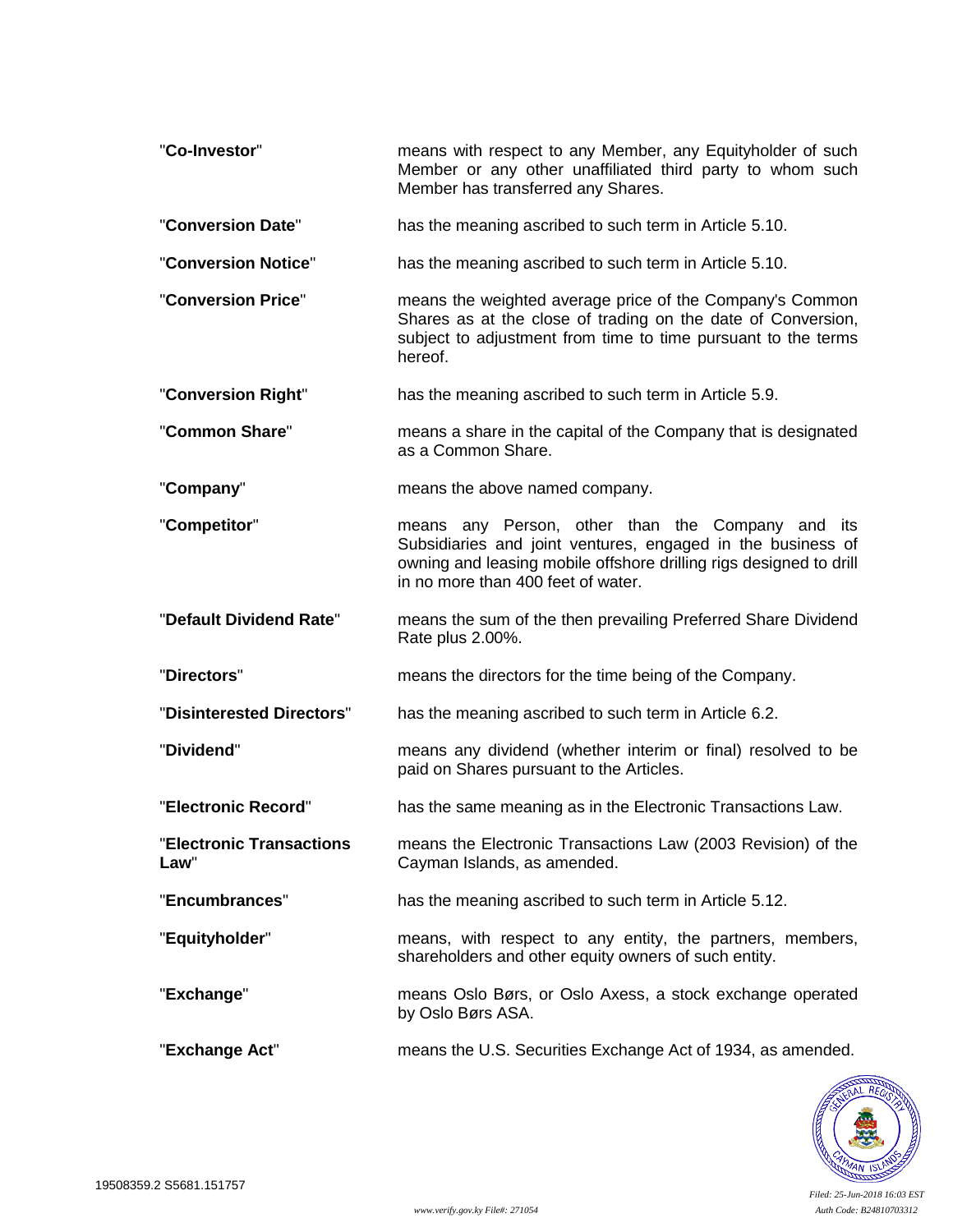| | |
|---|---|
| "**Co-Investor**" | means with respect to any Member, any Equityholder of such Member or any other unaffiliated third party to whom such Member has transferred any Shares. |
| "**Conversion Date**" | has the meaning ascribed to such term in Article 5.10. |
| "**Conversion Notice**" | has the meaning ascribed to such term in Article 5.10. |
| "**Conversion Price**" | means the weighted average price of the Company's Common Shares as at the close of trading on the date of Conversion, subject to adjustment from time to time pursuant to the terms hereof. |
| "**Conversion Right**" | has the meaning ascribed to such term in Article 5.9. |
| "**Common Share**" | means a share in the capital of the Company that is designated as a Common Share. |
| "**Company**" | means the above named company. |
| "**Competitor**" | means any Person, other than the Company and its Subsidiaries and joint ventures, engaged in the business of owning and leasing mobile offshore drilling rigs designed to drill in no more than 400 feet of water. |
| "**Default Dividend Rate**" | means the sum of the then prevailing Preferred Share Dividend Rate plus 2.00%. |
| "**Directors**" | means the directors for the time being of the Company. |
| "**Disinterested Directors**" | has the meaning ascribed to such term in Article 6.2. |
| "**Dividend**" | means any dividend (whether interim or final) resolved to be paid on Shares pursuant to the Articles. |
| "**Electronic Record**" | has the same meaning as in the Electronic Transactions Law. |
| "**Electronic Transactions Law**" | means the Electronic Transactions Law (2003 Revision) of the Cayman Islands, as amended. |
| "**Encumbrances**" | has the meaning ascribed to such term in Article 5.12. |
| "**Equityholder**" | means, with respect to any entity, the partners, members, shareholders and other equity owners of such entity. |
| "**Exchange**" | means Oslo Børs, or Oslo Axess, a stock exchange operated by Oslo Børs ASA. |
| "**Exchange Act**" | means the U.S. Securities Exchange Act of 1934, as amended. |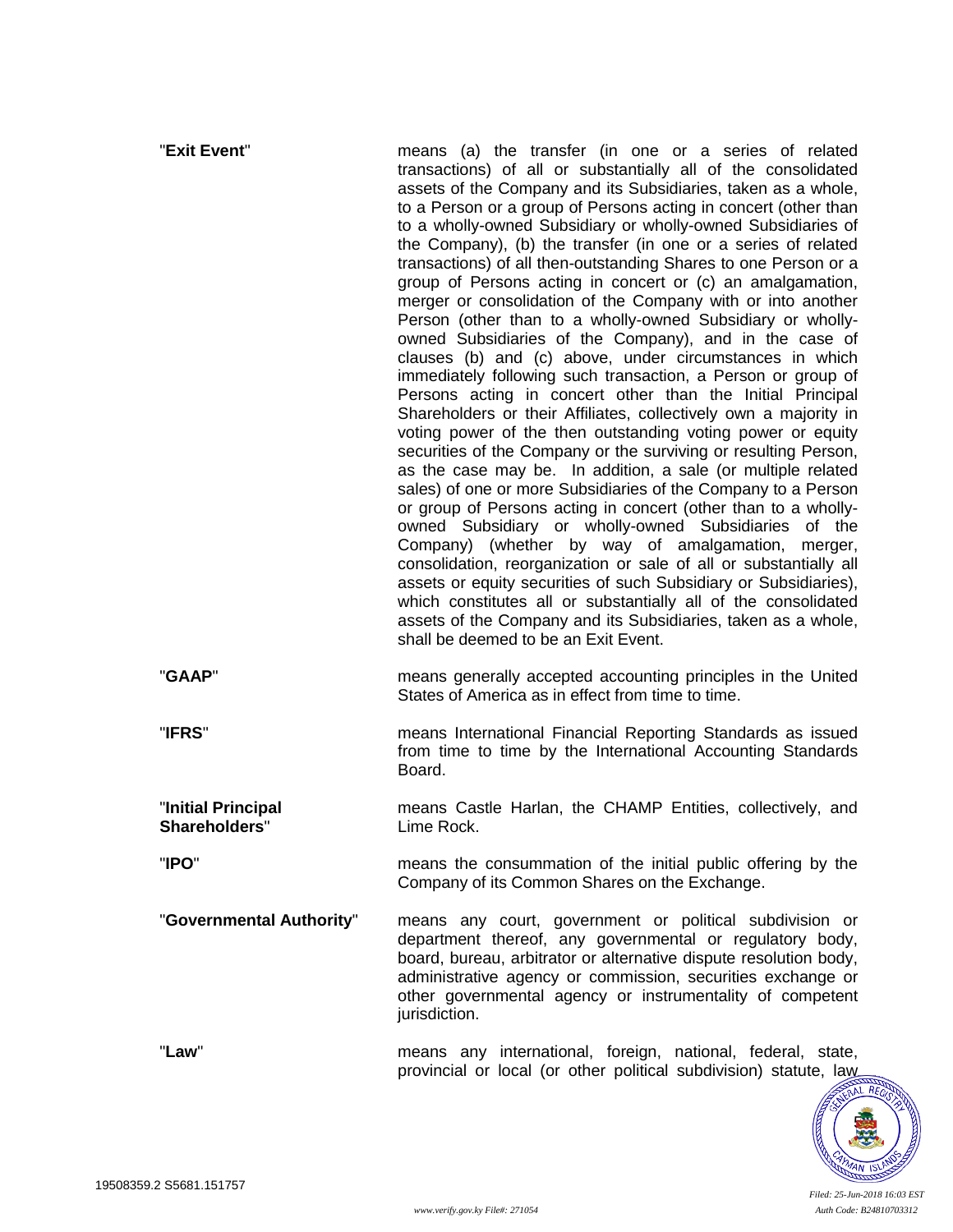"**Exit Event**" means (a) the transfer (in one or a series of related transactions) of all or substantially all of the consolidated assets of the Company and its Subsidiaries, taken as a whole, to a Person or a group of Persons acting in concert (other than to a wholly-owned Subsidiary or wholly-owned Subsidiaries of the Company), (b) the transfer (in one or a series of related transactions) of all then-outstanding Shares to one Person or a group of Persons acting in concert or (c) an amalgamation, merger or consolidation of the Company with or into another Person (other than to a wholly-owned Subsidiary or wholly-owned Subsidiaries of the Company), and in the case of clauses (b) and (c) above, under circumstances in which immediately following such transaction, a Person or group of Persons acting in concert other than the Initial Principal Shareholders or their Affiliates, collectively own a majority in voting power of the then outstanding voting power or equity securities of the Company or the surviving or resulting Person, as the case may be. In addition, a sale (or multiple related sales) of one or more Subsidiaries of the Company to a Person or group of Persons acting in concert (other than to a wholly-owned Subsidiary or wholly-owned Subsidiaries of the Company) (whether by way of amalgamation, merger, consolidation, reorganization or sale of all or substantially all assets or equity securities of such Subsidiary or Subsidiaries), which constitutes all or substantially all of the consolidated assets of the Company and its Subsidiaries, taken as a whole, shall be deemed to be an Exit Event.

"**GAAP**" means generally accepted accounting principles in the United States of America as in effect from time to time.

"**IFRS**" means International Financial Reporting Standards as issued from time to time by the International Accounting Standards Board.

"**Initial Principal Shareholders**" means Castle Harlan, the CHAMP Entities, collectively, and Lime Rock.

"**IPO**" means the consummation of the initial public offering by the Company of its Common Shares on the Exchange.

"**Governmental Authority**" means any court, government or political subdivision or department thereof, any governmental or regulatory body, board, bureau, arbitrator or alternative dispute resolution body, administrative agency or commission, securities exchange or other governmental agency or instrumentality of competent jurisdiction.

"**Law**" means any international, foreign, national, federal, state, provincial or local (or other political subdivision) statute, law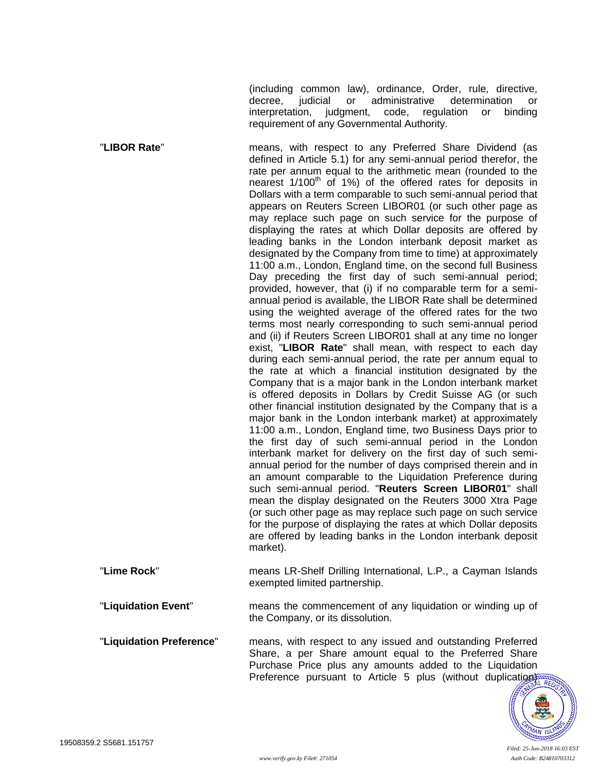(including common law), ordinance, Order, rule, directive, decree, judicial or administrative determination or interpretation, judgment, code, regulation or binding requirement of any Governmental Authority.

"**LIBOR Rate**" means, with respect to any Preferred Share Dividend (as defined in Article 5.1) for any semi-annual period therefor, the rate per annum equal to the arithmetic mean (rounded to the nearest 1/100th of 1%) of the offered rates for deposits in Dollars with a term comparable to such semi-annual period that appears on Reuters Screen LIBOR01 (or such other page as may replace such page on such service for the purpose of displaying the rates at which Dollar deposits are offered by leading banks in the London interbank deposit market as designated by the Company from time to time) at approximately 11:00 a.m., London, England time, on the second full Business Day preceding the first day of such semi-annual period; provided, however, that (i) if no comparable term for a semi-annual period is available, the LIBOR Rate shall be determined using the weighted average of the offered rates for the two terms most nearly corresponding to such semi-annual period and (ii) if Reuters Screen LIBOR01 shall at any time no longer exist, "**LIBOR Rate**" shall mean, with respect to each day during each semi-annual period, the rate per annum equal to the rate at which a financial institution designated by the Company that is a major bank in the London interbank market is offered deposits in Dollars by Credit Suisse AG (or such other financial institution designated by the Company that is a major bank in the London interbank market) at approximately 11:00 a.m., London, England time, two Business Days prior to the first day of such semi-annual period in the London interbank market for delivery on the first day of such semi-annual period for the number of days comprised therein and in an amount comparable to the Liquidation Preference during such semi-annual period. "**Reuters Screen LIBOR01**" shall mean the display designated on the Reuters 3000 Xtra Page (or such other page as may replace such page on such service for the purpose of displaying the rates at which Dollar deposits are offered by leading banks in the London interbank deposit market).

"**Lime Rock**" means LR-Shelf Drilling International, L.P., a Cayman Islands exempted limited partnership.

"**Liquidation Event**" means the commencement of any liquidation or winding up of the Company, or its dissolution.

"**Liquidation Preference**" means, with respect to any issued and outstanding Preferred Share, a per Share amount equal to the Preferred Share Purchase Price plus any amounts added to the Liquidation Preference pursuant to Article 5 plus (without duplication)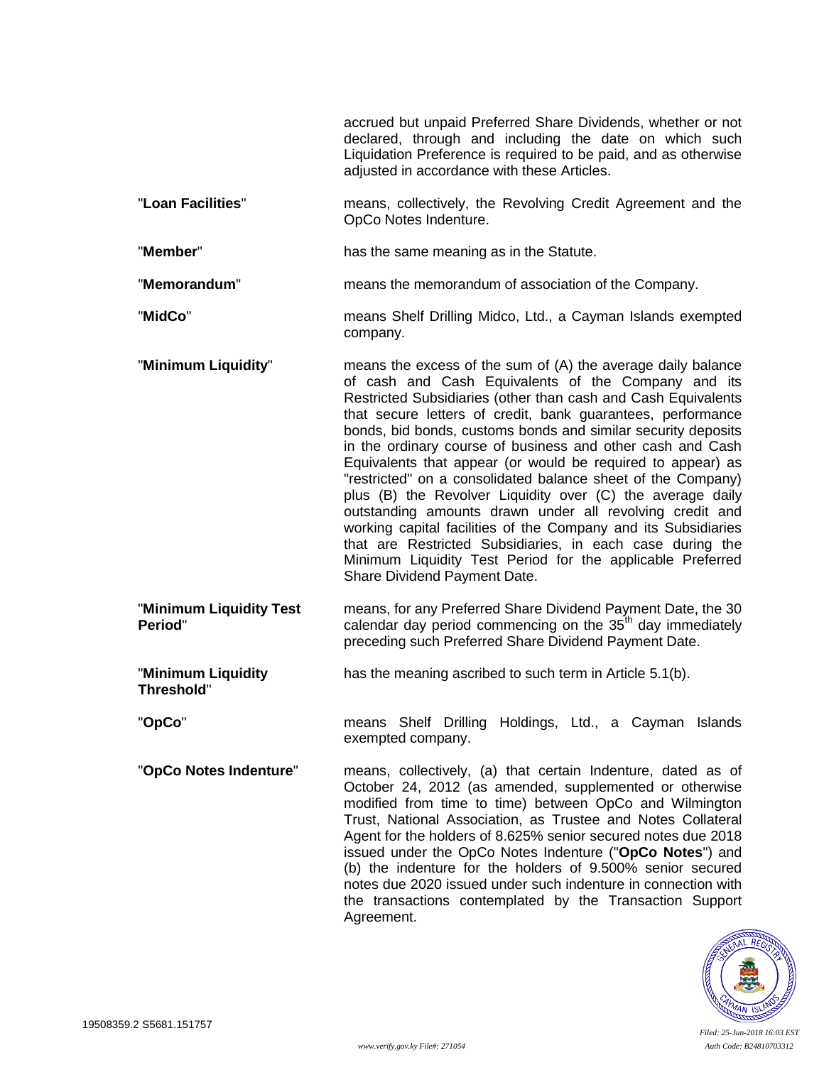accrued but unpaid Preferred Share Dividends, whether or not declared, through and including the date on which such Liquidation Preference is required to be paid, and as otherwise adjusted in accordance with these Articles.

"**Loan Facilities**" means, collectively, the Revolving Credit Agreement and the OpCo Notes Indenture.

"**Member**" has the same meaning as in the Statute.

"**Memorandum**" means the memorandum of association of the Company.

"**MidCo**" means Shelf Drilling Midco, Ltd., a Cayman Islands exempted company.

"**Minimum Liquidity**" means the excess of the sum of (A) the average daily balance of cash and Cash Equivalents of the Company and its Restricted Subsidiaries (other than cash and Cash Equivalents that secure letters of credit, bank guarantees, performance bonds, bid bonds, customs bonds and similar security deposits in the ordinary course of business and other cash and Cash Equivalents that appear (or would be required to appear) as "restricted" on a consolidated balance sheet of the Company) plus (B) the Revolver Liquidity over (C) the average daily outstanding amounts drawn under all revolving credit and working capital facilities of the Company and its Subsidiaries that are Restricted Subsidiaries, in each case during the Minimum Liquidity Test Period for the applicable Preferred Share Dividend Payment Date.

"**Minimum Liquidity Test Period**" means, for any Preferred Share Dividend Payment Date, the 30 calendar day period commencing on the 35th day immediately preceding such Preferred Share Dividend Payment Date.

"**Minimum Liquidity Threshold**" has the meaning ascribed to such term in Article 5.1(b).

"**OpCo**" means Shelf Drilling Holdings, Ltd., a Cayman Islands exempted company.

"**OpCo Notes Indenture**" means, collectively, (a) that certain Indenture, dated as of October 24, 2012 (as amended, supplemented or otherwise modified from time to time) between OpCo and Wilmington Trust, National Association, as Trustee and Notes Collateral Agent for the holders of 8.625% senior secured notes due 2018 issued under the OpCo Notes Indenture ("**OpCo Notes**") and (b) the indenture for the holders of 9.500% senior secured notes due 2020 issued under such indenture in connection with the transactions contemplated by the Transaction Support Agreement.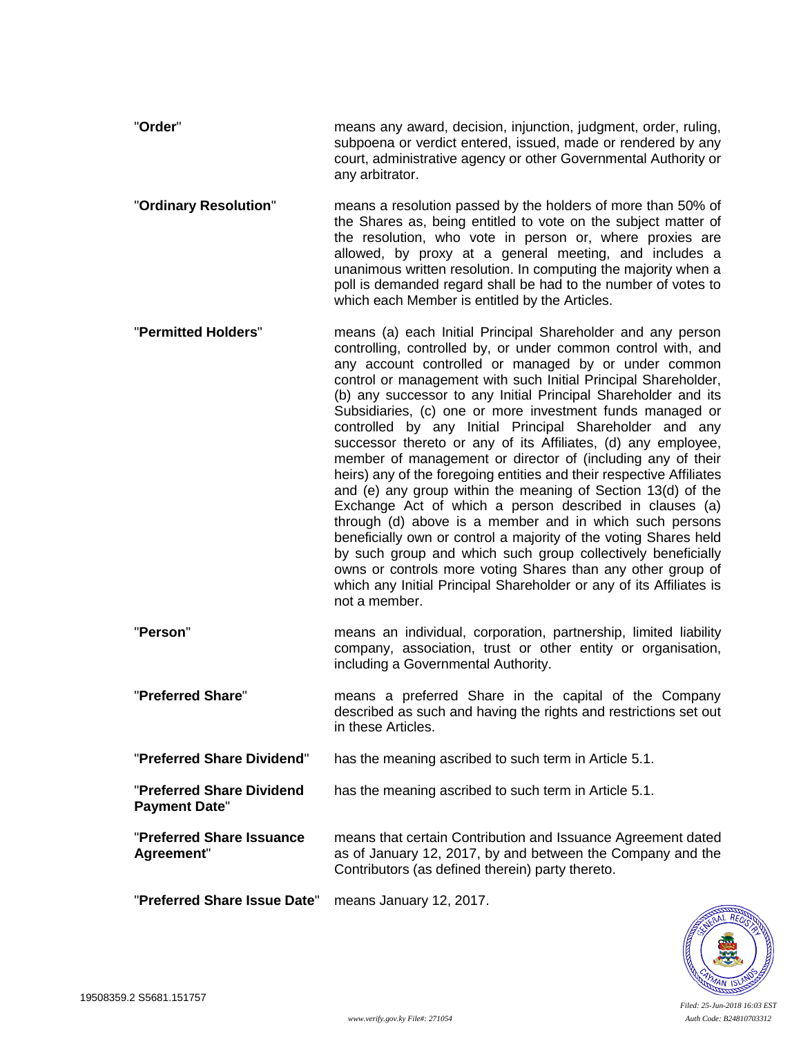"**Order**" means any award, decision, injunction, judgment, order, ruling, subpoena or verdict entered, issued, made or rendered by any court, administrative agency or other Governmental Authority or any arbitrator.

"**Ordinary Resolution**" means a resolution passed by the holders of more than 50% of the Shares as, being entitled to vote on the subject matter of the resolution, who vote in person or, where proxies are allowed, by proxy at a general meeting, and includes a unanimous written resolution. In computing the majority when a poll is demanded regard shall be had to the number of votes to which each Member is entitled by the Articles.

"**Permitted Holders**" means (a) each Initial Principal Shareholder and any person controlling, controlled by, or under common control with, and any account controlled or managed by or under common control or management with such Initial Principal Shareholder, (b) any successor to any Initial Principal Shareholder and its Subsidiaries, (c) one or more investment funds managed or controlled by any Initial Principal Shareholder and any successor thereto or any of its Affiliates, (d) any employee, member of management or director of (including any of their heirs) any of the foregoing entities and their respective Affiliates and (e) any group within the meaning of Section 13(d) of the Exchange Act of which a person described in clauses (a) through (d) above is a member and in which such persons beneficially own or control a majority of the voting Shares held by such group and which such group collectively beneficially owns or controls more voting Shares than any other group of which any Initial Principal Shareholder or any of its Affiliates is not a member.

"**Person**" means an individual, corporation, partnership, limited liability company, association, trust or other entity or organisation, including a Governmental Authority.

"**Preferred Share**" means a preferred Share in the capital of the Company described as such and having the rights and restrictions set out in these Articles.

"**Preferred Share Dividend**" has the meaning ascribed to such term in Article 5.1.

"**Preferred Share Dividend Payment Date**" has the meaning ascribed to such term in Article 5.1.

"**Preferred Share Issuance Agreement**" means that certain Contribution and Issuance Agreement dated as of January 12, 2017, by and between the Company and the Contributors (as defined therein) party thereto.

"**Preferred Share Issue Date**" means January 12, 2017.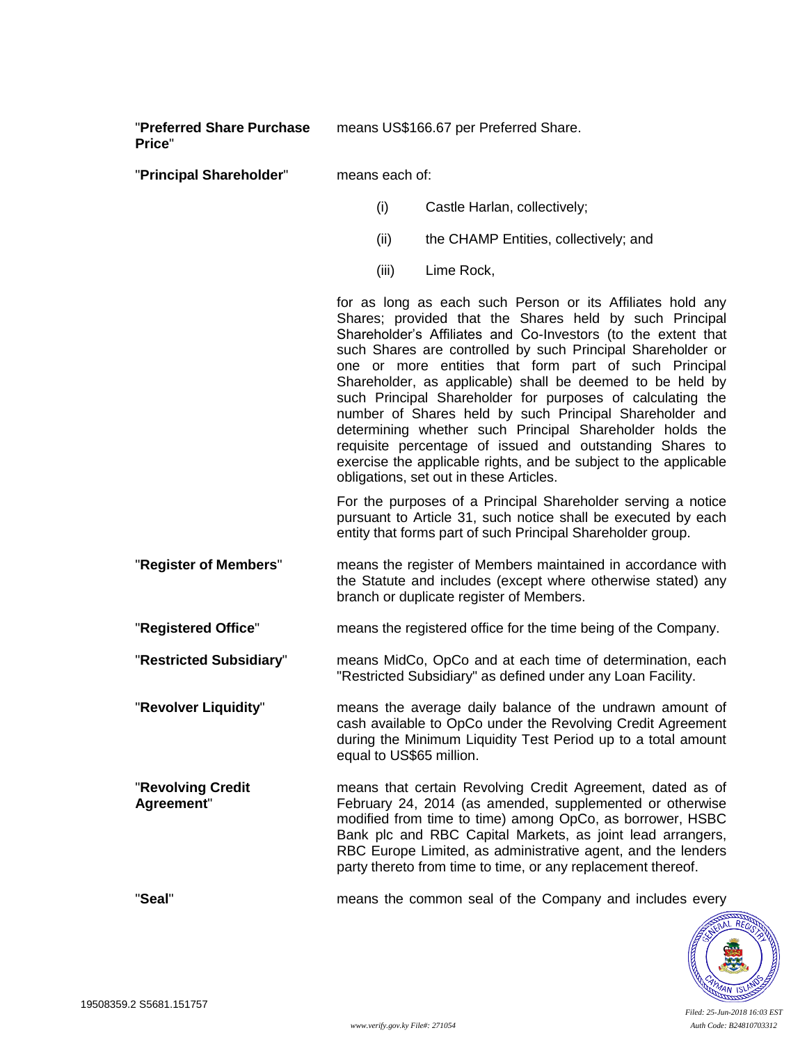"**Preferred Share Purchase Price**" means US$166.67 per Preferred Share.

"**Principal Shareholder**" means each of:

(i) Castle Harlan, collectively;

(ii) the CHAMP Entities, collectively; and

(iii) Lime Rock,

for as long as each such Person or its Affiliates hold any Shares; provided that the Shares held by such Principal Shareholder's Affiliates and Co-Investors (to the extent that such Shares are controlled by such Principal Shareholder or one or more entities that form part of such Principal Shareholder, as applicable) shall be deemed to be held by such Principal Shareholder for purposes of calculating the number of Shares held by such Principal Shareholder and determining whether such Principal Shareholder holds the requisite percentage of issued and outstanding Shares to exercise the applicable rights, and be subject to the applicable obligations, set out in these Articles.

For the purposes of a Principal Shareholder serving a notice pursuant to Article 31, such notice shall be executed by each entity that forms part of such Principal Shareholder group.

"**Register of Members**" means the register of Members maintained in accordance with the Statute and includes (except where otherwise stated) any branch or duplicate register of Members.

"**Registered Office**" means the registered office for the time being of the Company.

"**Restricted Subsidiary**" means MidCo, OpCo and at each time of determination, each "Restricted Subsidiary" as defined under any Loan Facility.

"**Revolver Liquidity**" means the average daily balance of the undrawn amount of cash available to OpCo under the Revolving Credit Agreement during the Minimum Liquidity Test Period up to a total amount equal to US$65 million.

"**Revolving Credit Agreement**" means that certain Revolving Credit Agreement, dated as of February 24, 2014 (as amended, supplemented or otherwise modified from time to time) among OpCo, as borrower, HSBC Bank plc and RBC Capital Markets, as joint lead arrangers, RBC Europe Limited, as administrative agent, and the lenders party thereto from time to time, or any replacement thereof.

"**Seal**" means the common seal of the Company and includes every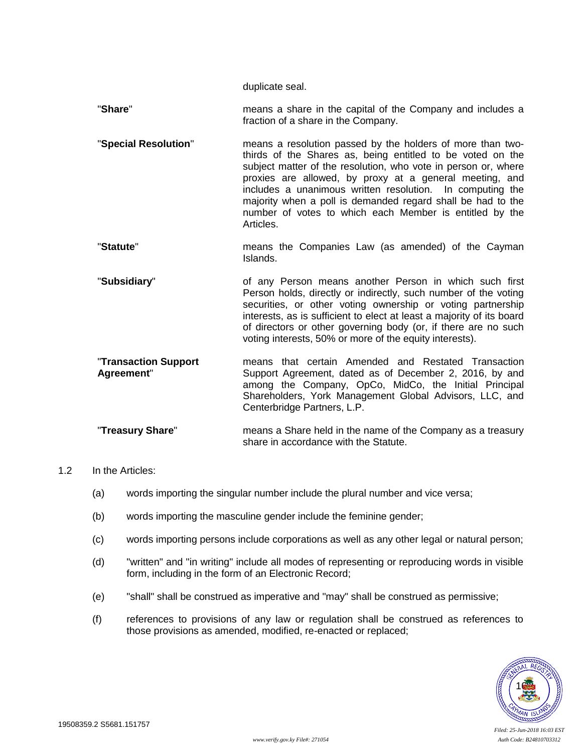duplicate seal.

| | |
|---|---|
| "**Share**" | means a share in the capital of the Company and includes a fraction of a share in the Company. |
| "**Special Resolution**" | means a resolution passed by the holders of more than two-thirds of the Shares as, being entitled to be voted on the subject matter of the resolution, who vote in person or, where proxies are allowed, by proxy at a general meeting, and includes a unanimous written resolution. In computing the majority when a poll is demanded regard shall be had to the number of votes to which each Member is entitled by the Articles. |
| "**Statute**" | means the Companies Law (as amended) of the Cayman Islands. |
| "**Subsidiary**" | of any Person means another Person in which such first Person holds, directly or indirectly, such number of the voting securities, or other voting ownership or voting partnership interests, as is sufficient to elect at least a majority of its board of directors or other governing body (or, if there are no such voting interests, 50% or more of the equity interests). |
| "**Transaction Support Agreement**" | means that certain Amended and Restated Transaction Support Agreement, dated as of December 2, 2016, by and among the Company, OpCo, MidCo, the Initial Principal Shareholders, York Management Global Advisors, LLC, and Centerbridge Partners, L.P. |
| "**Treasury Share**" | means a Share held in the name of the Company as a treasury share in accordance with the Statute. |

1.2 In the Articles:

(a) words importing the singular number include the plural number and vice versa;

(b) words importing the masculine gender include the feminine gender;

(c) words importing persons include corporations as well as any other legal or natural person;

(d) "written" and "in writing" include all modes of representing or reproducing words in visible form, including in the form of an Electronic Record;

(e) "shall" shall be construed as imperative and "may" shall be construed as permissive;

(f) references to provisions of any law or regulation shall be construed as references to those provisions as amended, modified, re-enacted or replaced;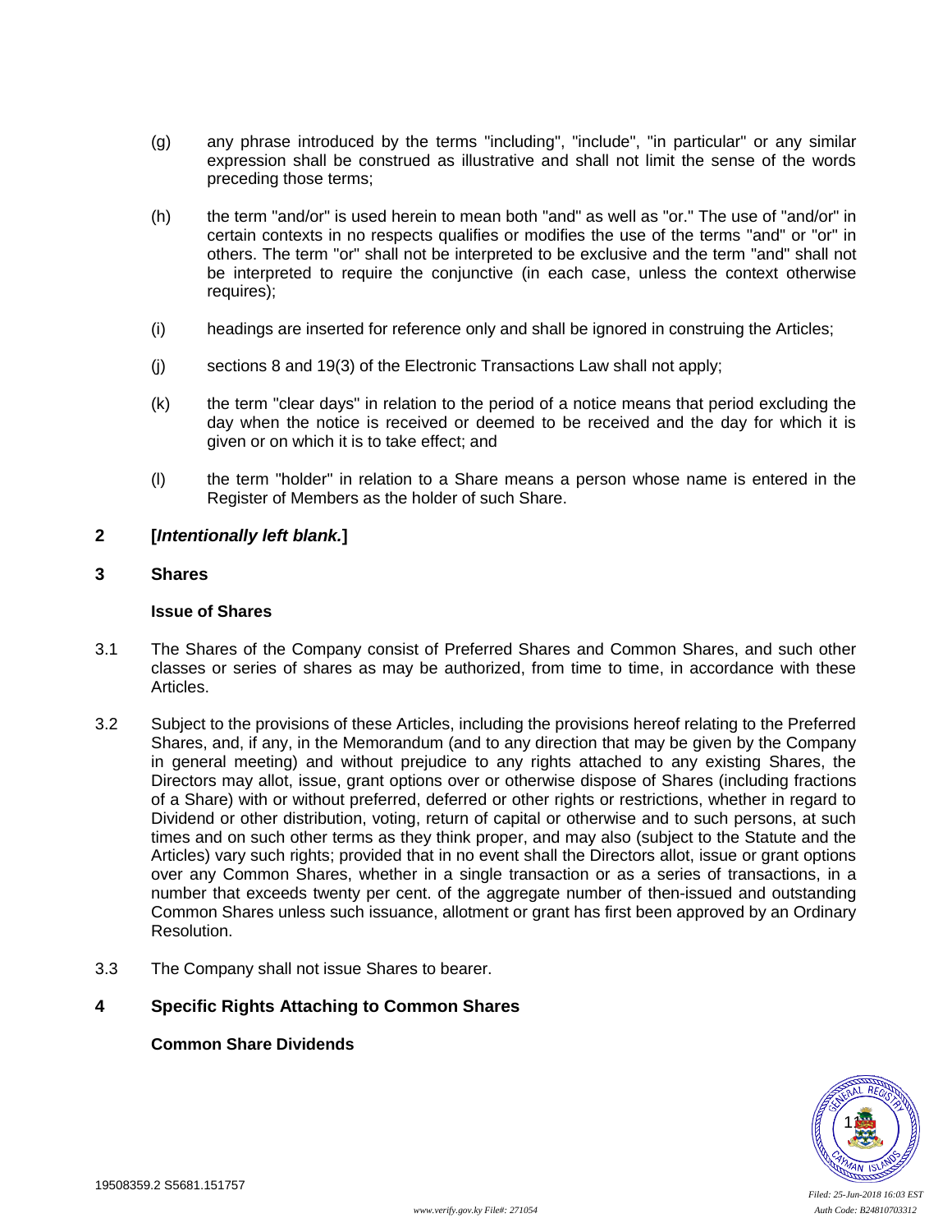(g) any phrase introduced by the terms "including", "include", "in particular" or any similar expression shall be construed as illustrative and shall not limit the sense of the words preceding those terms;

(h) the term "and/or" is used herein to mean both "and" as well as "or." The use of "and/or" in certain contexts in no respects qualifies or modifies the use of the terms "and" or "or" in others. The term "or" shall not be interpreted to be exclusive and the term "and" shall not be interpreted to require the conjunctive (in each case, unless the context otherwise requires);

(i) headings are inserted for reference only and shall be ignored in construing the Articles;

(j) sections 8 and 19(3) of the Electronic Transactions Law shall not apply;

(k) the term "clear days" in relation to the period of a notice means that period excluding the day when the notice is received or deemed to be received and the day for which it is given or on which it is to take effect; and

(l) the term "holder" in relation to a Share means a person whose name is entered in the Register of Members as the holder of such Share.

## 2 [*Intentionally left blank.*]

## 3 Shares

**Issue of Shares**

3.1 The Shares of the Company consist of Preferred Shares and Common Shares, and such other classes or series of shares as may be authorized, from time to time, in accordance with these Articles.

3.2 Subject to the provisions of these Articles, including the provisions hereof relating to the Preferred Shares, and, if any, in the Memorandum (and to any direction that may be given by the Company in general meeting) and without prejudice to any rights attached to any existing Shares, the Directors may allot, issue, grant options over or otherwise dispose of Shares (including fractions of a Share) with or without preferred, deferred or other rights or restrictions, whether in regard to Dividend or other distribution, voting, return of capital or otherwise and to such persons, at such times and on such other terms as they think proper, and may also (subject to the Statute and the Articles) vary such rights; provided that in no event shall the Directors allot, issue or grant options over any Common Shares, whether in a single transaction or as a series of transactions, in a number that exceeds twenty per cent. of the aggregate number of then-issued and outstanding Common Shares unless such issuance, allotment or grant has first been approved by an Ordinary Resolution.

3.3 The Company shall not issue Shares to bearer.

## 4 Specific Rights Attaching to Common Shares

**Common Share Dividends**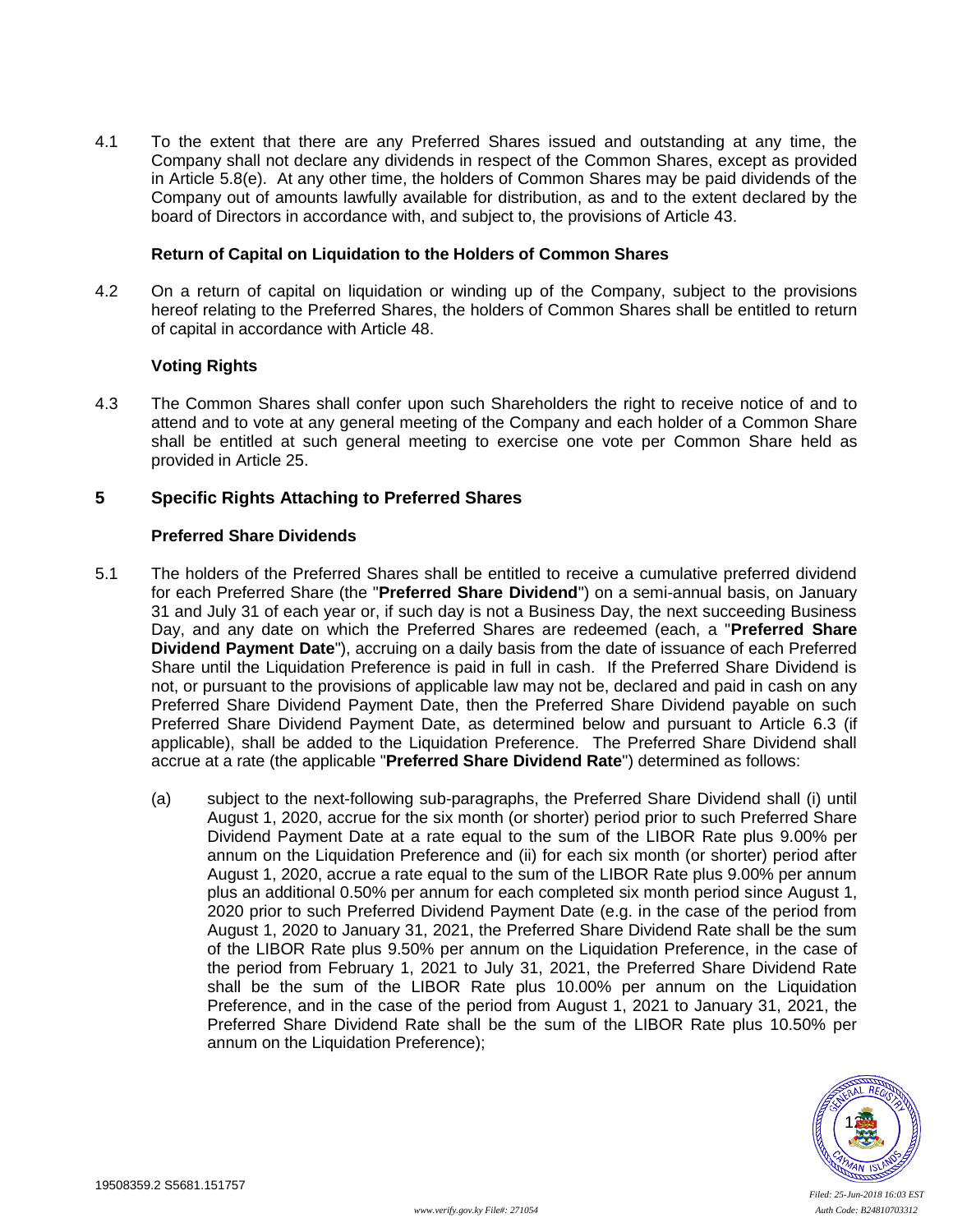4.1 To the extent that there are any Preferred Shares issued and outstanding at any time, the Company shall not declare any dividends in respect of the Common Shares, except as provided in Article 5.8(e). At any other time, the holders of Common Shares may be paid dividends of the Company out of amounts lawfully available for distribution, as and to the extent declared by the board of Directors in accordance with, and subject to, the provisions of Article 43.

**Return of Capital on Liquidation to the Holders of Common Shares**

4.2 On a return of capital on liquidation or winding up of the Company, subject to the provisions hereof relating to the Preferred Shares, the holders of Common Shares shall be entitled to return of capital in accordance with Article 48.

**Voting Rights**

4.3 The Common Shares shall confer upon such Shareholders the right to receive notice of and to attend and to vote at any general meeting of the Company and each holder of a Common Share shall be entitled at such general meeting to exercise one vote per Common Share held as provided in Article 25.

## 5 Specific Rights Attaching to Preferred Shares

**Preferred Share Dividends**

5.1 The holders of the Preferred Shares shall be entitled to receive a cumulative preferred dividend for each Preferred Share (the "**Preferred Share Dividend**") on a semi-annual basis, on January 31 and July 31 of each year or, if such day is not a Business Day, the next succeeding Business Day, and any date on which the Preferred Shares are redeemed (each, a "**Preferred Share Dividend Payment Date**"), accruing on a daily basis from the date of issuance of each Preferred Share until the Liquidation Preference is paid in full in cash. If the Preferred Share Dividend is not, or pursuant to the provisions of applicable law may not be, declared and paid in cash on any Preferred Share Dividend Payment Date, then the Preferred Share Dividend payable on such Preferred Share Dividend Payment Date, as determined below and pursuant to Article 6.3 (if applicable), shall be added to the Liquidation Preference. The Preferred Share Dividend shall accrue at a rate (the applicable "**Preferred Share Dividend Rate**") determined as follows:

(a) subject to the next-following sub-paragraphs, the Preferred Share Dividend shall (i) until August 1, 2020, accrue for the six month (or shorter) period prior to such Preferred Share Dividend Payment Date at a rate equal to the sum of the LIBOR Rate plus 9.00% per annum on the Liquidation Preference and (ii) for each six month (or shorter) period after August 1, 2020, accrue a rate equal to the sum of the LIBOR Rate plus 9.00% per annum plus an additional 0.50% per annum for each completed six month period since August 1, 2020 prior to such Preferred Dividend Payment Date (e.g. in the case of the period from August 1, 2020 to January 31, 2021, the Preferred Share Dividend Rate shall be the sum of the LIBOR Rate plus 9.50% per annum on the Liquidation Preference, in the case of the period from February 1, 2021 to July 31, 2021, the Preferred Share Dividend Rate shall be the sum of the LIBOR Rate plus 10.00% per annum on the Liquidation Preference, and in the case of the period from August 1, 2021 to January 31, 2021, the Preferred Share Dividend Rate shall be the sum of the LIBOR Rate plus 10.50% per annum on the Liquidation Preference);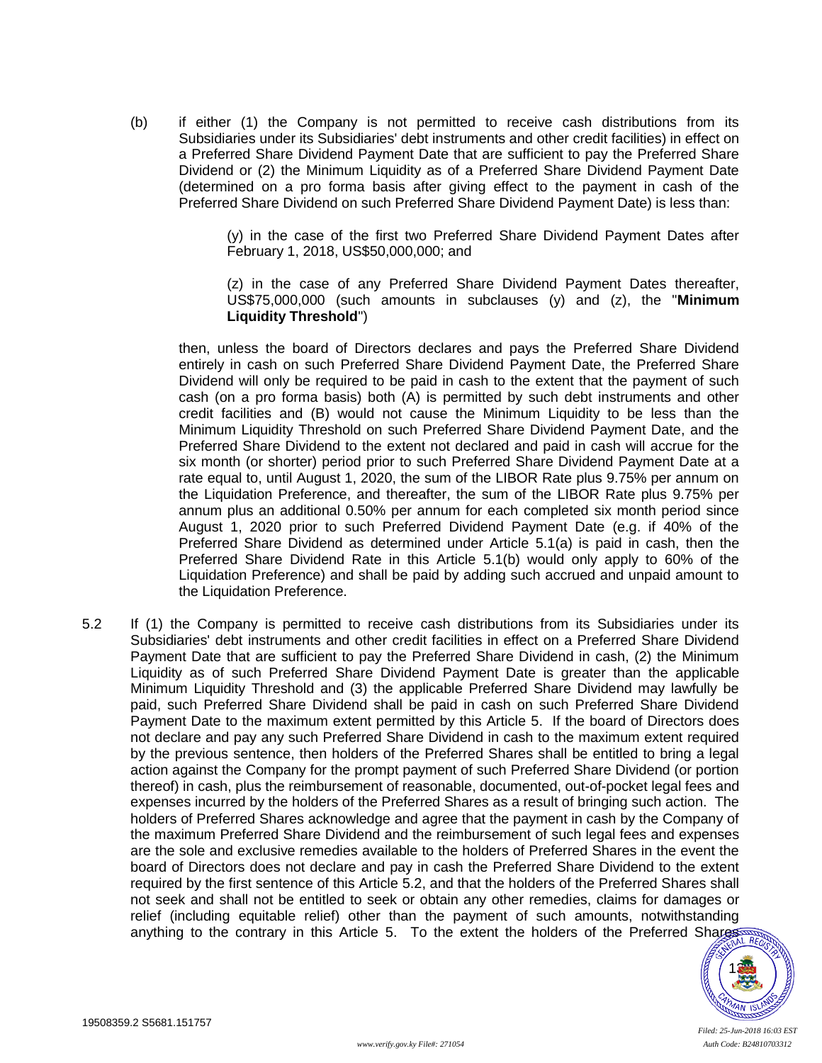(b) if either (1) the Company is not permitted to receive cash distributions from its Subsidiaries under its Subsidiaries' debt instruments and other credit facilities) in effect on a Preferred Share Dividend Payment Date that are sufficient to pay the Preferred Share Dividend or (2) the Minimum Liquidity as of a Preferred Share Dividend Payment Date (determined on a pro forma basis after giving effect to the payment in cash of the Preferred Share Dividend on such Preferred Share Dividend Payment Date) is less than:

(y) in the case of the first two Preferred Share Dividend Payment Dates after February 1, 2018, US$50,000,000; and

(z) in the case of any Preferred Share Dividend Payment Dates thereafter, US$75,000,000 (such amounts in subclauses (y) and (z), the "**Minimum Liquidity Threshold**")

then, unless the board of Directors declares and pays the Preferred Share Dividend entirely in cash on such Preferred Share Dividend Payment Date, the Preferred Share Dividend will only be required to be paid in cash to the extent that the payment of such cash (on a pro forma basis) both (A) is permitted by such debt instruments and other credit facilities and (B) would not cause the Minimum Liquidity to be less than the Minimum Liquidity Threshold on such Preferred Share Dividend Payment Date, and the Preferred Share Dividend to the extent not declared and paid in cash will accrue for the six month (or shorter) period prior to such Preferred Share Dividend Payment Date at a rate equal to, until August 1, 2020, the sum of the LIBOR Rate plus 9.75% per annum on the Liquidation Preference, and thereafter, the sum of the LIBOR Rate plus 9.75% per annum plus an additional 0.50% per annum for each completed six month period since August 1, 2020 prior to such Preferred Dividend Payment Date (e.g. if 40% of the Preferred Share Dividend as determined under Article 5.1(a) is paid in cash, then the Preferred Share Dividend Rate in this Article 5.1(b) would only apply to 60% of the Liquidation Preference) and shall be paid by adding such accrued and unpaid amount to the Liquidation Preference.

5.2 If (1) the Company is permitted to receive cash distributions from its Subsidiaries under its Subsidiaries' debt instruments and other credit facilities in effect on a Preferred Share Dividend Payment Date that are sufficient to pay the Preferred Share Dividend in cash, (2) the Minimum Liquidity as of such Preferred Share Dividend Payment Date is greater than the applicable Minimum Liquidity Threshold and (3) the applicable Preferred Share Dividend may lawfully be paid, such Preferred Share Dividend shall be paid in cash on such Preferred Share Dividend Payment Date to the maximum extent permitted by this Article 5. If the board of Directors does not declare and pay any such Preferred Share Dividend in cash to the maximum extent required by the previous sentence, then holders of the Preferred Shares shall be entitled to bring a legal action against the Company for the prompt payment of such Preferred Share Dividend (or portion thereof) in cash, plus the reimbursement of reasonable, documented, out-of-pocket legal fees and expenses incurred by the holders of the Preferred Shares as a result of bringing such action. The holders of Preferred Shares acknowledge and agree that the payment in cash by the Company of the maximum Preferred Share Dividend and the reimbursement of such legal fees and expenses are the sole and exclusive remedies available to the holders of Preferred Shares in the event the board of Directors does not declare and pay in cash the Preferred Share Dividend to the extent required by the first sentence of this Article 5.2, and that the holders of the Preferred Shares shall not seek and shall not be entitled to seek or obtain any other remedies, claims for damages or relief (including equitable relief) other than the payment of such amounts, notwithstanding anything to the contrary in this Article 5. To the extent the holders of the Preferred Shares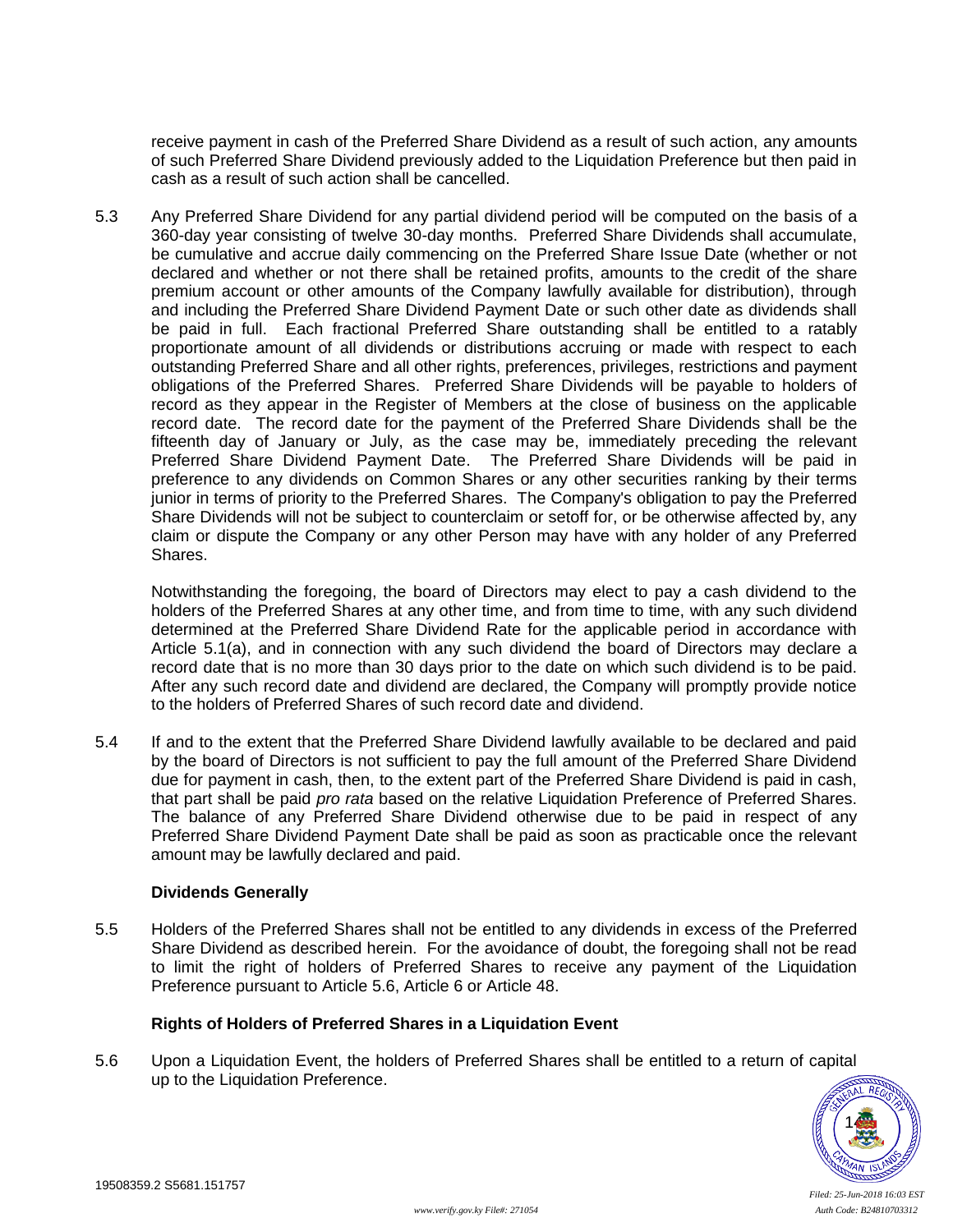receive payment in cash of the Preferred Share Dividend as a result of such action, any amounts of such Preferred Share Dividend previously added to the Liquidation Preference but then paid in cash as a result of such action shall be cancelled.

5.3 Any Preferred Share Dividend for any partial dividend period will be computed on the basis of a 360-day year consisting of twelve 30-day months. Preferred Share Dividends shall accumulate, be cumulative and accrue daily commencing on the Preferred Share Issue Date (whether or not declared and whether or not there shall be retained profits, amounts to the credit of the share premium account or other amounts of the Company lawfully available for distribution), through and including the Preferred Share Dividend Payment Date or such other date as dividends shall be paid in full. Each fractional Preferred Share outstanding shall be entitled to a ratably proportionate amount of all dividends or distributions accruing or made with respect to each outstanding Preferred Share and all other rights, preferences, privileges, restrictions and payment obligations of the Preferred Shares. Preferred Share Dividends will be payable to holders of record as they appear in the Register of Members at the close of business on the applicable record date. The record date for the payment of the Preferred Share Dividends shall be the fifteenth day of January or July, as the case may be, immediately preceding the relevant Preferred Share Dividend Payment Date. The Preferred Share Dividends will be paid in preference to any dividends on Common Shares or any other securities ranking by their terms junior in terms of priority to the Preferred Shares. The Company's obligation to pay the Preferred Share Dividends will not be subject to counterclaim or setoff for, or be otherwise affected by, any claim or dispute the Company or any other Person may have with any holder of any Preferred Shares.

Notwithstanding the foregoing, the board of Directors may elect to pay a cash dividend to the holders of the Preferred Shares at any other time, and from time to time, with any such dividend determined at the Preferred Share Dividend Rate for the applicable period in accordance with Article 5.1(a), and in connection with any such dividend the board of Directors may declare a record date that is no more than 30 days prior to the date on which such dividend is to be paid. After any such record date and dividend are declared, the Company will promptly provide notice to the holders of Preferred Shares of such record date and dividend.

5.4 If and to the extent that the Preferred Share Dividend lawfully available to be declared and paid by the board of Directors is not sufficient to pay the full amount of the Preferred Share Dividend due for payment in cash, then, to the extent part of the Preferred Share Dividend is paid in cash, that part shall be paid *pro rata* based on the relative Liquidation Preference of Preferred Shares. The balance of any Preferred Share Dividend otherwise due to be paid in respect of any Preferred Share Dividend Payment Date shall be paid as soon as practicable once the relevant amount may be lawfully declared and paid.

**Dividends Generally**

5.5 Holders of the Preferred Shares shall not be entitled to any dividends in excess of the Preferred Share Dividend as described herein. For the avoidance of doubt, the foregoing shall not be read to limit the right of holders of Preferred Shares to receive any payment of the Liquidation Preference pursuant to Article 5.6, Article 6 or Article 48.

**Rights of Holders of Preferred Shares in a Liquidation Event**

5.6 Upon a Liquidation Event, the holders of Preferred Shares shall be entitled to a return of capital up to the Liquidation Preference.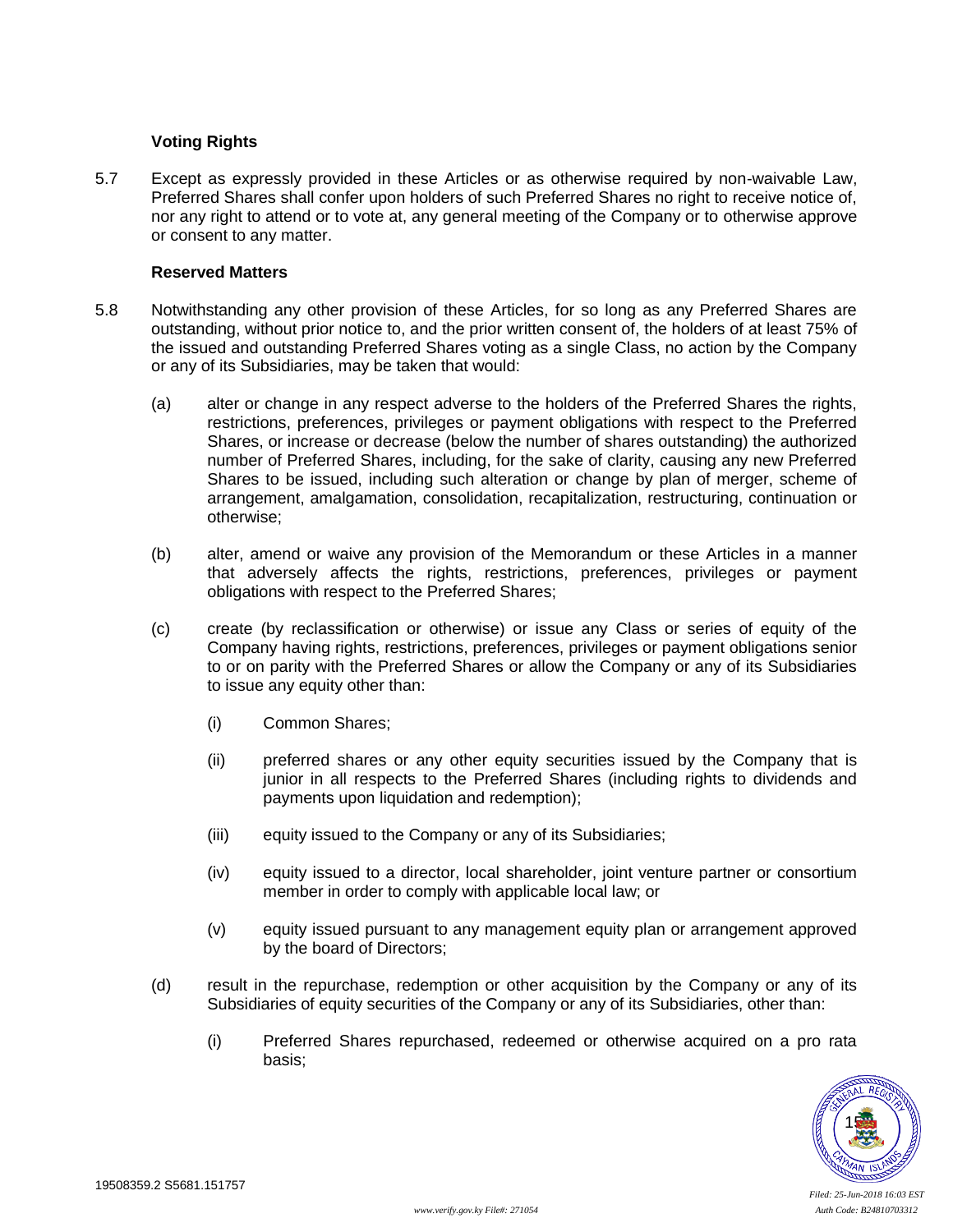**Voting Rights**

5.7 Except as expressly provided in these Articles or as otherwise required by non-waivable Law, Preferred Shares shall confer upon holders of such Preferred Shares no right to receive notice of, nor any right to attend or to vote at, any general meeting of the Company or to otherwise approve or consent to any matter.

**Reserved Matters**

5.8 Notwithstanding any other provision of these Articles, for so long as any Preferred Shares are outstanding, without prior notice to, and the prior written consent of, the holders of at least 75% of the issued and outstanding Preferred Shares voting as a single Class, no action by the Company or any of its Subsidiaries, may be taken that would:

(a) alter or change in any respect adverse to the holders of the Preferred Shares the rights, restrictions, preferences, privileges or payment obligations with respect to the Preferred Shares, or increase or decrease (below the number of shares outstanding) the authorized number of Preferred Shares, including, for the sake of clarity, causing any new Preferred Shares to be issued, including such alteration or change by plan of merger, scheme of arrangement, amalgamation, consolidation, recapitalization, restructuring, continuation or otherwise;

(b) alter, amend or waive any provision of the Memorandum or these Articles in a manner that adversely affects the rights, restrictions, preferences, privileges or payment obligations with respect to the Preferred Shares;

(c) create (by reclassification or otherwise) or issue any Class or series of equity of the Company having rights, restrictions, preferences, privileges or payment obligations senior to or on parity with the Preferred Shares or allow the Company or any of its Subsidiaries to issue any equity other than:

(i) Common Shares;

(ii) preferred shares or any other equity securities issued by the Company that is junior in all respects to the Preferred Shares (including rights to dividends and payments upon liquidation and redemption);

(iii) equity issued to the Company or any of its Subsidiaries;

(iv) equity issued to a director, local shareholder, joint venture partner or consortium member in order to comply with applicable local law; or

(v) equity issued pursuant to any management equity plan or arrangement approved by the board of Directors;

(d) result in the repurchase, redemption or other acquisition by the Company or any of its Subsidiaries of equity securities of the Company or any of its Subsidiaries, other than:

(i) Preferred Shares repurchased, redeemed or otherwise acquired on a pro rata basis;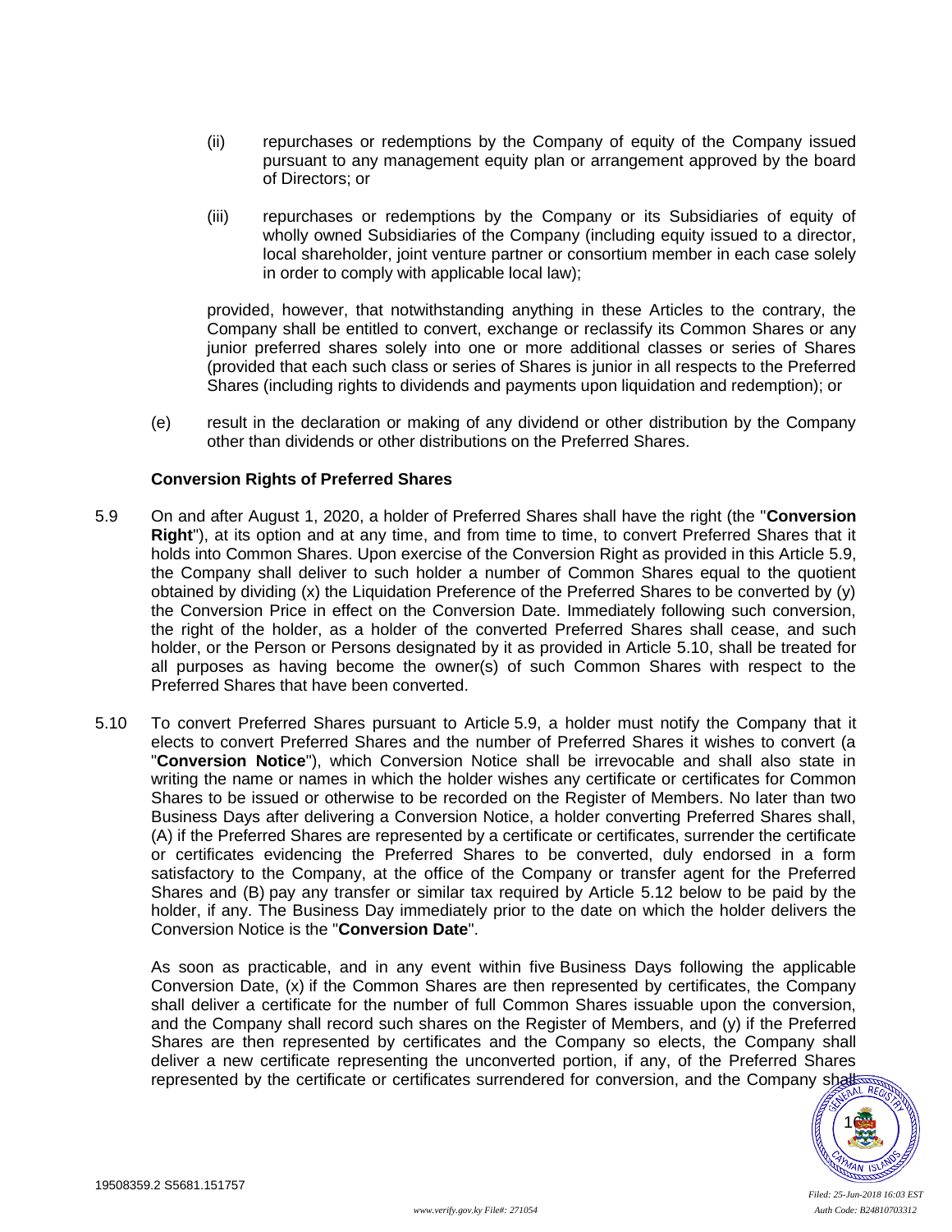(ii) repurchases or redemptions by the Company of equity of the Company issued pursuant to any management equity plan or arrangement approved by the board of Directors; or

(iii) repurchases or redemptions by the Company or its Subsidiaries of equity of wholly owned Subsidiaries of the Company (including equity issued to a director, local shareholder, joint venture partner or consortium member in each case solely in order to comply with applicable local law);

provided, however, that notwithstanding anything in these Articles to the contrary, the Company shall be entitled to convert, exchange or reclassify its Common Shares or any junior preferred shares solely into one or more additional classes or series of Shares (provided that each such class or series of Shares is junior in all respects to the Preferred Shares (including rights to dividends and payments upon liquidation and redemption); or

(e) result in the declaration or making of any dividend or other distribution by the Company other than dividends or other distributions on the Preferred Shares.

**Conversion Rights of Preferred Shares**

5.9 On and after August 1, 2020, a holder of Preferred Shares shall have the right (the "**Conversion Right**"), at its option and at any time, and from time to time, to convert Preferred Shares that it holds into Common Shares. Upon exercise of the Conversion Right as provided in this Article 5.9, the Company shall deliver to such holder a number of Common Shares equal to the quotient obtained by dividing (x) the Liquidation Preference of the Preferred Shares to be converted by (y) the Conversion Price in effect on the Conversion Date. Immediately following such conversion, the right of the holder, as a holder of the converted Preferred Shares shall cease, and such holder, or the Person or Persons designated by it as provided in Article 5.10, shall be treated for all purposes as having become the owner(s) of such Common Shares with respect to the Preferred Shares that have been converted.

5.10 To convert Preferred Shares pursuant to Article 5.9, a holder must notify the Company that it elects to convert Preferred Shares and the number of Preferred Shares it wishes to convert (a "**Conversion Notice**"), which Conversion Notice shall be irrevocable and shall also state in writing the name or names in which the holder wishes any certificate or certificates for Common Shares to be issued or otherwise to be recorded on the Register of Members. No later than two Business Days after delivering a Conversion Notice, a holder converting Preferred Shares shall, (A) if the Preferred Shares are represented by a certificate or certificates, surrender the certificate or certificates evidencing the Preferred Shares to be converted, duly endorsed in a form satisfactory to the Company, at the office of the Company or transfer agent for the Preferred Shares and (B) pay any transfer or similar tax required by Article 5.12 below to be paid by the holder, if any. The Business Day immediately prior to the date on which the holder delivers the Conversion Notice is the "**Conversion Date**".

As soon as practicable, and in any event within five Business Days following the applicable Conversion Date, (x) if the Common Shares are then represented by certificates, the Company shall deliver a certificate for the number of full Common Shares issuable upon the conversion, and the Company shall record such shares on the Register of Members, and (y) if the Preferred Shares are then represented by certificates and the Company so elects, the Company shall deliver a new certificate representing the unconverted portion, if any, of the Preferred Shares represented by the certificate or certificates surrendered for conversion, and the Company shall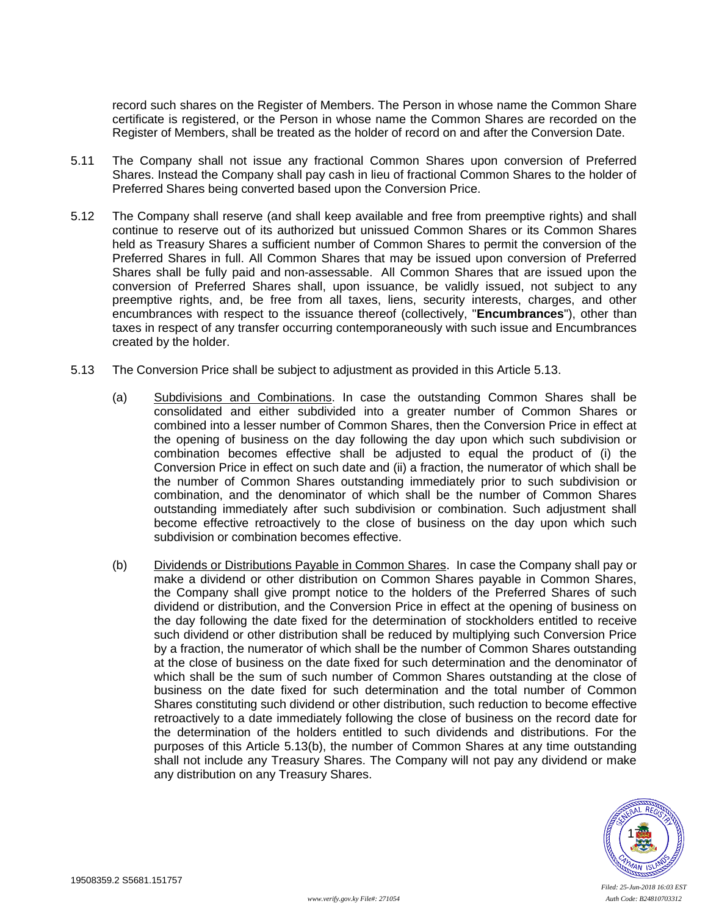record such shares on the Register of Members. The Person in whose name the Common Share certificate is registered, or the Person in whose name the Common Shares are recorded on the Register of Members, shall be treated as the holder of record on and after the Conversion Date.

5.11 The Company shall not issue any fractional Common Shares upon conversion of Preferred Shares. Instead the Company shall pay cash in lieu of fractional Common Shares to the holder of Preferred Shares being converted based upon the Conversion Price.

5.12 The Company shall reserve (and shall keep available and free from preemptive rights) and shall continue to reserve out of its authorized but unissued Common Shares or its Common Shares held as Treasury Shares a sufficient number of Common Shares to permit the conversion of the Preferred Shares in full. All Common Shares that may be issued upon conversion of Preferred Shares shall be fully paid and non-assessable. All Common Shares that are issued upon the conversion of Preferred Shares shall, upon issuance, be validly issued, not subject to any preemptive rights, and, be free from all taxes, liens, security interests, charges, and other encumbrances with respect to the issuance thereof (collectively, "**Encumbrances**"), other than taxes in respect of any transfer occurring contemporaneously with such issue and Encumbrances created by the holder.

5.13 The Conversion Price shall be subject to adjustment as provided in this Article 5.13.

(a) Subdivisions and Combinations. In case the outstanding Common Shares shall be consolidated and either subdivided into a greater number of Common Shares or combined into a lesser number of Common Shares, then the Conversion Price in effect at the opening of business on the day following the day upon which such subdivision or combination becomes effective shall be adjusted to equal the product of (i) the Conversion Price in effect on such date and (ii) a fraction, the numerator of which shall be the number of Common Shares outstanding immediately prior to such subdivision or combination, and the denominator of which shall be the number of Common Shares outstanding immediately after such subdivision or combination. Such adjustment shall become effective retroactively to the close of business on the day upon which such subdivision or combination becomes effective.

(b) Dividends or Distributions Payable in Common Shares. In case the Company shall pay or make a dividend or other distribution on Common Shares payable in Common Shares, the Company shall give prompt notice to the holders of the Preferred Shares of such dividend or distribution, and the Conversion Price in effect at the opening of business on the day following the date fixed for the determination of stockholders entitled to receive such dividend or other distribution shall be reduced by multiplying such Conversion Price by a fraction, the numerator of which shall be the number of Common Shares outstanding at the close of business on the date fixed for such determination and the denominator of which shall be the sum of such number of Common Shares outstanding at the close of business on the date fixed for such determination and the total number of Common Shares constituting such dividend or other distribution, such reduction to become effective retroactively to a date immediately following the close of business on the record date for the determination of the holders entitled to such dividends and distributions. For the purposes of this Article 5.13(b), the number of Common Shares at any time outstanding shall not include any Treasury Shares. The Company will not pay any dividend or make any distribution on any Treasury Shares.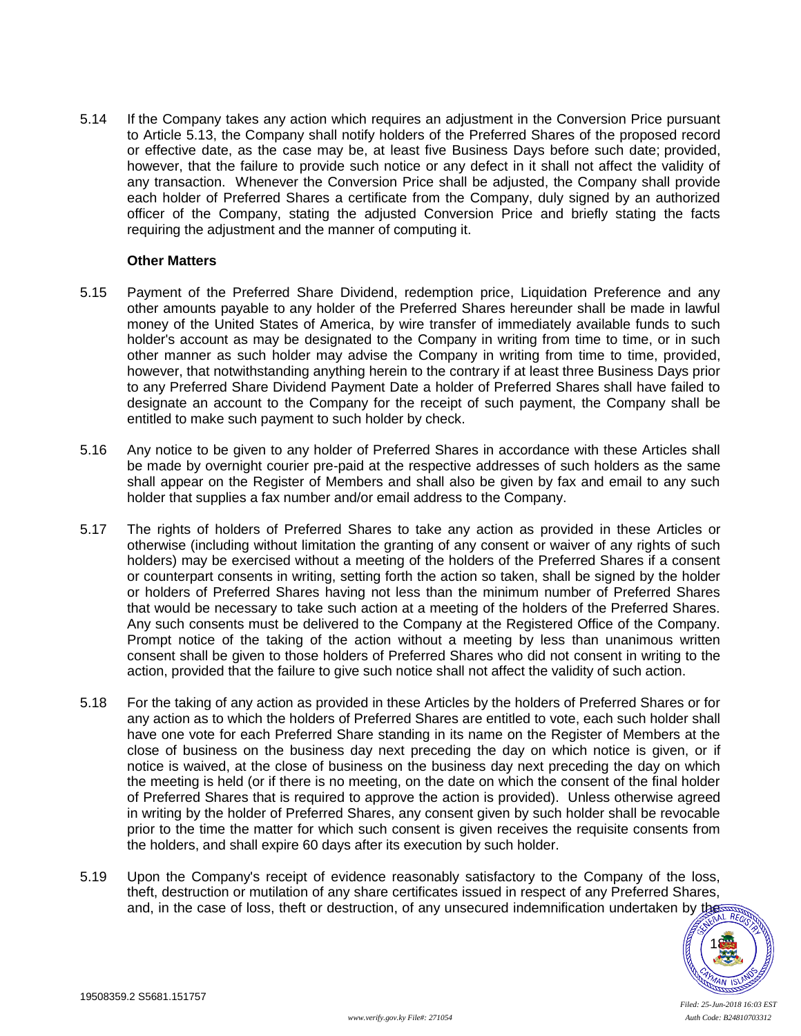5.14 If the Company takes any action which requires an adjustment in the Conversion Price pursuant to Article 5.13, the Company shall notify holders of the Preferred Shares of the proposed record or effective date, as the case may be, at least five Business Days before such date; provided, however, that the failure to provide such notice or any defect in it shall not affect the validity of any transaction. Whenever the Conversion Price shall be adjusted, the Company shall provide each holder of Preferred Shares a certificate from the Company, duly signed by an authorized officer of the Company, stating the adjusted Conversion Price and briefly stating the facts requiring the adjustment and the manner of computing it.

**Other Matters**

5.15 Payment of the Preferred Share Dividend, redemption price, Liquidation Preference and any other amounts payable to any holder of the Preferred Shares hereunder shall be made in lawful money of the United States of America, by wire transfer of immediately available funds to such holder's account as may be designated to the Company in writing from time to time, or in such other manner as such holder may advise the Company in writing from time to time, provided, however, that notwithstanding anything herein to the contrary if at least three Business Days prior to any Preferred Share Dividend Payment Date a holder of Preferred Shares shall have failed to designate an account to the Company for the receipt of such payment, the Company shall be entitled to make such payment to such holder by check.

5.16 Any notice to be given to any holder of Preferred Shares in accordance with these Articles shall be made by overnight courier pre-paid at the respective addresses of such holders as the same shall appear on the Register of Members and shall also be given by fax and email to any such holder that supplies a fax number and/or email address to the Company.

5.17 The rights of holders of Preferred Shares to take any action as provided in these Articles or otherwise (including without limitation the granting of any consent or waiver of any rights of such holders) may be exercised without a meeting of the holders of the Preferred Shares if a consent or counterpart consents in writing, setting forth the action so taken, shall be signed by the holder or holders of Preferred Shares having not less than the minimum number of Preferred Shares that would be necessary to take such action at a meeting of the holders of the Preferred Shares. Any such consents must be delivered to the Company at the Registered Office of the Company. Prompt notice of the taking of the action without a meeting by less than unanimous written consent shall be given to those holders of Preferred Shares who did not consent in writing to the action, provided that the failure to give such notice shall not affect the validity of such action.

5.18 For the taking of any action as provided in these Articles by the holders of Preferred Shares or for any action as to which the holders of Preferred Shares are entitled to vote, each such holder shall have one vote for each Preferred Share standing in its name on the Register of Members at the close of business on the business day next preceding the day on which notice is given, or if notice is waived, at the close of business on the business day next preceding the day on which the meeting is held (or if there is no meeting, on the date on which the consent of the final holder of Preferred Shares that is required to approve the action is provided). Unless otherwise agreed in writing by the holder of Preferred Shares, any consent given by such holder shall be revocable prior to the time the matter for which such consent is given receives the requisite consents from the holders, and shall expire 60 days after its execution by such holder.

5.19 Upon the Company's receipt of evidence reasonably satisfactory to the Company of the loss, theft, destruction or mutilation of any share certificates issued in respect of any Preferred Shares, and, in the case of loss, theft or destruction, of any unsecured indemnification undertaken by the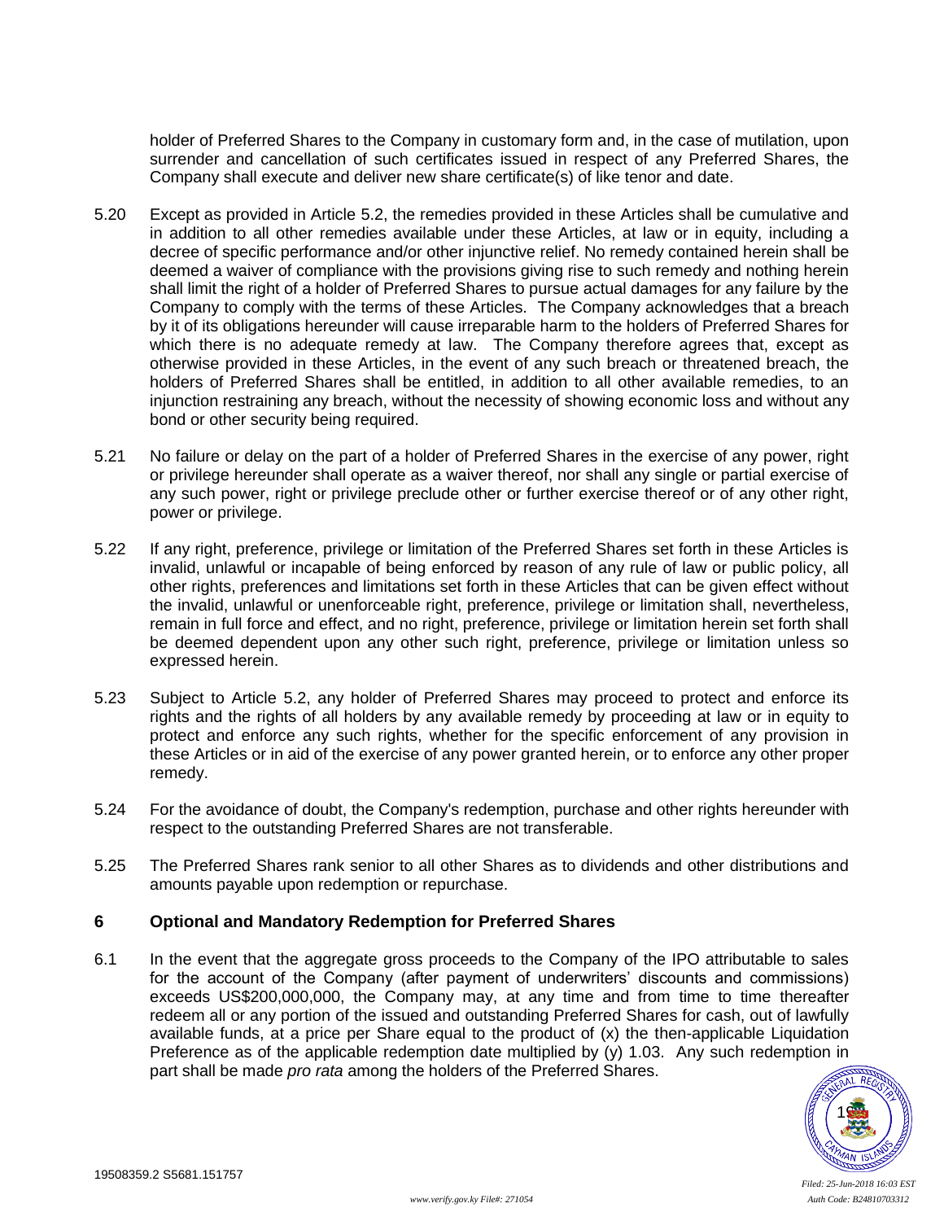holder of Preferred Shares to the Company in customary form and, in the case of mutilation, upon surrender and cancellation of such certificates issued in respect of any Preferred Shares, the Company shall execute and deliver new share certificate(s) of like tenor and date.

5.20 Except as provided in Article 5.2, the remedies provided in these Articles shall be cumulative and in addition to all other remedies available under these Articles, at law or in equity, including a decree of specific performance and/or other injunctive relief. No remedy contained herein shall be deemed a waiver of compliance with the provisions giving rise to such remedy and nothing herein shall limit the right of a holder of Preferred Shares to pursue actual damages for any failure by the Company to comply with the terms of these Articles. The Company acknowledges that a breach by it of its obligations hereunder will cause irreparable harm to the holders of Preferred Shares for which there is no adequate remedy at law. The Company therefore agrees that, except as otherwise provided in these Articles, in the event of any such breach or threatened breach, the holders of Preferred Shares shall be entitled, in addition to all other available remedies, to an injunction restraining any breach, without the necessity of showing economic loss and without any bond or other security being required.

5.21 No failure or delay on the part of a holder of Preferred Shares in the exercise of any power, right or privilege hereunder shall operate as a waiver thereof, nor shall any single or partial exercise of any such power, right or privilege preclude other or further exercise thereof or of any other right, power or privilege.

5.22 If any right, preference, privilege or limitation of the Preferred Shares set forth in these Articles is invalid, unlawful or incapable of being enforced by reason of any rule of law or public policy, all other rights, preferences and limitations set forth in these Articles that can be given effect without the invalid, unlawful or unenforceable right, preference, privilege or limitation shall, nevertheless, remain in full force and effect, and no right, preference, privilege or limitation herein set forth shall be deemed dependent upon any other such right, preference, privilege or limitation unless so expressed herein.

5.23 Subject to Article 5.2, any holder of Preferred Shares may proceed to protect and enforce its rights and the rights of all holders by any available remedy by proceeding at law or in equity to protect and enforce any such rights, whether for the specific enforcement of any provision in these Articles or in aid of the exercise of any power granted herein, or to enforce any other proper remedy.

5.24 For the avoidance of doubt, the Company's redemption, purchase and other rights hereunder with respect to the outstanding Preferred Shares are not transferable.

5.25 The Preferred Shares rank senior to all other Shares as to dividends and other distributions and amounts payable upon redemption or repurchase.

## 6 Optional and Mandatory Redemption for Preferred Shares

6.1 In the event that the aggregate gross proceeds to the Company of the IPO attributable to sales for the account of the Company (after payment of underwriters' discounts and commissions) exceeds US$200,000,000, the Company may, at any time and from time to time thereafter redeem all or any portion of the issued and outstanding Preferred Shares for cash, out of lawfully available funds, at a price per Share equal to the product of (x) the then-applicable Liquidation Preference as of the applicable redemption date multiplied by (y) 1.03. Any such redemption in part shall be made *pro rata* among the holders of the Preferred Shares.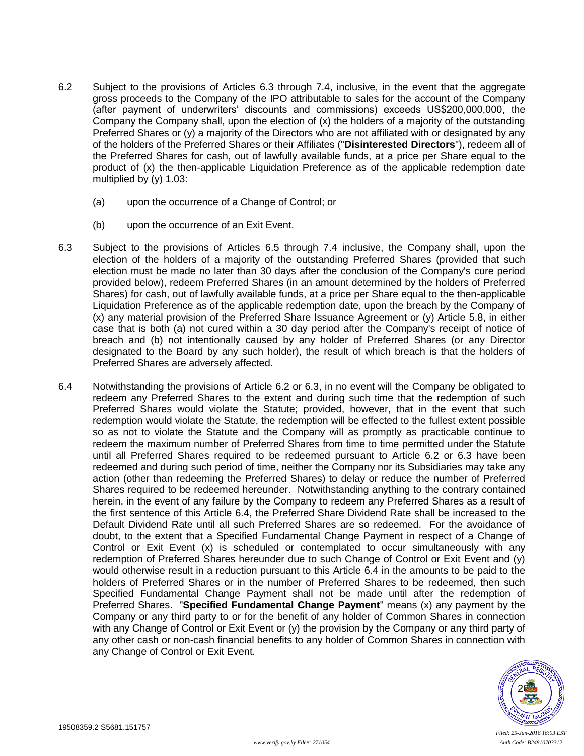6.2 Subject to the provisions of Articles 6.3 through 7.4, inclusive, in the event that the aggregate gross proceeds to the Company of the IPO attributable to sales for the account of the Company (after payment of underwriters' discounts and commissions) exceeds US$200,000,000, the Company the Company shall, upon the election of (x) the holders of a majority of the outstanding Preferred Shares or (y) a majority of the Directors who are not affiliated with or designated by any of the holders of the Preferred Shares or their Affiliates ("**Disinterested Directors**"), redeem all of the Preferred Shares for cash, out of lawfully available funds, at a price per Share equal to the product of (x) the then-applicable Liquidation Preference as of the applicable redemption date multiplied by (y) 1.03:

(a) upon the occurrence of a Change of Control; or

(b) upon the occurrence of an Exit Event.

6.3 Subject to the provisions of Articles 6.5 through 7.4 inclusive, the Company shall, upon the election of the holders of a majority of the outstanding Preferred Shares (provided that such election must be made no later than 30 days after the conclusion of the Company's cure period provided below), redeem Preferred Shares (in an amount determined by the holders of Preferred Shares) for cash, out of lawfully available funds, at a price per Share equal to the then-applicable Liquidation Preference as of the applicable redemption date, upon the breach by the Company of (x) any material provision of the Preferred Share Issuance Agreement or (y) Article 5.8, in either case that is both (a) not cured within a 30 day period after the Company's receipt of notice of breach and (b) not intentionally caused by any holder of Preferred Shares (or any Director designated to the Board by any such holder), the result of which breach is that the holders of Preferred Shares are adversely affected.

6.4 Notwithstanding the provisions of Article 6.2 or 6.3, in no event will the Company be obligated to redeem any Preferred Shares to the extent and during such time that the redemption of such Preferred Shares would violate the Statute; provided, however, that in the event that such redemption would violate the Statute, the redemption will be effected to the fullest extent possible so as not to violate the Statute and the Company will as promptly as practicable continue to redeem the maximum number of Preferred Shares from time to time permitted under the Statute until all Preferred Shares required to be redeemed pursuant to Article 6.2 or 6.3 have been redeemed and during such period of time, neither the Company nor its Subsidiaries may take any action (other than redeeming the Preferred Shares) to delay or reduce the number of Preferred Shares required to be redeemed hereunder. Notwithstanding anything to the contrary contained herein, in the event of any failure by the Company to redeem any Preferred Shares as a result of the first sentence of this Article 6.4, the Preferred Share Dividend Rate shall be increased to the Default Dividend Rate until all such Preferred Shares are so redeemed. For the avoidance of doubt, to the extent that a Specified Fundamental Change Payment in respect of a Change of Control or Exit Event (x) is scheduled or contemplated to occur simultaneously with any redemption of Preferred Shares hereunder due to such Change of Control or Exit Event and (y) would otherwise result in a reduction pursuant to this Article 6.4 in the amounts to be paid to the holders of Preferred Shares or in the number of Preferred Shares to be redeemed, then such Specified Fundamental Change Payment shall not be made until after the redemption of Preferred Shares. "**Specified Fundamental Change Payment**" means (x) any payment by the Company or any third party to or for the benefit of any holder of Common Shares in connection with any Change of Control or Exit Event or (y) the provision by the Company or any third party of any other cash or non-cash financial benefits to any holder of Common Shares in connection with any Change of Control or Exit Event.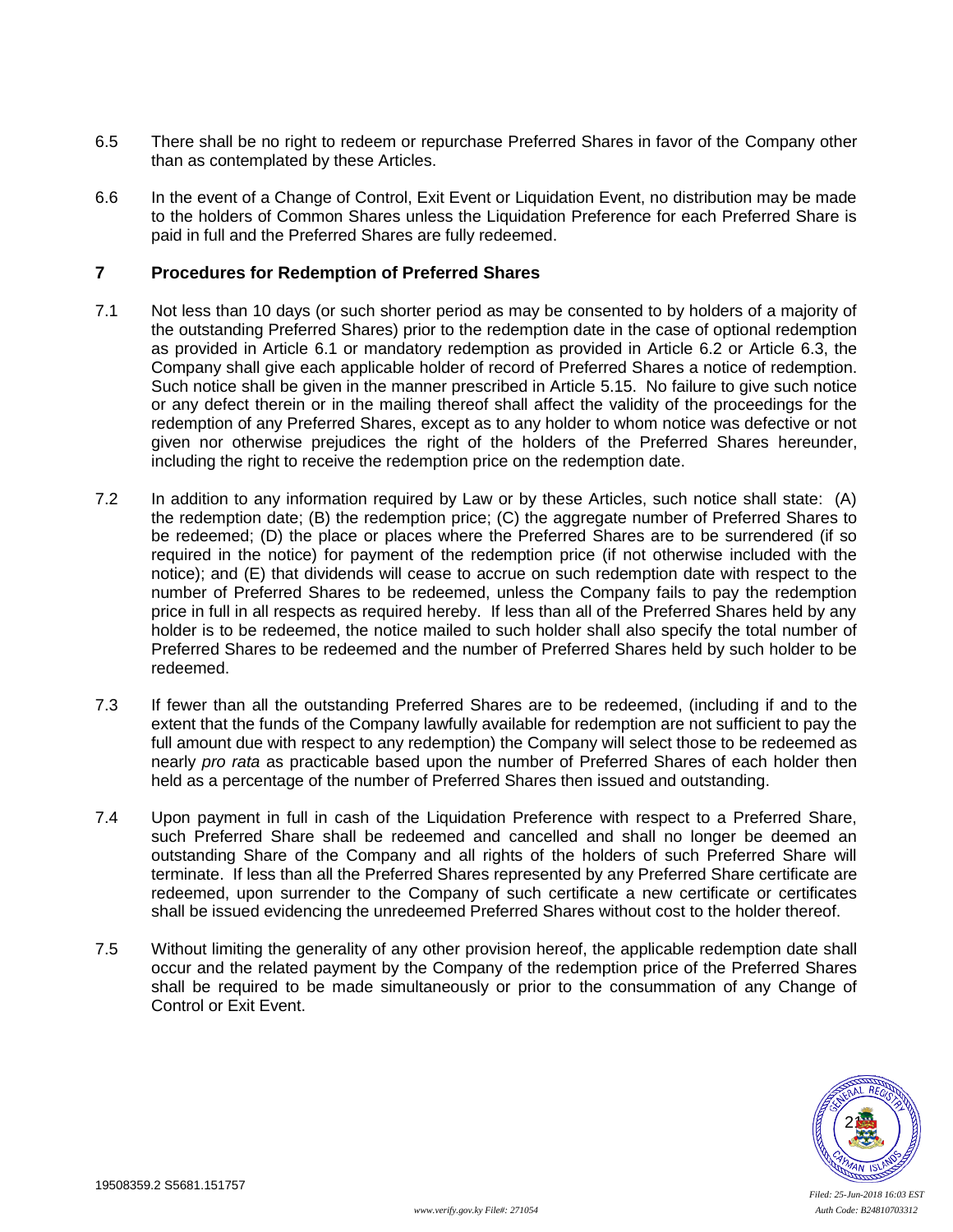6.5 There shall be no right to redeem or repurchase Preferred Shares in favor of the Company other than as contemplated by these Articles.

6.6 In the event of a Change of Control, Exit Event or Liquidation Event, no distribution may be made to the holders of Common Shares unless the Liquidation Preference for each Preferred Share is paid in full and the Preferred Shares are fully redeemed.

## 7 Procedures for Redemption of Preferred Shares

7.1 Not less than 10 days (or such shorter period as may be consented to by holders of a majority of the outstanding Preferred Shares) prior to the redemption date in the case of optional redemption as provided in Article 6.1 or mandatory redemption as provided in Article 6.2 or Article 6.3, the Company shall give each applicable holder of record of Preferred Shares a notice of redemption. Such notice shall be given in the manner prescribed in Article 5.15. No failure to give such notice or any defect therein or in the mailing thereof shall affect the validity of the proceedings for the redemption of any Preferred Shares, except as to any holder to whom notice was defective or not given nor otherwise prejudices the right of the holders of the Preferred Shares hereunder, including the right to receive the redemption price on the redemption date.

7.2 In addition to any information required by Law or by these Articles, such notice shall state: (A) the redemption date; (B) the redemption price; (C) the aggregate number of Preferred Shares to be redeemed; (D) the place or places where the Preferred Shares are to be surrendered (if so required in the notice) for payment of the redemption price (if not otherwise included with the notice); and (E) that dividends will cease to accrue on such redemption date with respect to the number of Preferred Shares to be redeemed, unless the Company fails to pay the redemption price in full in all respects as required hereby. If less than all of the Preferred Shares held by any holder is to be redeemed, the notice mailed to such holder shall also specify the total number of Preferred Shares to be redeemed and the number of Preferred Shares held by such holder to be redeemed.

7.3 If fewer than all the outstanding Preferred Shares are to be redeemed, (including if and to the extent that the funds of the Company lawfully available for redemption are not sufficient to pay the full amount due with respect to any redemption) the Company will select those to be redeemed as nearly *pro rata* as practicable based upon the number of Preferred Shares of each holder then held as a percentage of the number of Preferred Shares then issued and outstanding.

7.4 Upon payment in full in cash of the Liquidation Preference with respect to a Preferred Share, such Preferred Share shall be redeemed and cancelled and shall no longer be deemed an outstanding Share of the Company and all rights of the holders of such Preferred Share will terminate. If less than all the Preferred Shares represented by any Preferred Share certificate are redeemed, upon surrender to the Company of such certificate a new certificate or certificates shall be issued evidencing the unredeemed Preferred Shares without cost to the holder thereof.

7.5 Without limiting the generality of any other provision hereof, the applicable redemption date shall occur and the related payment by the Company of the redemption price of the Preferred Shares shall be required to be made simultaneously or prior to the consummation of any Change of Control or Exit Event.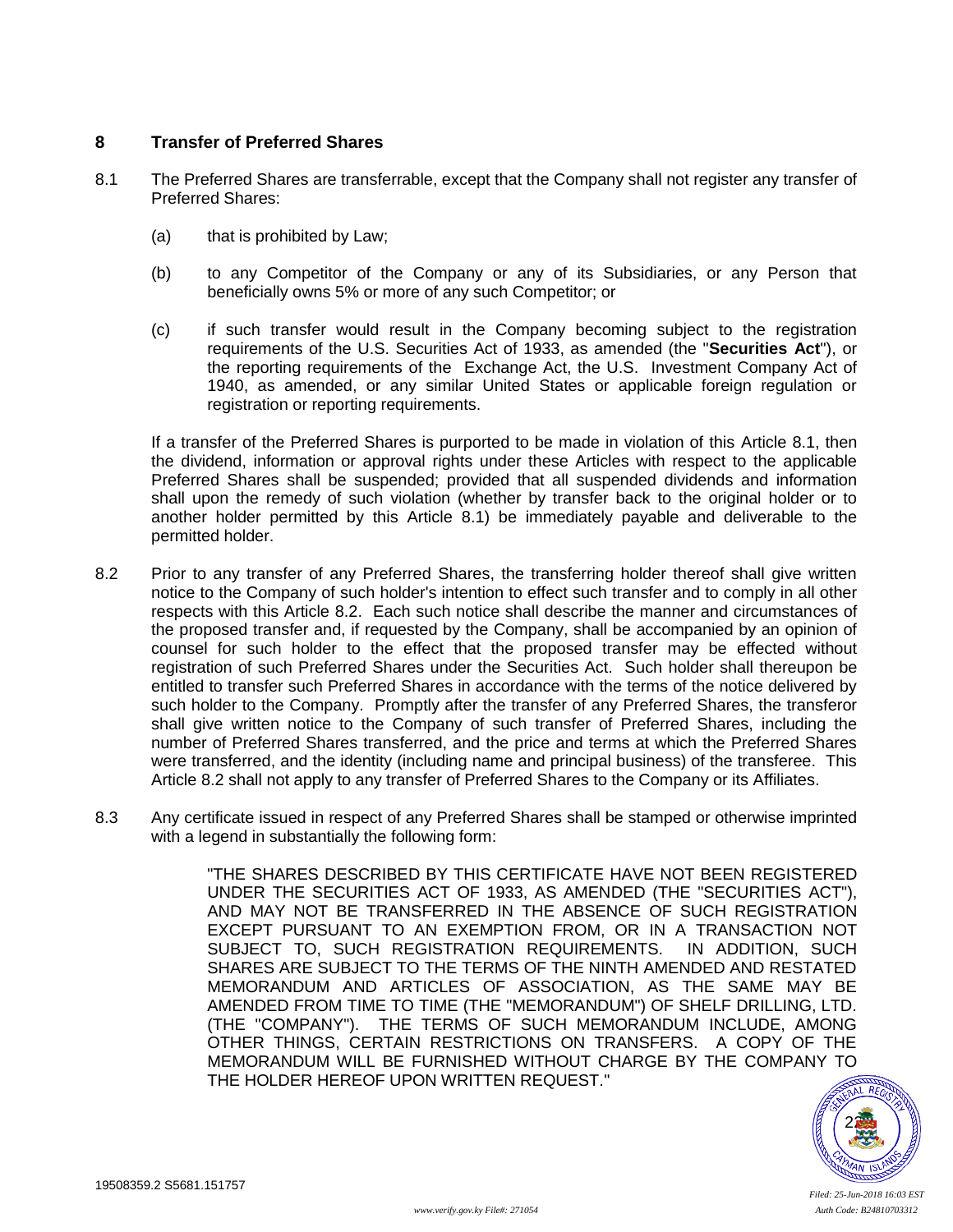## 8 Transfer of Preferred Shares

8.1 The Preferred Shares are transferrable, except that the Company shall not register any transfer of Preferred Shares:

(a) that is prohibited by Law;

(b) to any Competitor of the Company or any of its Subsidiaries, or any Person that beneficially owns 5% or more of any such Competitor; or

(c) if such transfer would result in the Company becoming subject to the registration requirements of the U.S. Securities Act of 1933, as amended (the "**Securities Act**"), or the reporting requirements of the Exchange Act, the U.S. Investment Company Act of 1940, as amended, or any similar United States or applicable foreign regulation or registration or reporting requirements.

If a transfer of the Preferred Shares is purported to be made in violation of this Article 8.1, then the dividend, information or approval rights under these Articles with respect to the applicable Preferred Shares shall be suspended; provided that all suspended dividends and information shall upon the remedy of such violation (whether by transfer back to the original holder or to another holder permitted by this Article 8.1) be immediately payable and deliverable to the permitted holder.

8.2 Prior to any transfer of any Preferred Shares, the transferring holder thereof shall give written notice to the Company of such holder's intention to effect such transfer and to comply in all other respects with this Article 8.2. Each such notice shall describe the manner and circumstances of the proposed transfer and, if requested by the Company, shall be accompanied by an opinion of counsel for such holder to the effect that the proposed transfer may be effected without registration of such Preferred Shares under the Securities Act. Such holder shall thereupon be entitled to transfer such Preferred Shares in accordance with the terms of the notice delivered by such holder to the Company. Promptly after the transfer of any Preferred Shares, the transferor shall give written notice to the Company of such transfer of Preferred Shares, including the number of Preferred Shares transferred, and the price and terms at which the Preferred Shares were transferred, and the identity (including name and principal business) of the transferee. This Article 8.2 shall not apply to any transfer of Preferred Shares to the Company or its Affiliates.

8.3 Any certificate issued in respect of any Preferred Shares shall be stamped or otherwise imprinted with a legend in substantially the following form:

> "THE SHARES DESCRIBED BY THIS CERTIFICATE HAVE NOT BEEN REGISTERED UNDER THE SECURITIES ACT OF 1933, AS AMENDED (THE "SECURITIES ACT"), AND MAY NOT BE TRANSFERRED IN THE ABSENCE OF SUCH REGISTRATION EXCEPT PURSUANT TO AN EXEMPTION FROM, OR IN A TRANSACTION NOT SUBJECT TO, SUCH REGISTRATION REQUIREMENTS. IN ADDITION, SUCH SHARES ARE SUBJECT TO THE TERMS OF THE NINTH AMENDED AND RESTATED MEMORANDUM AND ARTICLES OF ASSOCIATION, AS THE SAME MAY BE AMENDED FROM TIME TO TIME (THE "MEMORANDUM") OF SHELF DRILLING, LTD. (THE "COMPANY"). THE TERMS OF SUCH MEMORANDUM INCLUDE, AMONG OTHER THINGS, CERTAIN RESTRICTIONS ON TRANSFERS. A COPY OF THE MEMORANDUM WILL BE FURNISHED WITHOUT CHARGE BY THE COMPANY TO THE HOLDER HEREOF UPON WRITTEN REQUEST."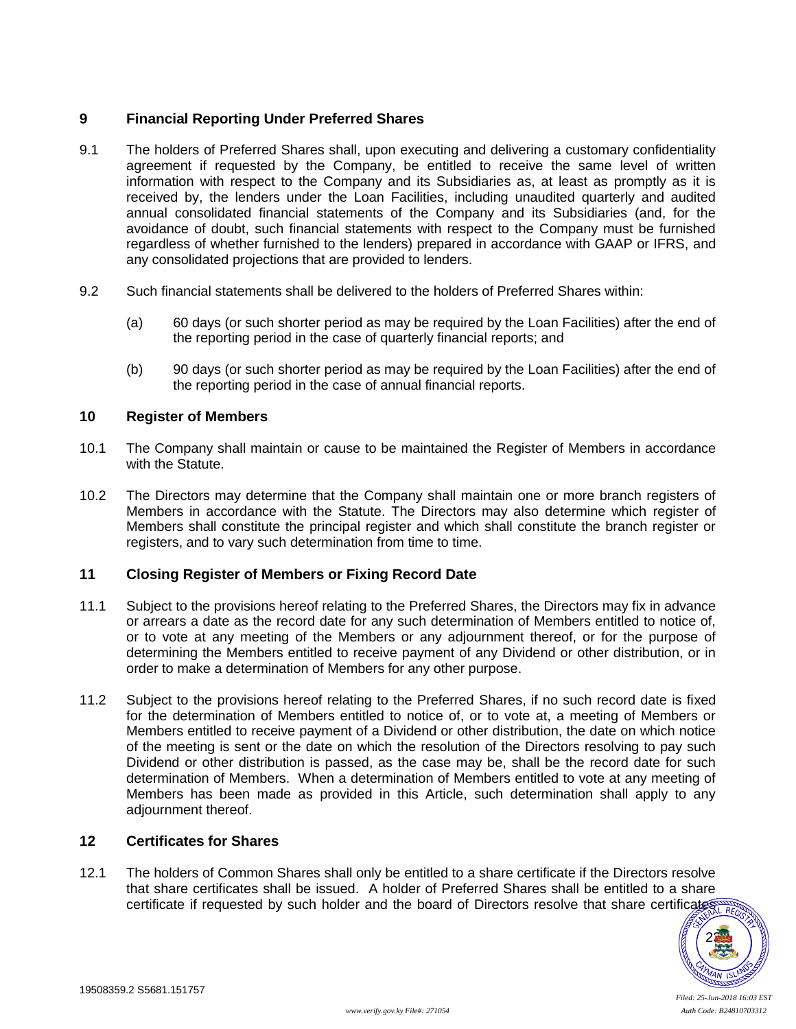## 9 Financial Reporting Under Preferred Shares

9.1 The holders of Preferred Shares shall, upon executing and delivering a customary confidentiality agreement if requested by the Company, be entitled to receive the same level of written information with respect to the Company and its Subsidiaries as, at least as promptly as it is received by, the lenders under the Loan Facilities, including unaudited quarterly and audited annual consolidated financial statements of the Company and its Subsidiaries (and, for the avoidance of doubt, such financial statements with respect to the Company must be furnished regardless of whether furnished to the lenders) prepared in accordance with GAAP or IFRS, and any consolidated projections that are provided to lenders.

9.2 Such financial statements shall be delivered to the holders of Preferred Shares within:

(a) 60 days (or such shorter period as may be required by the Loan Facilities) after the end of the reporting period in the case of quarterly financial reports; and

(b) 90 days (or such shorter period as may be required by the Loan Facilities) after the end of the reporting period in the case of annual financial reports.

## 10 Register of Members

10.1 The Company shall maintain or cause to be maintained the Register of Members in accordance with the Statute.

10.2 The Directors may determine that the Company shall maintain one or more branch registers of Members in accordance with the Statute. The Directors may also determine which register of Members shall constitute the principal register and which shall constitute the branch register or registers, and to vary such determination from time to time.

## 11 Closing Register of Members or Fixing Record Date

11.1 Subject to the provisions hereof relating to the Preferred Shares, the Directors may fix in advance or arrears a date as the record date for any such determination of Members entitled to notice of, or to vote at any meeting of the Members or any adjournment thereof, or for the purpose of determining the Members entitled to receive payment of any Dividend or other distribution, or in order to make a determination of Members for any other purpose.

11.2 Subject to the provisions hereof relating to the Preferred Shares, if no such record date is fixed for the determination of Members entitled to notice of, or to vote at, a meeting of Members or Members entitled to receive payment of a Dividend or other distribution, the date on which notice of the meeting is sent or the date on which the resolution of the Directors resolving to pay such Dividend or other distribution is passed, as the case may be, shall be the record date for such determination of Members. When a determination of Members entitled to vote at any meeting of Members has been made as provided in this Article, such determination shall apply to any adjournment thereof.

## 12 Certificates for Shares

12.1 The holders of Common Shares shall only be entitled to a share certificate if the Directors resolve that share certificates shall be issued. A holder of Preferred Shares shall be entitled to a share certificate if requested by such holder and the board of Directors resolve that share certificates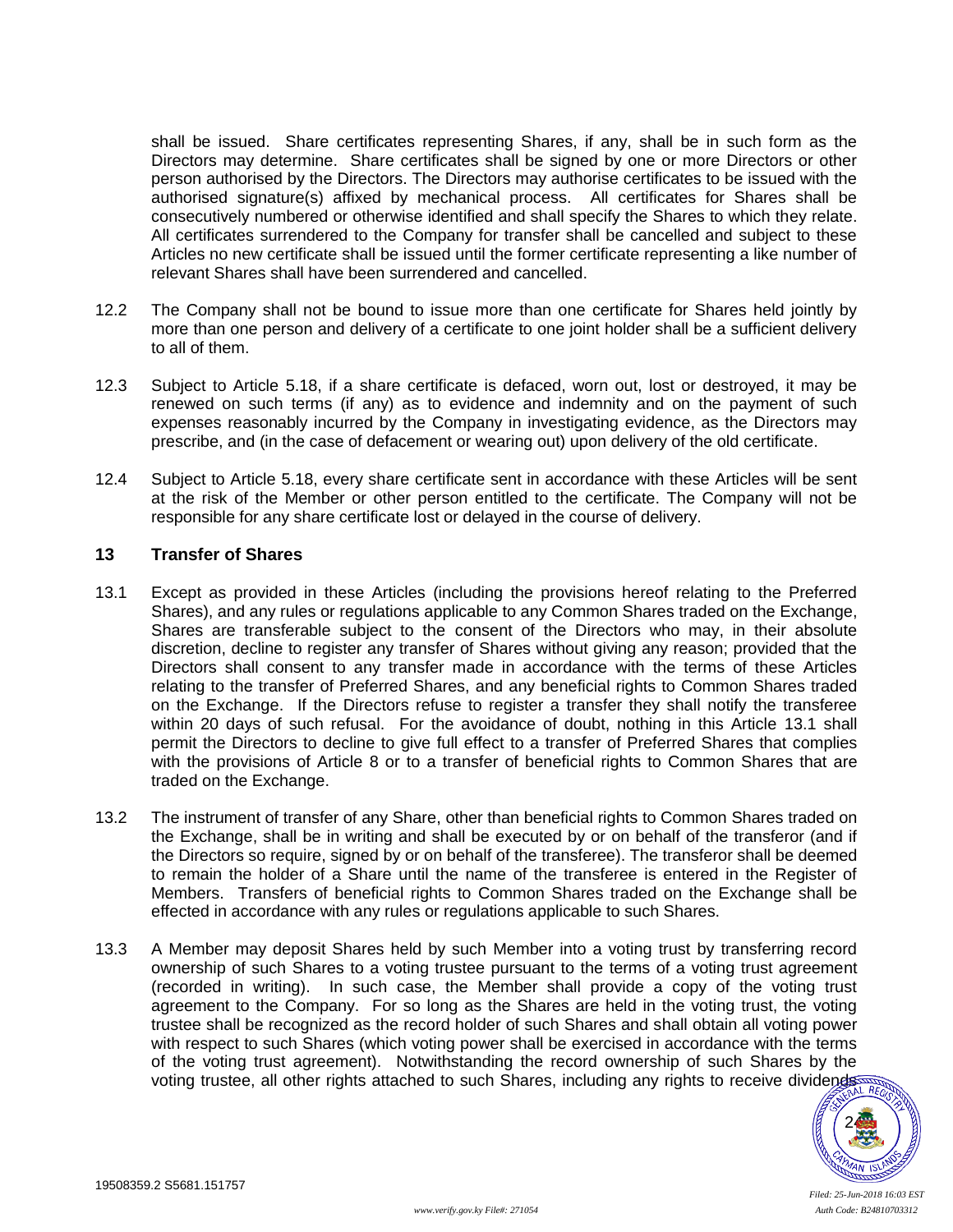shall be issued. Share certificates representing Shares, if any, shall be in such form as the Directors may determine. Share certificates shall be signed by one or more Directors or other person authorised by the Directors. The Directors may authorise certificates to be issued with the authorised signature(s) affixed by mechanical process. All certificates for Shares shall be consecutively numbered or otherwise identified and shall specify the Shares to which they relate. All certificates surrendered to the Company for transfer shall be cancelled and subject to these Articles no new certificate shall be issued until the former certificate representing a like number of relevant Shares shall have been surrendered and cancelled.

12.2 The Company shall not be bound to issue more than one certificate for Shares held jointly by more than one person and delivery of a certificate to one joint holder shall be a sufficient delivery to all of them.

12.3 Subject to Article 5.18, if a share certificate is defaced, worn out, lost or destroyed, it may be renewed on such terms (if any) as to evidence and indemnity and on the payment of such expenses reasonably incurred by the Company in investigating evidence, as the Directors may prescribe, and (in the case of defacement or wearing out) upon delivery of the old certificate.

12.4 Subject to Article 5.18, every share certificate sent in accordance with these Articles will be sent at the risk of the Member or other person entitled to the certificate. The Company will not be responsible for any share certificate lost or delayed in the course of delivery.

## 13 Transfer of Shares

13.1 Except as provided in these Articles (including the provisions hereof relating to the Preferred Shares), and any rules or regulations applicable to any Common Shares traded on the Exchange, Shares are transferable subject to the consent of the Directors who may, in their absolute discretion, decline to register any transfer of Shares without giving any reason; provided that the Directors shall consent to any transfer made in accordance with the terms of these Articles relating to the transfer of Preferred Shares, and any beneficial rights to Common Shares traded on the Exchange. If the Directors refuse to register a transfer they shall notify the transferee within 20 days of such refusal. For the avoidance of doubt, nothing in this Article 13.1 shall permit the Directors to decline to give full effect to a transfer of Preferred Shares that complies with the provisions of Article 8 or to a transfer of beneficial rights to Common Shares that are traded on the Exchange.

13.2 The instrument of transfer of any Share, other than beneficial rights to Common Shares traded on the Exchange, shall be in writing and shall be executed by or on behalf of the transferor (and if the Directors so require, signed by or on behalf of the transferee). The transferor shall be deemed to remain the holder of a Share until the name of the transferee is entered in the Register of Members. Transfers of beneficial rights to Common Shares traded on the Exchange shall be effected in accordance with any rules or regulations applicable to such Shares.

13.3 A Member may deposit Shares held by such Member into a voting trust by transferring record ownership of such Shares to a voting trustee pursuant to the terms of a voting trust agreement (recorded in writing). In such case, the Member shall provide a copy of the voting trust agreement to the Company. For so long as the Shares are held in the voting trust, the voting trustee shall be recognized as the record holder of such Shares and shall obtain all voting power with respect to such Shares (which voting power shall be exercised in accordance with the terms of the voting trust agreement). Notwithstanding the record ownership of such Shares by the voting trustee, all other rights attached to such Shares, including any rights to receive dividends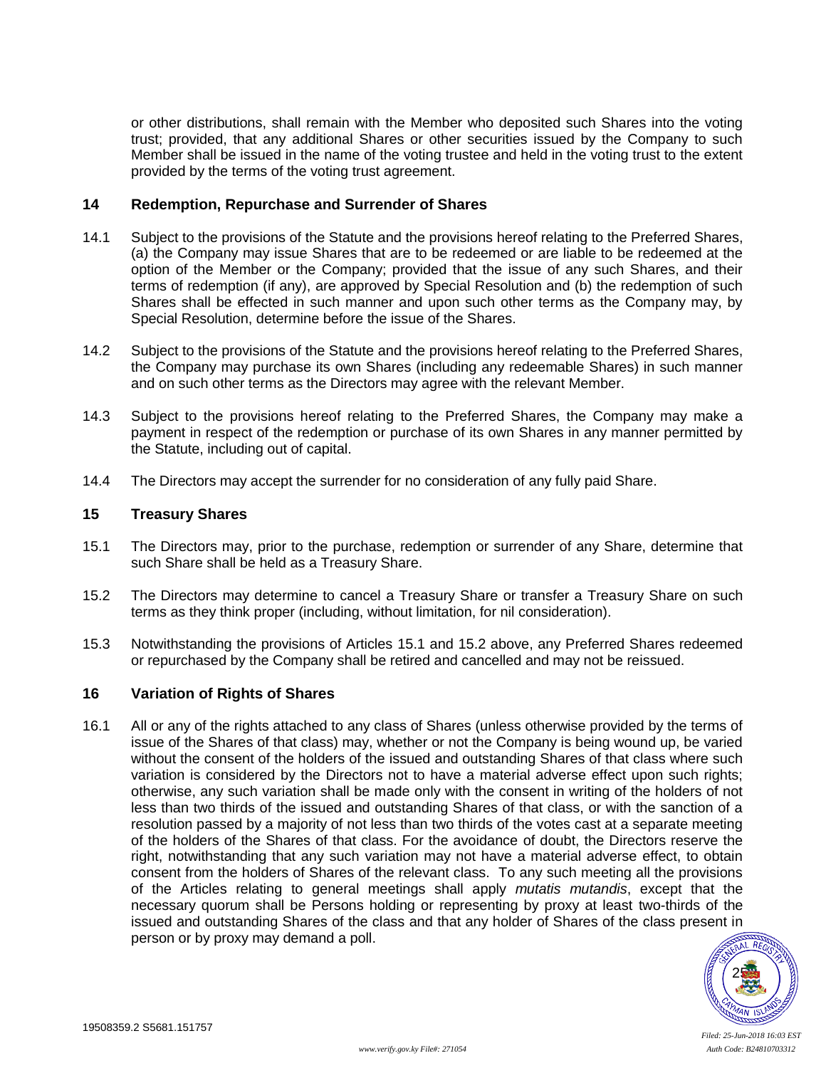or other distributions, shall remain with the Member who deposited such Shares into the voting trust; provided, that any additional Shares or other securities issued by the Company to such Member shall be issued in the name of the voting trustee and held in the voting trust to the extent provided by the terms of the voting trust agreement.

## 14 Redemption, Repurchase and Surrender of Shares

14.1 Subject to the provisions of the Statute and the provisions hereof relating to the Preferred Shares, (a) the Company may issue Shares that are to be redeemed or are liable to be redeemed at the option of the Member or the Company; provided that the issue of any such Shares, and their terms of redemption (if any), are approved by Special Resolution and (b) the redemption of such Shares shall be effected in such manner and upon such other terms as the Company may, by Special Resolution, determine before the issue of the Shares.

14.2 Subject to the provisions of the Statute and the provisions hereof relating to the Preferred Shares, the Company may purchase its own Shares (including any redeemable Shares) in such manner and on such other terms as the Directors may agree with the relevant Member.

14.3 Subject to the provisions hereof relating to the Preferred Shares, the Company may make a payment in respect of the redemption or purchase of its own Shares in any manner permitted by the Statute, including out of capital.

14.4 The Directors may accept the surrender for no consideration of any fully paid Share.

## 15 Treasury Shares

15.1 The Directors may, prior to the purchase, redemption or surrender of any Share, determine that such Share shall be held as a Treasury Share.

15.2 The Directors may determine to cancel a Treasury Share or transfer a Treasury Share on such terms as they think proper (including, without limitation, for nil consideration).

15.3 Notwithstanding the provisions of Articles 15.1 and 15.2 above, any Preferred Shares redeemed or repurchased by the Company shall be retired and cancelled and may not be reissued.

## 16 Variation of Rights of Shares

16.1 All or any of the rights attached to any class of Shares (unless otherwise provided by the terms of issue of the Shares of that class) may, whether or not the Company is being wound up, be varied without the consent of the holders of the issued and outstanding Shares of that class where such variation is considered by the Directors not to have a material adverse effect upon such rights; otherwise, any such variation shall be made only with the consent in writing of the holders of not less than two thirds of the issued and outstanding Shares of that class, or with the sanction of a resolution passed by a majority of not less than two thirds of the votes cast at a separate meeting of the holders of the Shares of that class. For the avoidance of doubt, the Directors reserve the right, notwithstanding that any such variation may not have a material adverse effect, to obtain consent from the holders of Shares of the relevant class. To any such meeting all the provisions of the Articles relating to general meetings shall apply *mutatis mutandis*, except that the necessary quorum shall be Persons holding or representing by proxy at least two-thirds of the issued and outstanding Shares of the class and that any holder of Shares of the class present in person or by proxy may demand a poll.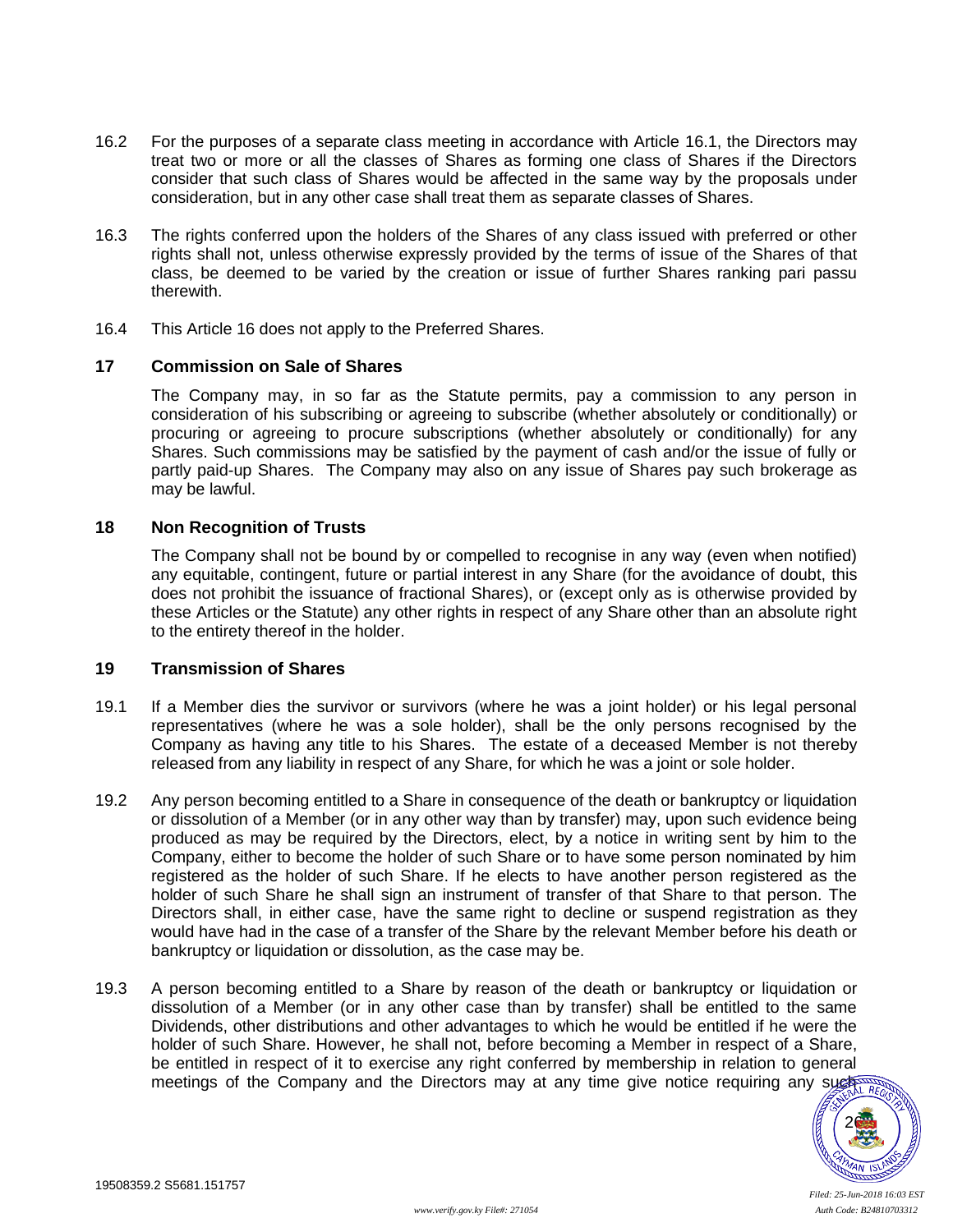16.2 For the purposes of a separate class meeting in accordance with Article 16.1, the Directors may treat two or more or all the classes of Shares as forming one class of Shares if the Directors consider that such class of Shares would be affected in the same way by the proposals under consideration, but in any other case shall treat them as separate classes of Shares.

16.3 The rights conferred upon the holders of the Shares of any class issued with preferred or other rights shall not, unless otherwise expressly provided by the terms of issue of the Shares of that class, be deemed to be varied by the creation or issue of further Shares ranking pari passu therewith.

16.4 This Article 16 does not apply to the Preferred Shares.

## 17 Commission on Sale of Shares

The Company may, in so far as the Statute permits, pay a commission to any person in consideration of his subscribing or agreeing to subscribe (whether absolutely or conditionally) or procuring or agreeing to procure subscriptions (whether absolutely or conditionally) for any Shares. Such commissions may be satisfied by the payment of cash and/or the issue of fully or partly paid-up Shares. The Company may also on any issue of Shares pay such brokerage as may be lawful.

## 18 Non Recognition of Trusts

The Company shall not be bound by or compelled to recognise in any way (even when notified) any equitable, contingent, future or partial interest in any Share (for the avoidance of doubt, this does not prohibit the issuance of fractional Shares), or (except only as is otherwise provided by these Articles or the Statute) any other rights in respect of any Share other than an absolute right to the entirety thereof in the holder.

## 19 Transmission of Shares

19.1 If a Member dies the survivor or survivors (where he was a joint holder) or his legal personal representatives (where he was a sole holder), shall be the only persons recognised by the Company as having any title to his Shares. The estate of a deceased Member is not thereby released from any liability in respect of any Share, for which he was a joint or sole holder.

19.2 Any person becoming entitled to a Share in consequence of the death or bankruptcy or liquidation or dissolution of a Member (or in any other way than by transfer) may, upon such evidence being produced as may be required by the Directors, elect, by a notice in writing sent by him to the Company, either to become the holder of such Share or to have some person nominated by him registered as the holder of such Share. If he elects to have another person registered as the holder of such Share he shall sign an instrument of transfer of that Share to that person. The Directors shall, in either case, have the same right to decline or suspend registration as they would have had in the case of a transfer of the Share by the relevant Member before his death or bankruptcy or liquidation or dissolution, as the case may be.

19.3 A person becoming entitled to a Share by reason of the death or bankruptcy or liquidation or dissolution of a Member (or in any other case than by transfer) shall be entitled to the same Dividends, other distributions and other advantages to which he would be entitled if he were the holder of such Share. However, he shall not, before becoming a Member in respect of a Share, be entitled in respect of it to exercise any right conferred by membership in relation to general meetings of the Company and the Directors may at any time give notice requiring any such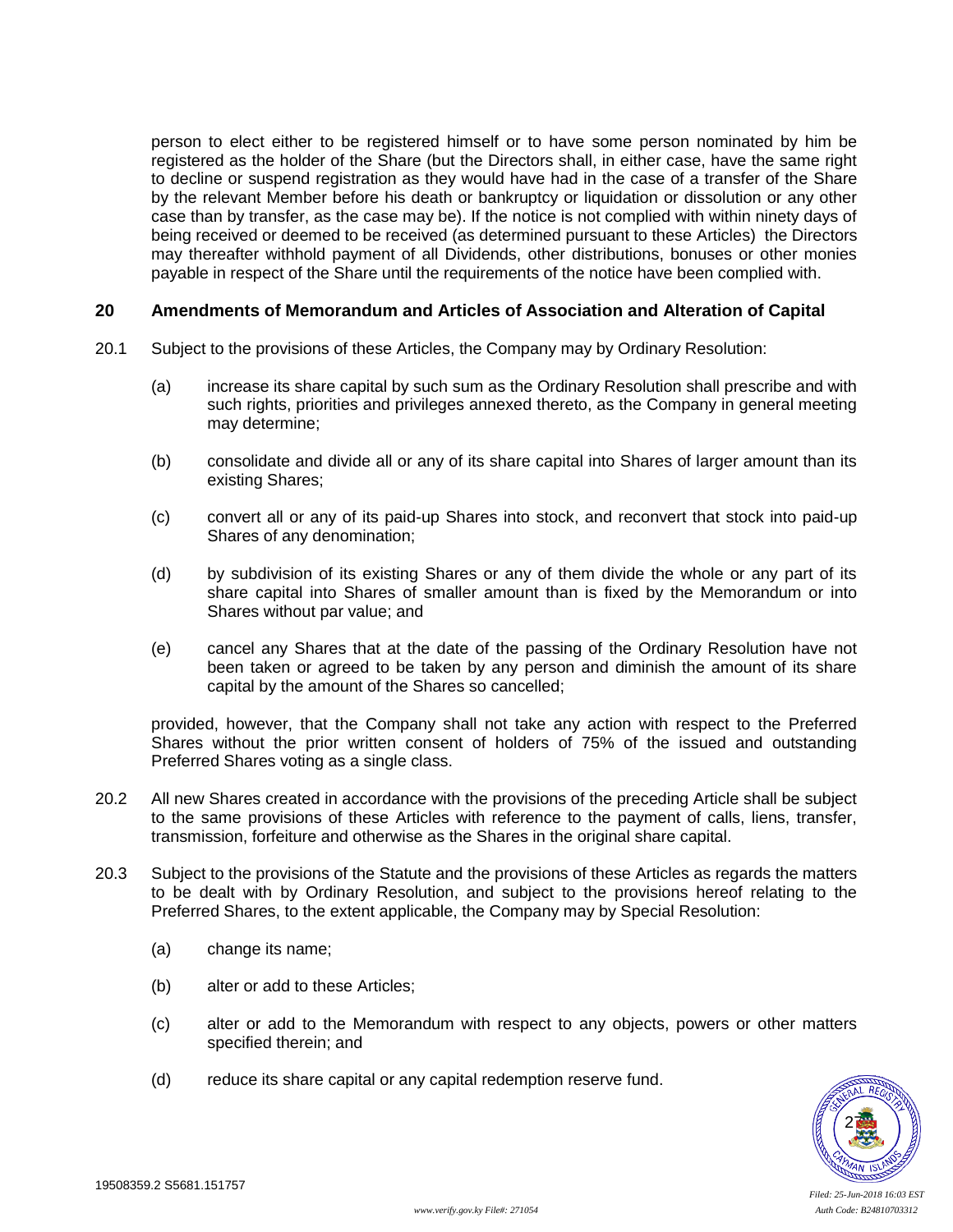person to elect either to be registered himself or to have some person nominated by him be registered as the holder of the Share (but the Directors shall, in either case, have the same right to decline or suspend registration as they would have had in the case of a transfer of the Share by the relevant Member before his death or bankruptcy or liquidation or dissolution or any other case than by transfer, as the case may be). If the notice is not complied with within ninety days of being received or deemed to be received (as determined pursuant to these Articles) the Directors may thereafter withhold payment of all Dividends, other distributions, bonuses or other monies payable in respect of the Share until the requirements of the notice have been complied with.

## 20 Amendments of Memorandum and Articles of Association and Alteration of Capital

20.1 Subject to the provisions of these Articles, the Company may by Ordinary Resolution:

(a) increase its share capital by such sum as the Ordinary Resolution shall prescribe and with such rights, priorities and privileges annexed thereto, as the Company in general meeting may determine;

(b) consolidate and divide all or any of its share capital into Shares of larger amount than its existing Shares;

(c) convert all or any of its paid-up Shares into stock, and reconvert that stock into paid-up Shares of any denomination;

(d) by subdivision of its existing Shares or any of them divide the whole or any part of its share capital into Shares of smaller amount than is fixed by the Memorandum or into Shares without par value; and

(e) cancel any Shares that at the date of the passing of the Ordinary Resolution have not been taken or agreed to be taken by any person and diminish the amount of its share capital by the amount of the Shares so cancelled;

provided, however, that the Company shall not take any action with respect to the Preferred Shares without the prior written consent of holders of 75% of the issued and outstanding Preferred Shares voting as a single class.

20.2 All new Shares created in accordance with the provisions of the preceding Article shall be subject to the same provisions of these Articles with reference to the payment of calls, liens, transfer, transmission, forfeiture and otherwise as the Shares in the original share capital.

20.3 Subject to the provisions of the Statute and the provisions of these Articles as regards the matters to be dealt with by Ordinary Resolution, and subject to the provisions hereof relating to the Preferred Shares, to the extent applicable, the Company may by Special Resolution:

(a) change its name;

(b) alter or add to these Articles;

(c) alter or add to the Memorandum with respect to any objects, powers or other matters specified therein; and

(d) reduce its share capital or any capital redemption reserve fund.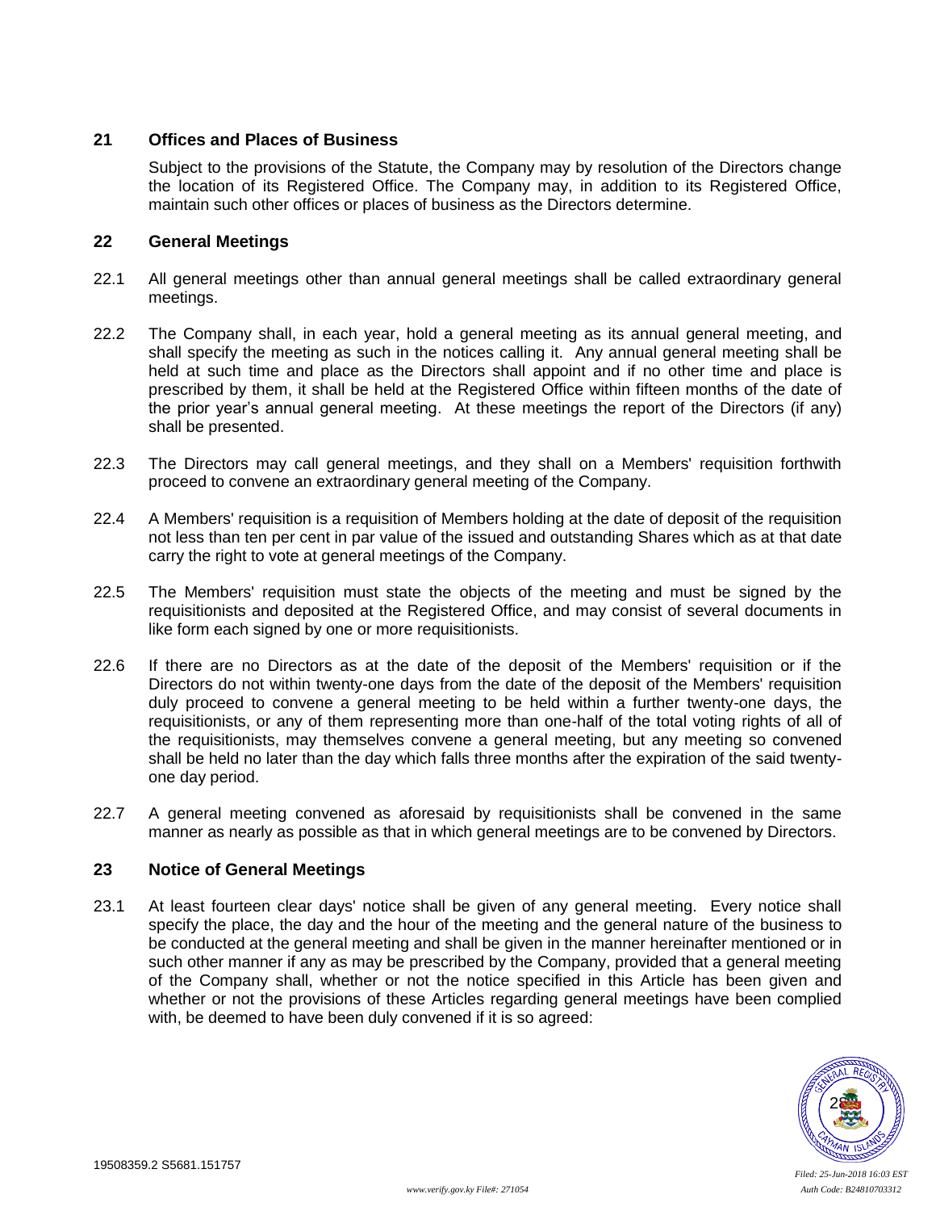## 21 Offices and Places of Business

Subject to the provisions of the Statute, the Company may by resolution of the Directors change the location of its Registered Office. The Company may, in addition to its Registered Office, maintain such other offices or places of business as the Directors determine.

## 22 General Meetings

22.1 All general meetings other than annual general meetings shall be called extraordinary general meetings.

22.2 The Company shall, in each year, hold a general meeting as its annual general meeting, and shall specify the meeting as such in the notices calling it. Any annual general meeting shall be held at such time and place as the Directors shall appoint and if no other time and place is prescribed by them, it shall be held at the Registered Office within fifteen months of the date of the prior year's annual general meeting. At these meetings the report of the Directors (if any) shall be presented.

22.3 The Directors may call general meetings, and they shall on a Members' requisition forthwith proceed to convene an extraordinary general meeting of the Company.

22.4 A Members' requisition is a requisition of Members holding at the date of deposit of the requisition not less than ten per cent in par value of the issued and outstanding Shares which as at that date carry the right to vote at general meetings of the Company.

22.5 The Members' requisition must state the objects of the meeting and must be signed by the requisitionists and deposited at the Registered Office, and may consist of several documents in like form each signed by one or more requisitionists.

22.6 If there are no Directors as at the date of the deposit of the Members' requisition or if the Directors do not within twenty-one days from the date of the deposit of the Members' requisition duly proceed to convene a general meeting to be held within a further twenty-one days, the requisitionists, or any of them representing more than one-half of the total voting rights of all of the requisitionists, may themselves convene a general meeting, but any meeting so convened shall be held no later than the day which falls three months after the expiration of the said twenty-one day period.

22.7 A general meeting convened as aforesaid by requisitionists shall be convened in the same manner as nearly as possible as that in which general meetings are to be convened by Directors.

## 23 Notice of General Meetings

23.1 At least fourteen clear days' notice shall be given of any general meeting. Every notice shall specify the place, the day and the hour of the meeting and the general nature of the business to be conducted at the general meeting and shall be given in the manner hereinafter mentioned or in such other manner if any as may be prescribed by the Company, provided that a general meeting of the Company shall, whether or not the notice specified in this Article has been given and whether or not the provisions of these Articles regarding general meetings have been complied with, be deemed to have been duly convened if it is so agreed: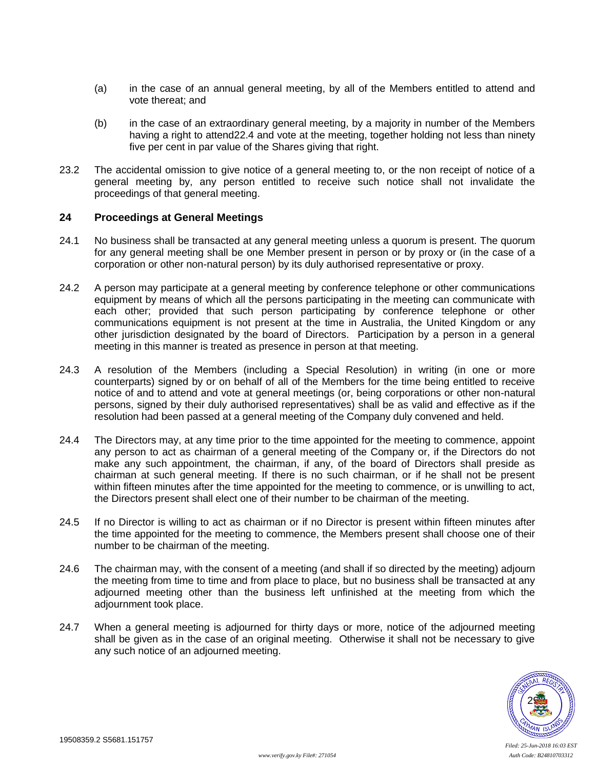(a) in the case of an annual general meeting, by all of the Members entitled to attend and vote thereat; and

(b) in the case of an extraordinary general meeting, by a majority in number of the Members having a right to attend22.4 and vote at the meeting, together holding not less than ninety five per cent in par value of the Shares giving that right.

23.2 The accidental omission to give notice of a general meeting to, or the non receipt of notice of a general meeting by, any person entitled to receive such notice shall not invalidate the proceedings of that general meeting.

## 24 Proceedings at General Meetings

24.1 No business shall be transacted at any general meeting unless a quorum is present. The quorum for any general meeting shall be one Member present in person or by proxy or (in the case of a corporation or other non-natural person) by its duly authorised representative or proxy.

24.2 A person may participate at a general meeting by conference telephone or other communications equipment by means of which all the persons participating in the meeting can communicate with each other; provided that such person participating by conference telephone or other communications equipment is not present at the time in Australia, the United Kingdom or any other jurisdiction designated by the board of Directors. Participation by a person in a general meeting in this manner is treated as presence in person at that meeting.

24.3 A resolution of the Members (including a Special Resolution) in writing (in one or more counterparts) signed by or on behalf of all of the Members for the time being entitled to receive notice of and to attend and vote at general meetings (or, being corporations or other non-natural persons, signed by their duly authorised representatives) shall be as valid and effective as if the resolution had been passed at a general meeting of the Company duly convened and held.

24.4 The Directors may, at any time prior to the time appointed for the meeting to commence, appoint any person to act as chairman of a general meeting of the Company or, if the Directors do not make any such appointment, the chairman, if any, of the board of Directors shall preside as chairman at such general meeting. If there is no such chairman, or if he shall not be present within fifteen minutes after the time appointed for the meeting to commence, or is unwilling to act, the Directors present shall elect one of their number to be chairman of the meeting.

24.5 If no Director is willing to act as chairman or if no Director is present within fifteen minutes after the time appointed for the meeting to commence, the Members present shall choose one of their number to be chairman of the meeting.

24.6 The chairman may, with the consent of a meeting (and shall if so directed by the meeting) adjourn the meeting from time to time and from place to place, but no business shall be transacted at any adjourned meeting other than the business left unfinished at the meeting from which the adjournment took place.

24.7 When a general meeting is adjourned for thirty days or more, notice of the adjourned meeting shall be given as in the case of an original meeting. Otherwise it shall not be necessary to give any such notice of an adjourned meeting.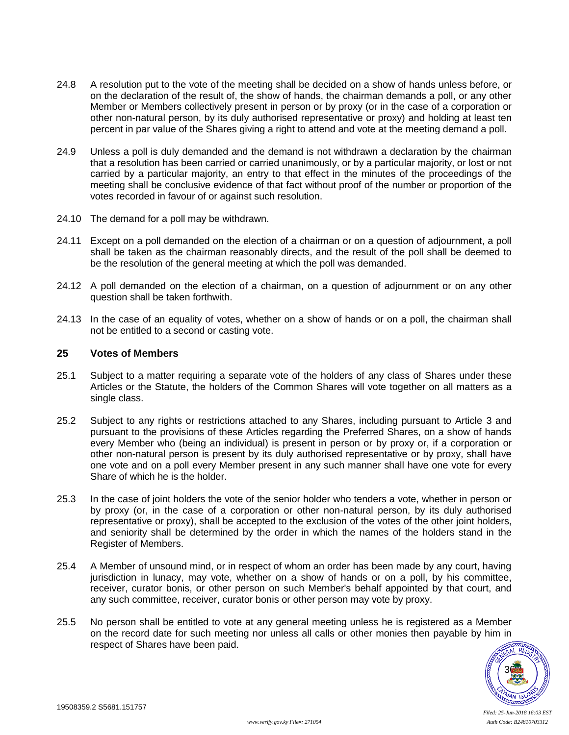24.8 A resolution put to the vote of the meeting shall be decided on a show of hands unless before, or on the declaration of the result of, the show of hands, the chairman demands a poll, or any other Member or Members collectively present in person or by proxy (or in the case of a corporation or other non-natural person, by its duly authorised representative or proxy) and holding at least ten percent in par value of the Shares giving a right to attend and vote at the meeting demand a poll.

24.9 Unless a poll is duly demanded and the demand is not withdrawn a declaration by the chairman that a resolution has been carried or carried unanimously, or by a particular majority, or lost or not carried by a particular majority, an entry to that effect in the minutes of the proceedings of the meeting shall be conclusive evidence of that fact without proof of the number or proportion of the votes recorded in favour of or against such resolution.

24.10 The demand for a poll may be withdrawn.

24.11 Except on a poll demanded on the election of a chairman or on a question of adjournment, a poll shall be taken as the chairman reasonably directs, and the result of the poll shall be deemed to be the resolution of the general meeting at which the poll was demanded.

24.12 A poll demanded on the election of a chairman, on a question of adjournment or on any other question shall be taken forthwith.

24.13 In the case of an equality of votes, whether on a show of hands or on a poll, the chairman shall not be entitled to a second or casting vote.

## 25 Votes of Members

25.1 Subject to a matter requiring a separate vote of the holders of any class of Shares under these Articles or the Statute, the holders of the Common Shares will vote together on all matters as a single class.

25.2 Subject to any rights or restrictions attached to any Shares, including pursuant to Article 3 and pursuant to the provisions of these Articles regarding the Preferred Shares, on a show of hands every Member who (being an individual) is present in person or by proxy or, if a corporation or other non-natural person is present by its duly authorised representative or by proxy, shall have one vote and on a poll every Member present in any such manner shall have one vote for every Share of which he is the holder.

25.3 In the case of joint holders the vote of the senior holder who tenders a vote, whether in person or by proxy (or, in the case of a corporation or other non-natural person, by its duly authorised representative or proxy), shall be accepted to the exclusion of the votes of the other joint holders, and seniority shall be determined by the order in which the names of the holders stand in the Register of Members.

25.4 A Member of unsound mind, or in respect of whom an order has been made by any court, having jurisdiction in lunacy, may vote, whether on a show of hands or on a poll, by his committee, receiver, curator bonis, or other person on such Member's behalf appointed by that court, and any such committee, receiver, curator bonis or other person may vote by proxy.

25.5 No person shall be entitled to vote at any general meeting unless he is registered as a Member on the record date for such meeting nor unless all calls or other monies then payable by him in respect of Shares have been paid.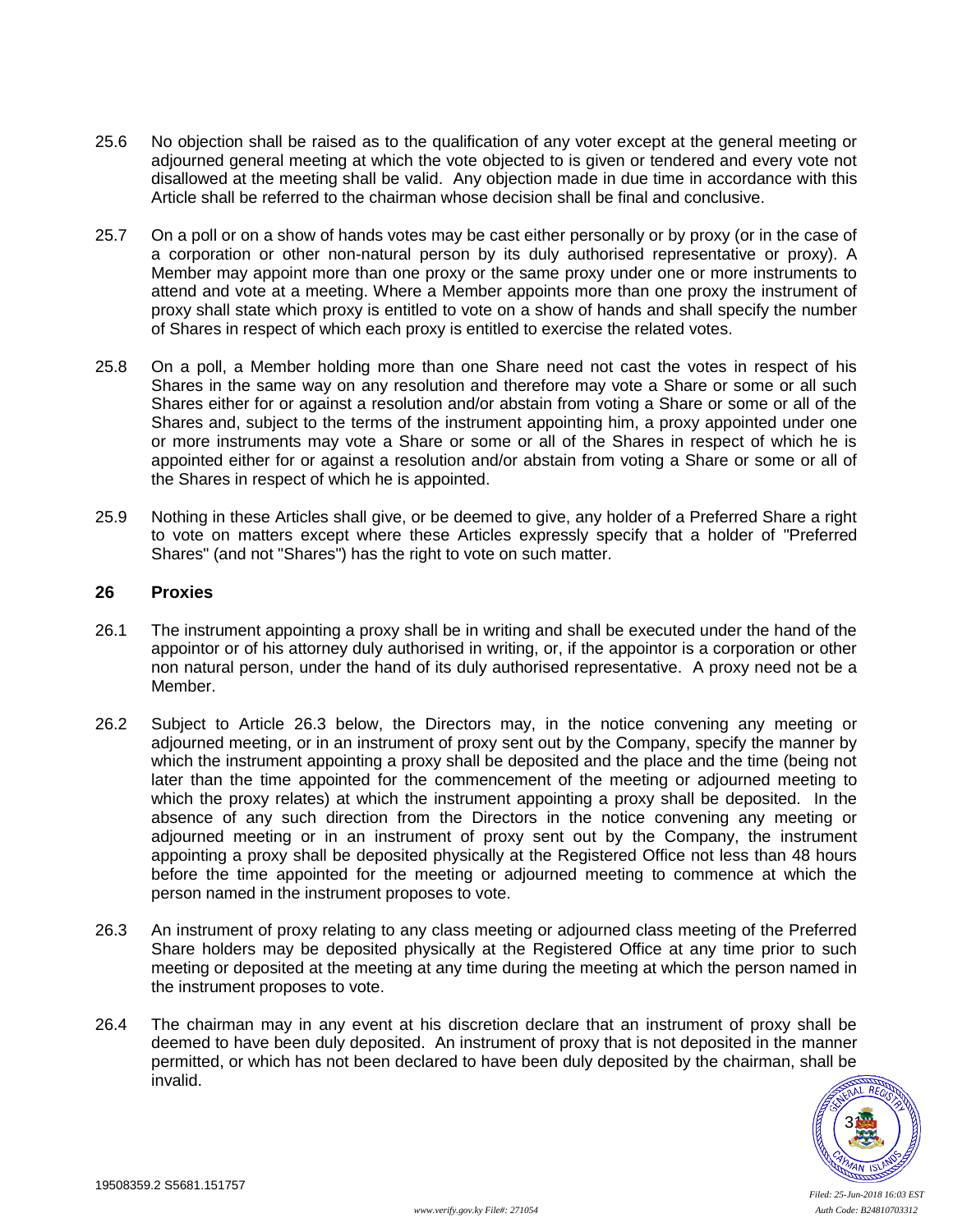25.6 No objection shall be raised as to the qualification of any voter except at the general meeting or adjourned general meeting at which the vote objected to is given or tendered and every vote not disallowed at the meeting shall be valid. Any objection made in due time in accordance with this Article shall be referred to the chairman whose decision shall be final and conclusive.

25.7 On a poll or on a show of hands votes may be cast either personally or by proxy (or in the case of a corporation or other non-natural person by its duly authorised representative or proxy). A Member may appoint more than one proxy or the same proxy under one or more instruments to attend and vote at a meeting. Where a Member appoints more than one proxy the instrument of proxy shall state which proxy is entitled to vote on a show of hands and shall specify the number of Shares in respect of which each proxy is entitled to exercise the related votes.

25.8 On a poll, a Member holding more than one Share need not cast the votes in respect of his Shares in the same way on any resolution and therefore may vote a Share or some or all such Shares either for or against a resolution and/or abstain from voting a Share or some or all of the Shares and, subject to the terms of the instrument appointing him, a proxy appointed under one or more instruments may vote a Share or some or all of the Shares in respect of which he is appointed either for or against a resolution and/or abstain from voting a Share or some or all of the Shares in respect of which he is appointed.

25.9 Nothing in these Articles shall give, or be deemed to give, any holder of a Preferred Share a right to vote on matters except where these Articles expressly specify that a holder of "Preferred Shares" (and not "Shares") has the right to vote on such matter.

## 26 Proxies

26.1 The instrument appointing a proxy shall be in writing and shall be executed under the hand of the appointor or of his attorney duly authorised in writing, or, if the appointor is a corporation or other non natural person, under the hand of its duly authorised representative. A proxy need not be a Member.

26.2 Subject to Article 26.3 below, the Directors may, in the notice convening any meeting or adjourned meeting, or in an instrument of proxy sent out by the Company, specify the manner by which the instrument appointing a proxy shall be deposited and the place and the time (being not later than the time appointed for the commencement of the meeting or adjourned meeting to which the proxy relates) at which the instrument appointing a proxy shall be deposited. In the absence of any such direction from the Directors in the notice convening any meeting or adjourned meeting or in an instrument of proxy sent out by the Company, the instrument appointing a proxy shall be deposited physically at the Registered Office not less than 48 hours before the time appointed for the meeting or adjourned meeting to commence at which the person named in the instrument proposes to vote.

26.3 An instrument of proxy relating to any class meeting or adjourned class meeting of the Preferred Share holders may be deposited physically at the Registered Office at any time prior to such meeting or deposited at the meeting at any time during the meeting at which the person named in the instrument proposes to vote.

26.4 The chairman may in any event at his discretion declare that an instrument of proxy shall be deemed to have been duly deposited. An instrument of proxy that is not deposited in the manner permitted, or which has not been declared to have been duly deposited by the chairman, shall be invalid.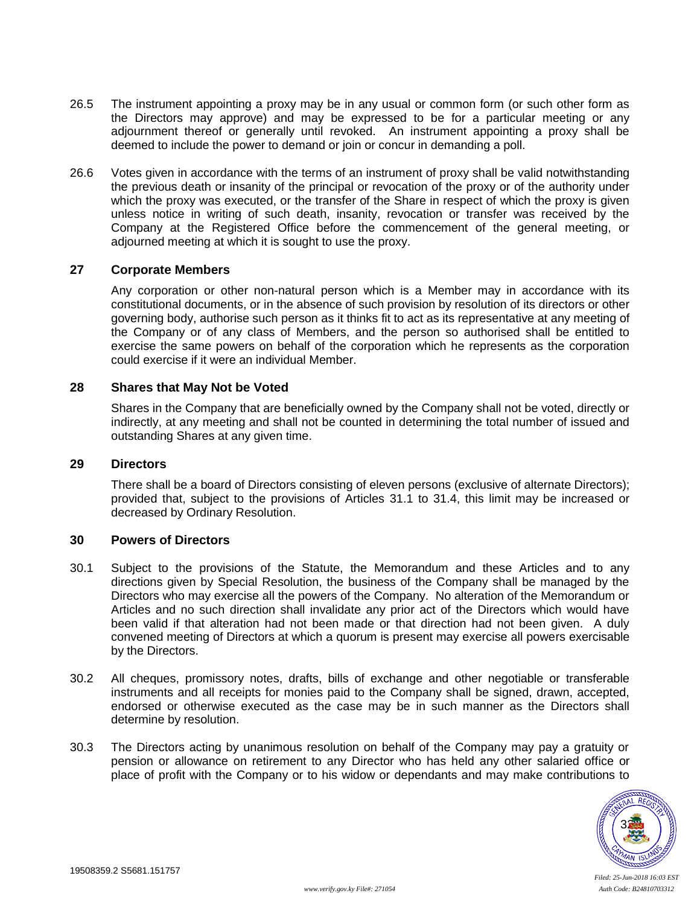26.5 The instrument appointing a proxy may be in any usual or common form (or such other form as the Directors may approve) and may be expressed to be for a particular meeting or any adjournment thereof or generally until revoked. An instrument appointing a proxy shall be deemed to include the power to demand or join or concur in demanding a poll.

26.6 Votes given in accordance with the terms of an instrument of proxy shall be valid notwithstanding the previous death or insanity of the principal or revocation of the proxy or of the authority under which the proxy was executed, or the transfer of the Share in respect of which the proxy is given unless notice in writing of such death, insanity, revocation or transfer was received by the Company at the Registered Office before the commencement of the general meeting, or adjourned meeting at which it is sought to use the proxy.

## 27 Corporate Members

Any corporation or other non-natural person which is a Member may in accordance with its constitutional documents, or in the absence of such provision by resolution of its directors or other governing body, authorise such person as it thinks fit to act as its representative at any meeting of the Company or of any class of Members, and the person so authorised shall be entitled to exercise the same powers on behalf of the corporation which he represents as the corporation could exercise if it were an individual Member.

## 28 Shares that May Not be Voted

Shares in the Company that are beneficially owned by the Company shall not be voted, directly or indirectly, at any meeting and shall not be counted in determining the total number of issued and outstanding Shares at any given time.

## 29 Directors

There shall be a board of Directors consisting of eleven persons (exclusive of alternate Directors); provided that, subject to the provisions of Articles 31.1 to 31.4, this limit may be increased or decreased by Ordinary Resolution.

## 30 Powers of Directors

30.1 Subject to the provisions of the Statute, the Memorandum and these Articles and to any directions given by Special Resolution, the business of the Company shall be managed by the Directors who may exercise all the powers of the Company. No alteration of the Memorandum or Articles and no such direction shall invalidate any prior act of the Directors which would have been valid if that alteration had not been made or that direction had not been given. A duly convened meeting of Directors at which a quorum is present may exercise all powers exercisable by the Directors.

30.2 All cheques, promissory notes, drafts, bills of exchange and other negotiable or transferable instruments and all receipts for monies paid to the Company shall be signed, drawn, accepted, endorsed or otherwise executed as the case may be in such manner as the Directors shall determine by resolution.

30.3 The Directors acting by unanimous resolution on behalf of the Company may pay a gratuity or pension or allowance on retirement to any Director who has held any other salaried office or place of profit with the Company or to his widow or dependants and may make contributions to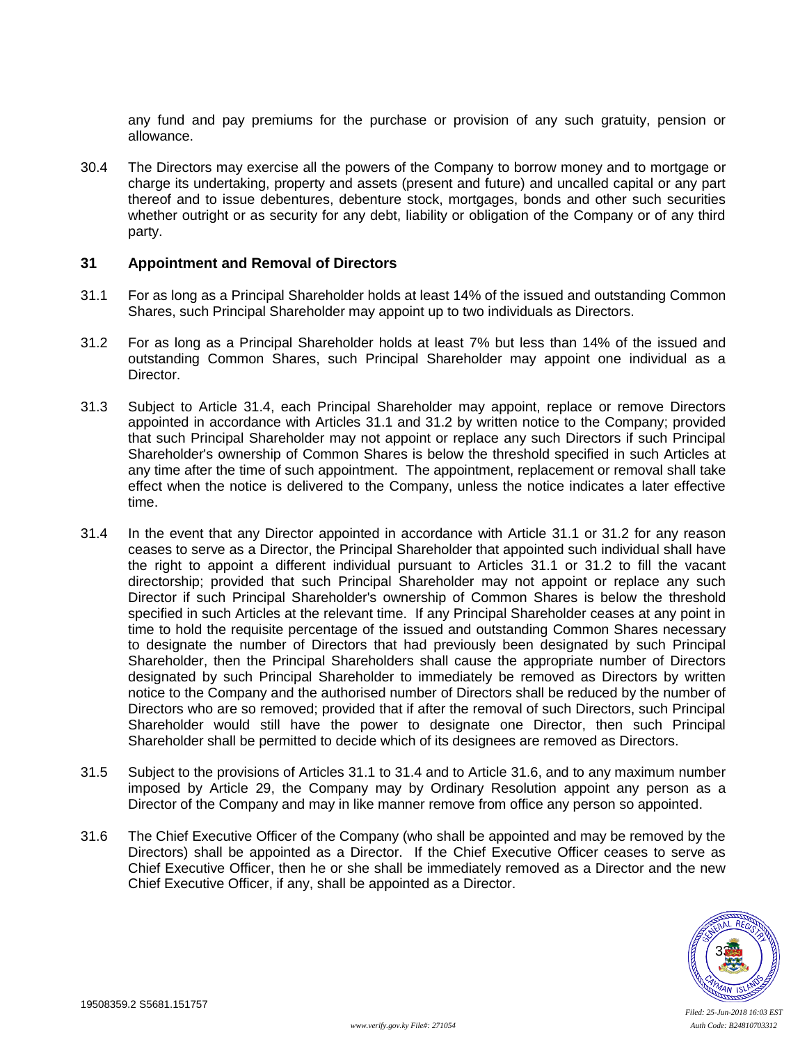any fund and pay premiums for the purchase or provision of any such gratuity, pension or allowance.

30.4 The Directors may exercise all the powers of the Company to borrow money and to mortgage or charge its undertaking, property and assets (present and future) and uncalled capital or any part thereof and to issue debentures, debenture stock, mortgages, bonds and other such securities whether outright or as security for any debt, liability or obligation of the Company or of any third party.

## 31 Appointment and Removal of Directors

31.1 For as long as a Principal Shareholder holds at least 14% of the issued and outstanding Common Shares, such Principal Shareholder may appoint up to two individuals as Directors.

31.2 For as long as a Principal Shareholder holds at least 7% but less than 14% of the issued and outstanding Common Shares, such Principal Shareholder may appoint one individual as a Director.

31.3 Subject to Article 31.4, each Principal Shareholder may appoint, replace or remove Directors appointed in accordance with Articles 31.1 and 31.2 by written notice to the Company; provided that such Principal Shareholder may not appoint or replace any such Directors if such Principal Shareholder's ownership of Common Shares is below the threshold specified in such Articles at any time after the time of such appointment. The appointment, replacement or removal shall take effect when the notice is delivered to the Company, unless the notice indicates a later effective time.

31.4 In the event that any Director appointed in accordance with Article 31.1 or 31.2 for any reason ceases to serve as a Director, the Principal Shareholder that appointed such individual shall have the right to appoint a different individual pursuant to Articles 31.1 or 31.2 to fill the vacant directorship; provided that such Principal Shareholder may not appoint or replace any such Director if such Principal Shareholder's ownership of Common Shares is below the threshold specified in such Articles at the relevant time. If any Principal Shareholder ceases at any point in time to hold the requisite percentage of the issued and outstanding Common Shares necessary to designate the number of Directors that had previously been designated by such Principal Shareholder, then the Principal Shareholders shall cause the appropriate number of Directors designated by such Principal Shareholder to immediately be removed as Directors by written notice to the Company and the authorised number of Directors shall be reduced by the number of Directors who are so removed; provided that if after the removal of such Directors, such Principal Shareholder would still have the power to designate one Director, then such Principal Shareholder shall be permitted to decide which of its designees are removed as Directors.

31.5 Subject to the provisions of Articles 31.1 to 31.4 and to Article 31.6, and to any maximum number imposed by Article 29, the Company may by Ordinary Resolution appoint any person as a Director of the Company and may in like manner remove from office any person so appointed.

31.6 The Chief Executive Officer of the Company (who shall be appointed and may be removed by the Directors) shall be appointed as a Director. If the Chief Executive Officer ceases to serve as Chief Executive Officer, then he or she shall be immediately removed as a Director and the new Chief Executive Officer, if any, shall be appointed as a Director.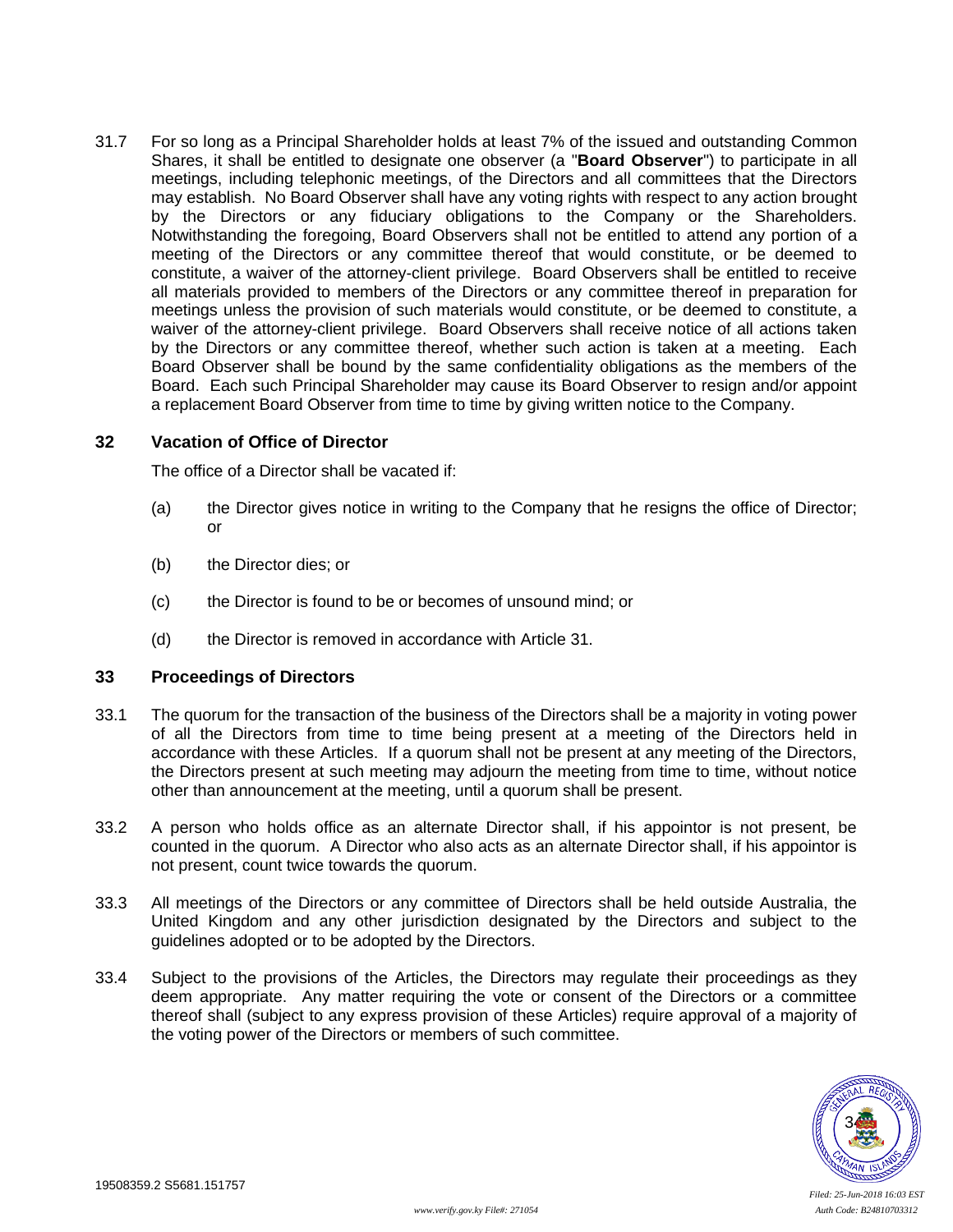31.7 For so long as a Principal Shareholder holds at least 7% of the issued and outstanding Common Shares, it shall be entitled to designate one observer (a "**Board Observer**") to participate in all meetings, including telephonic meetings, of the Directors and all committees that the Directors may establish. No Board Observer shall have any voting rights with respect to any action brought by the Directors or any fiduciary obligations to the Company or the Shareholders. Notwithstanding the foregoing, Board Observers shall not be entitled to attend any portion of a meeting of the Directors or any committee thereof that would constitute, or be deemed to constitute, a waiver of the attorney-client privilege. Board Observers shall be entitled to receive all materials provided to members of the Directors or any committee thereof in preparation for meetings unless the provision of such materials would constitute, or be deemed to constitute, a waiver of the attorney-client privilege. Board Observers shall receive notice of all actions taken by the Directors or any committee thereof, whether such action is taken at a meeting. Each Board Observer shall be bound by the same confidentiality obligations as the members of the Board. Each such Principal Shareholder may cause its Board Observer to resign and/or appoint a replacement Board Observer from time to time by giving written notice to the Company.

## 32 Vacation of Office of Director

The office of a Director shall be vacated if:

(a) the Director gives notice in writing to the Company that he resigns the office of Director; or

(b) the Director dies; or

(c) the Director is found to be or becomes of unsound mind; or

(d) the Director is removed in accordance with Article 31.

## 33 Proceedings of Directors

33.1 The quorum for the transaction of the business of the Directors shall be a majority in voting power of all the Directors from time to time being present at a meeting of the Directors held in accordance with these Articles. If a quorum shall not be present at any meeting of the Directors, the Directors present at such meeting may adjourn the meeting from time to time, without notice other than announcement at the meeting, until a quorum shall be present.

33.2 A person who holds office as an alternate Director shall, if his appointor is not present, be counted in the quorum. A Director who also acts as an alternate Director shall, if his appointor is not present, count twice towards the quorum.

33.3 All meetings of the Directors or any committee of Directors shall be held outside Australia, the United Kingdom and any other jurisdiction designated by the Directors and subject to the guidelines adopted or to be adopted by the Directors.

33.4 Subject to the provisions of the Articles, the Directors may regulate their proceedings as they deem appropriate. Any matter requiring the vote or consent of the Directors or a committee thereof shall (subject to any express provision of these Articles) require approval of a majority of the voting power of the Directors or members of such committee.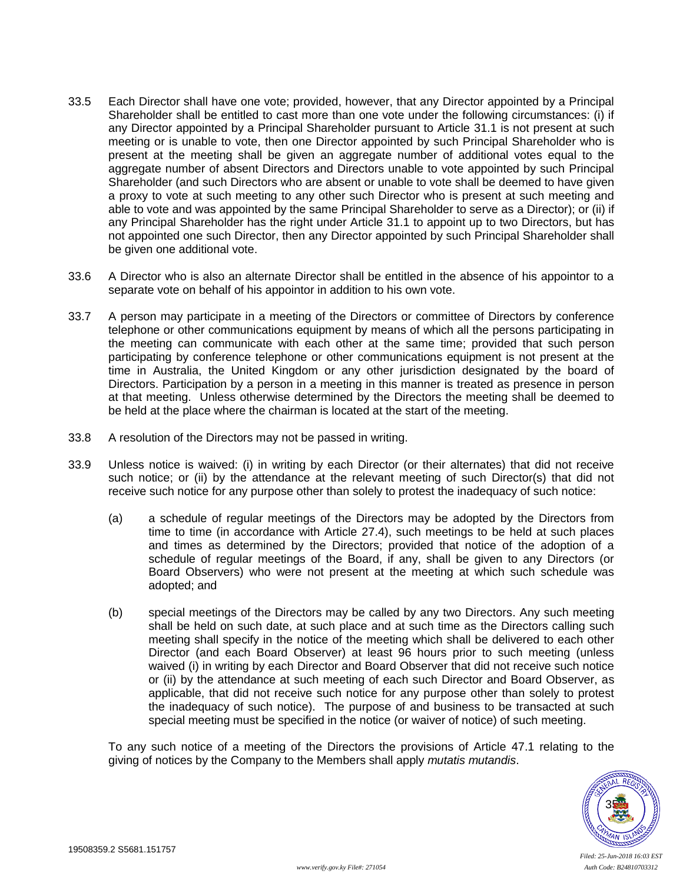33.5 Each Director shall have one vote; provided, however, that any Director appointed by a Principal Shareholder shall be entitled to cast more than one vote under the following circumstances: (i) if any Director appointed by a Principal Shareholder pursuant to Article 31.1 is not present at such meeting or is unable to vote, then one Director appointed by such Principal Shareholder who is present at the meeting shall be given an aggregate number of additional votes equal to the aggregate number of absent Directors and Directors unable to vote appointed by such Principal Shareholder (and such Directors who are absent or unable to vote shall be deemed to have given a proxy to vote at such meeting to any other such Director who is present at such meeting and able to vote and was appointed by the same Principal Shareholder to serve as a Director); or (ii) if any Principal Shareholder has the right under Article 31.1 to appoint up to two Directors, but has not appointed one such Director, then any Director appointed by such Principal Shareholder shall be given one additional vote.

33.6 A Director who is also an alternate Director shall be entitled in the absence of his appointor to a separate vote on behalf of his appointor in addition to his own vote.

33.7 A person may participate in a meeting of the Directors or committee of Directors by conference telephone or other communications equipment by means of which all the persons participating in the meeting can communicate with each other at the same time; provided that such person participating by conference telephone or other communications equipment is not present at the time in Australia, the United Kingdom or any other jurisdiction designated by the board of Directors. Participation by a person in a meeting in this manner is treated as presence in person at that meeting. Unless otherwise determined by the Directors the meeting shall be deemed to be held at the place where the chairman is located at the start of the meeting.

33.8 A resolution of the Directors may not be passed in writing.

33.9 Unless notice is waived: (i) in writing by each Director (or their alternates) that did not receive such notice; or (ii) by the attendance at the relevant meeting of such Director(s) that did not receive such notice for any purpose other than solely to protest the inadequacy of such notice:

(a) a schedule of regular meetings of the Directors may be adopted by the Directors from time to time (in accordance with Article 27.4), such meetings to be held at such places and times as determined by the Directors; provided that notice of the adoption of a schedule of regular meetings of the Board, if any, shall be given to any Directors (or Board Observers) who were not present at the meeting at which such schedule was adopted; and

(b) special meetings of the Directors may be called by any two Directors. Any such meeting shall be held on such date, at such place and at such time as the Directors calling such meeting shall specify in the notice of the meeting which shall be delivered to each other Director (and each Board Observer) at least 96 hours prior to such meeting (unless waived (i) in writing by each Director and Board Observer that did not receive such notice or (ii) by the attendance at such meeting of each such Director and Board Observer, as applicable, that did not receive such notice for any purpose other than solely to protest the inadequacy of such notice). The purpose of and business to be transacted at such special meeting must be specified in the notice (or waiver of notice) of such meeting.

To any such notice of a meeting of the Directors the provisions of Article 47.1 relating to the giving of notices by the Company to the Members shall apply *mutatis mutandis*.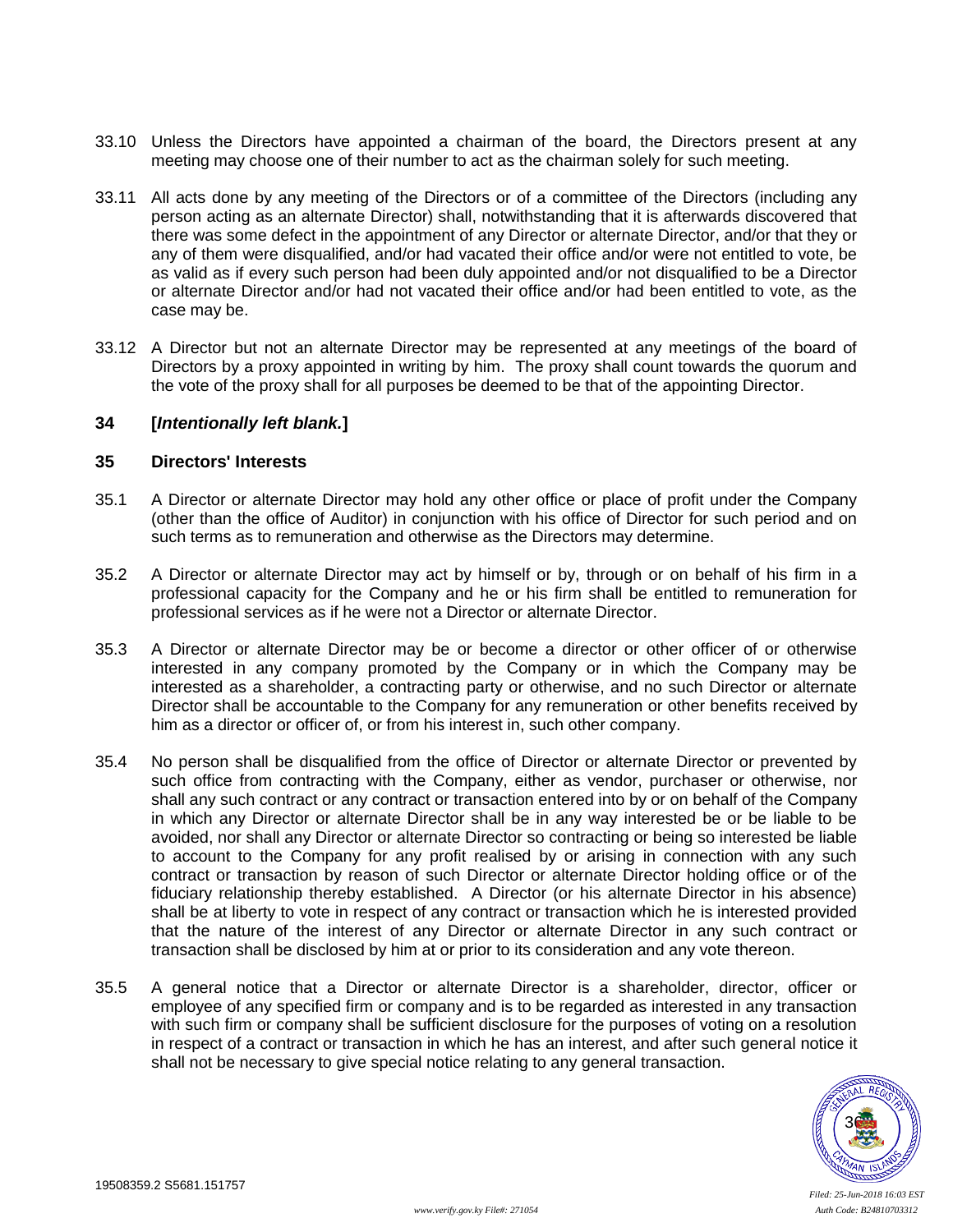33.10 Unless the Directors have appointed a chairman of the board, the Directors present at any meeting may choose one of their number to act as the chairman solely for such meeting.

33.11 All acts done by any meeting of the Directors or of a committee of the Directors (including any person acting as an alternate Director) shall, notwithstanding that it is afterwards discovered that there was some defect in the appointment of any Director or alternate Director, and/or that they or any of them were disqualified, and/or had vacated their office and/or were not entitled to vote, be as valid as if every such person had been duly appointed and/or not disqualified to be a Director or alternate Director and/or had not vacated their office and/or had been entitled to vote, as the case may be.

33.12 A Director but not an alternate Director may be represented at any meetings of the board of Directors by a proxy appointed in writing by him. The proxy shall count towards the quorum and the vote of the proxy shall for all purposes be deemed to be that of the appointing Director.

## 34 [*Intentionally left blank.*]

## 35 Directors' Interests

35.1 A Director or alternate Director may hold any other office or place of profit under the Company (other than the office of Auditor) in conjunction with his office of Director for such period and on such terms as to remuneration and otherwise as the Directors may determine.

35.2 A Director or alternate Director may act by himself or by, through or on behalf of his firm in a professional capacity for the Company and he or his firm shall be entitled to remuneration for professional services as if he were not a Director or alternate Director.

35.3 A Director or alternate Director may be or become a director or other officer of or otherwise interested in any company promoted by the Company or in which the Company may be interested as a shareholder, a contracting party or otherwise, and no such Director or alternate Director shall be accountable to the Company for any remuneration or other benefits received by him as a director or officer of, or from his interest in, such other company.

35.4 No person shall be disqualified from the office of Director or alternate Director or prevented by such office from contracting with the Company, either as vendor, purchaser or otherwise, nor shall any such contract or any contract or transaction entered into by or on behalf of the Company in which any Director or alternate Director shall be in any way interested be or be liable to be avoided, nor shall any Director or alternate Director so contracting or being so interested be liable to account to the Company for any profit realised by or arising in connection with any such contract or transaction by reason of such Director or alternate Director holding office or of the fiduciary relationship thereby established. A Director (or his alternate Director in his absence) shall be at liberty to vote in respect of any contract or transaction which he is interested provided that the nature of the interest of any Director or alternate Director in any such contract or transaction shall be disclosed by him at or prior to its consideration and any vote thereon.

35.5 A general notice that a Director or alternate Director is a shareholder, director, officer or employee of any specified firm or company and is to be regarded as interested in any transaction with such firm or company shall be sufficient disclosure for the purposes of voting on a resolution in respect of a contract or transaction in which he has an interest, and after such general notice it shall not be necessary to give special notice relating to any general transaction.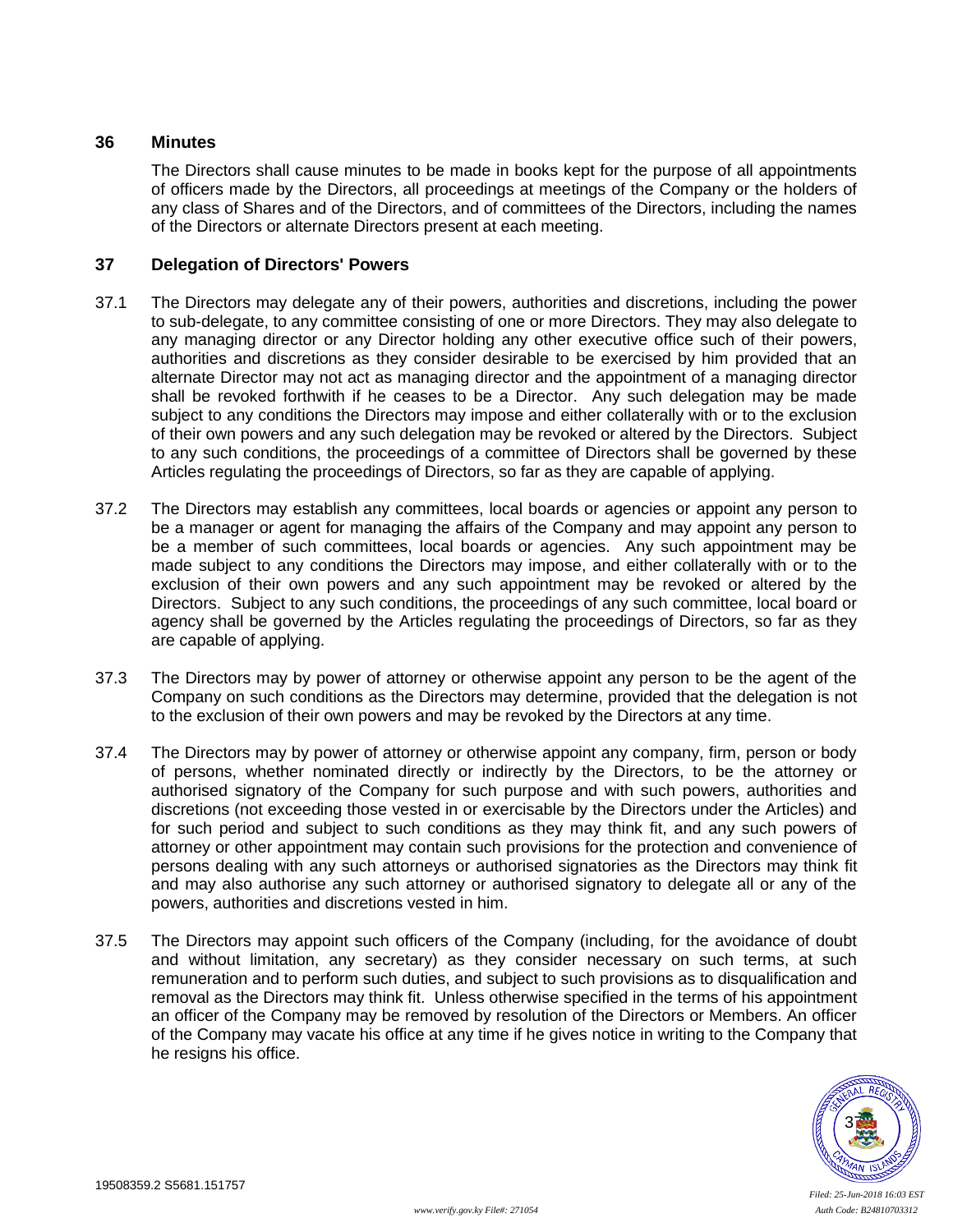## 36 Minutes

The Directors shall cause minutes to be made in books kept for the purpose of all appointments of officers made by the Directors, all proceedings at meetings of the Company or the holders of any class of Shares and of the Directors, and of committees of the Directors, including the names of the Directors or alternate Directors present at each meeting.

## 37 Delegation of Directors' Powers

37.1 The Directors may delegate any of their powers, authorities and discretions, including the power to sub-delegate, to any committee consisting of one or more Directors. They may also delegate to any managing director or any Director holding any other executive office such of their powers, authorities and discretions as they consider desirable to be exercised by him provided that an alternate Director may not act as managing director and the appointment of a managing director shall be revoked forthwith if he ceases to be a Director. Any such delegation may be made subject to any conditions the Directors may impose and either collaterally with or to the exclusion of their own powers and any such delegation may be revoked or altered by the Directors. Subject to any such conditions, the proceedings of a committee of Directors shall be governed by these Articles regulating the proceedings of Directors, so far as they are capable of applying.

37.2 The Directors may establish any committees, local boards or agencies or appoint any person to be a manager or agent for managing the affairs of the Company and may appoint any person to be a member of such committees, local boards or agencies. Any such appointment may be made subject to any conditions the Directors may impose, and either collaterally with or to the exclusion of their own powers and any such appointment may be revoked or altered by the Directors. Subject to any such conditions, the proceedings of any such committee, local board or agency shall be governed by the Articles regulating the proceedings of Directors, so far as they are capable of applying.

37.3 The Directors may by power of attorney or otherwise appoint any person to be the agent of the Company on such conditions as the Directors may determine, provided that the delegation is not to the exclusion of their own powers and may be revoked by the Directors at any time.

37.4 The Directors may by power of attorney or otherwise appoint any company, firm, person or body of persons, whether nominated directly or indirectly by the Directors, to be the attorney or authorised signatory of the Company for such purpose and with such powers, authorities and discretions (not exceeding those vested in or exercisable by the Directors under the Articles) and for such period and subject to such conditions as they may think fit, and any such powers of attorney or other appointment may contain such provisions for the protection and convenience of persons dealing with any such attorneys or authorised signatories as the Directors may think fit and may also authorise any such attorney or authorised signatory to delegate all or any of the powers, authorities and discretions vested in him.

37.5 The Directors may appoint such officers of the Company (including, for the avoidance of doubt and without limitation, any secretary) as they consider necessary on such terms, at such remuneration and to perform such duties, and subject to such provisions as to disqualification and removal as the Directors may think fit. Unless otherwise specified in the terms of his appointment an officer of the Company may be removed by resolution of the Directors or Members. An officer of the Company may vacate his office at any time if he gives notice in writing to the Company that he resigns his office.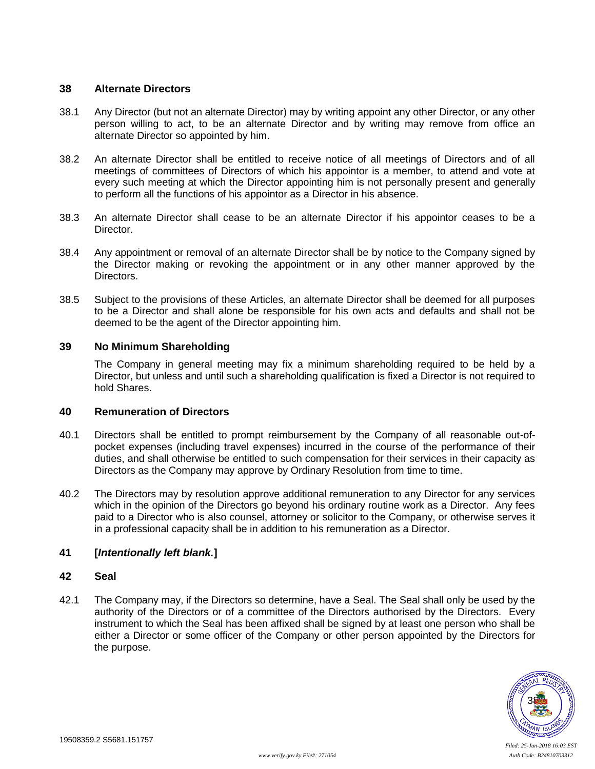## 38 Alternate Directors

38.1 Any Director (but not an alternate Director) may by writing appoint any other Director, or any other person willing to act, to be an alternate Director and by writing may remove from office an alternate Director so appointed by him.

38.2 An alternate Director shall be entitled to receive notice of all meetings of Directors and of all meetings of committees of Directors of which his appointor is a member, to attend and vote at every such meeting at which the Director appointing him is not personally present and generally to perform all the functions of his appointor as a Director in his absence.

38.3 An alternate Director shall cease to be an alternate Director if his appointor ceases to be a Director.

38.4 Any appointment or removal of an alternate Director shall be by notice to the Company signed by the Director making or revoking the appointment or in any other manner approved by the Directors.

38.5 Subject to the provisions of these Articles, an alternate Director shall be deemed for all purposes to be a Director and shall alone be responsible for his own acts and defaults and shall not be deemed to be the agent of the Director appointing him.

## 39 No Minimum Shareholding

The Company in general meeting may fix a minimum shareholding required to be held by a Director, but unless and until such a shareholding qualification is fixed a Director is not required to hold Shares.

## 40 Remuneration of Directors

40.1 Directors shall be entitled to prompt reimbursement by the Company of all reasonable out-of-pocket expenses (including travel expenses) incurred in the course of the performance of their duties, and shall otherwise be entitled to such compensation for their services in their capacity as Directors as the Company may approve by Ordinary Resolution from time to time.

40.2 The Directors may by resolution approve additional remuneration to any Director for any services which in the opinion of the Directors go beyond his ordinary routine work as a Director. Any fees paid to a Director who is also counsel, attorney or solicitor to the Company, or otherwise serves it in a professional capacity shall be in addition to his remuneration as a Director.

## 41 [*Intentionally left blank.*]

## 42 Seal

42.1 The Company may, if the Directors so determine, have a Seal. The Seal shall only be used by the authority of the Directors or of a committee of the Directors authorised by the Directors. Every instrument to which the Seal has been affixed shall be signed by at least one person who shall be either a Director or some officer of the Company or other person appointed by the Directors for the purpose.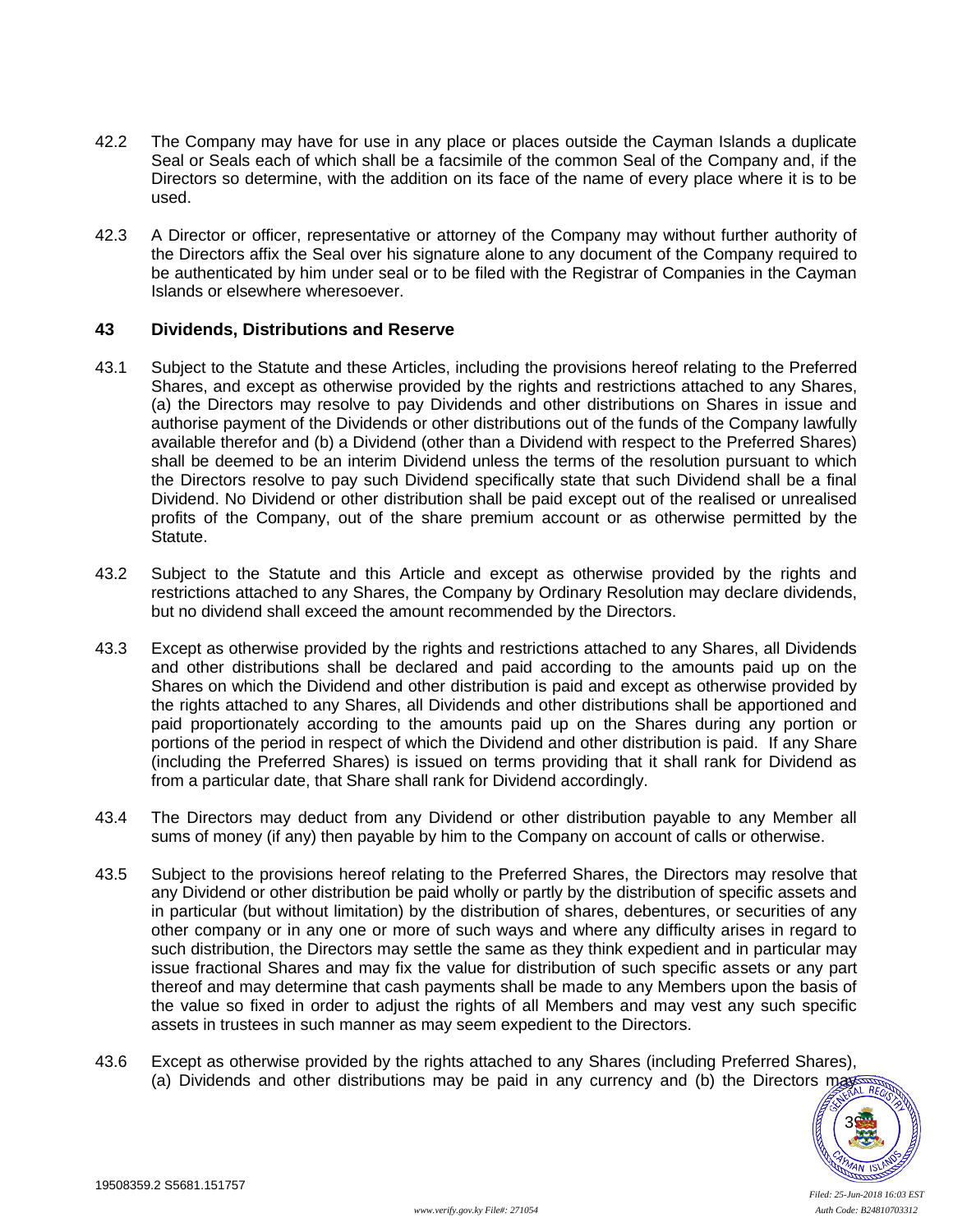42.2 The Company may have for use in any place or places outside the Cayman Islands a duplicate Seal or Seals each of which shall be a facsimile of the common Seal of the Company and, if the Directors so determine, with the addition on its face of the name of every place where it is to be used.

42.3 A Director or officer, representative or attorney of the Company may without further authority of the Directors affix the Seal over his signature alone to any document of the Company required to be authenticated by him under seal or to be filed with the Registrar of Companies in the Cayman Islands or elsewhere wheresoever.

## 43 Dividends, Distributions and Reserve

43.1 Subject to the Statute and these Articles, including the provisions hereof relating to the Preferred Shares, and except as otherwise provided by the rights and restrictions attached to any Shares, (a) the Directors may resolve to pay Dividends and other distributions on Shares in issue and authorise payment of the Dividends or other distributions out of the funds of the Company lawfully available therefor and (b) a Dividend (other than a Dividend with respect to the Preferred Shares) shall be deemed to be an interim Dividend unless the terms of the resolution pursuant to which the Directors resolve to pay such Dividend specifically state that such Dividend shall be a final Dividend. No Dividend or other distribution shall be paid except out of the realised or unrealised profits of the Company, out of the share premium account or as otherwise permitted by the Statute.

43.2 Subject to the Statute and this Article and except as otherwise provided by the rights and restrictions attached to any Shares, the Company by Ordinary Resolution may declare dividends, but no dividend shall exceed the amount recommended by the Directors.

43.3 Except as otherwise provided by the rights and restrictions attached to any Shares, all Dividends and other distributions shall be declared and paid according to the amounts paid up on the Shares on which the Dividend and other distribution is paid and except as otherwise provided by the rights attached to any Shares, all Dividends and other distributions shall be apportioned and paid proportionately according to the amounts paid up on the Shares during any portion or portions of the period in respect of which the Dividend and other distribution is paid. If any Share (including the Preferred Shares) is issued on terms providing that it shall rank for Dividend as from a particular date, that Share shall rank for Dividend accordingly.

43.4 The Directors may deduct from any Dividend or other distribution payable to any Member all sums of money (if any) then payable by him to the Company on account of calls or otherwise.

43.5 Subject to the provisions hereof relating to the Preferred Shares, the Directors may resolve that any Dividend or other distribution be paid wholly or partly by the distribution of specific assets and in particular (but without limitation) by the distribution of shares, debentures, or securities of any other company or in any one or more of such ways and where any difficulty arises in regard to such distribution, the Directors may settle the same as they think expedient and in particular may issue fractional Shares and may fix the value for distribution of such specific assets or any part thereof and may determine that cash payments shall be made to any Members upon the basis of the value so fixed in order to adjust the rights of all Members and may vest any such specific assets in trustees in such manner as may seem expedient to the Directors.

43.6 Except as otherwise provided by the rights attached to any Shares (including Preferred Shares), (a) Dividends and other distributions may be paid in any currency and (b) the Directors may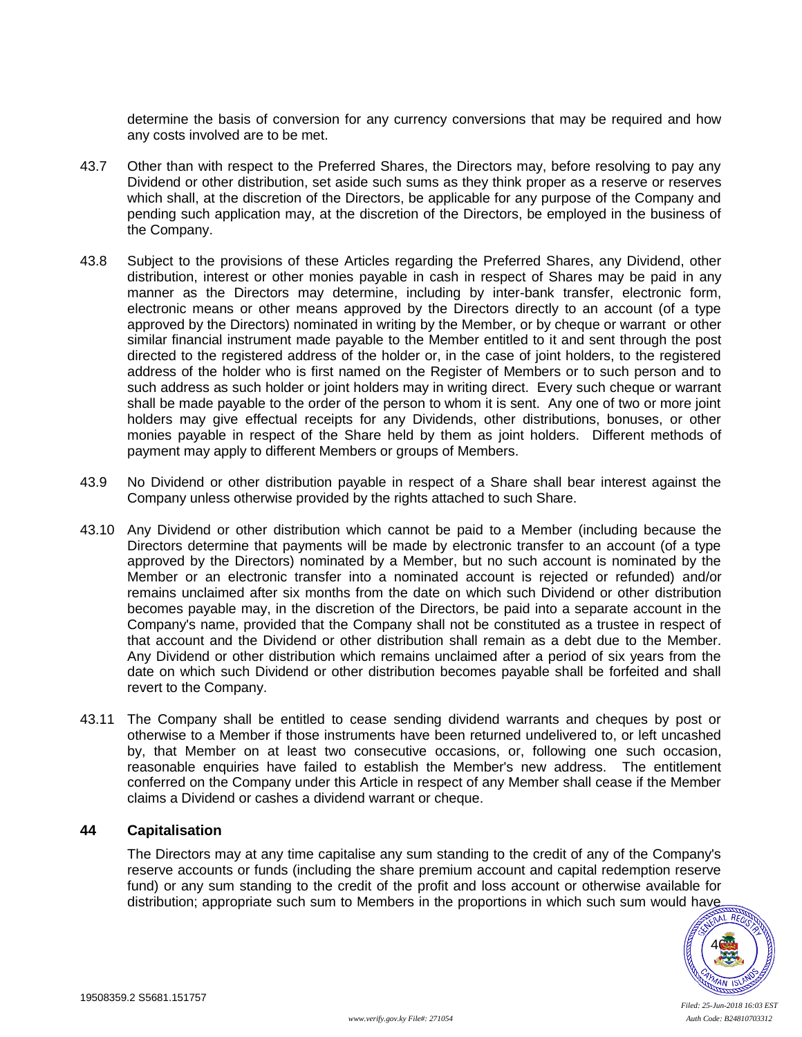determine the basis of conversion for any currency conversions that may be required and how any costs involved are to be met.

43.7 Other than with respect to the Preferred Shares, the Directors may, before resolving to pay any Dividend or other distribution, set aside such sums as they think proper as a reserve or reserves which shall, at the discretion of the Directors, be applicable for any purpose of the Company and pending such application may, at the discretion of the Directors, be employed in the business of the Company.

43.8 Subject to the provisions of these Articles regarding the Preferred Shares, any Dividend, other distribution, interest or other monies payable in cash in respect of Shares may be paid in any manner as the Directors may determine, including by inter-bank transfer, electronic form, electronic means or other means approved by the Directors directly to an account (of a type approved by the Directors) nominated in writing by the Member, or by cheque or warrant or other similar financial instrument made payable to the Member entitled to it and sent through the post directed to the registered address of the holder or, in the case of joint holders, to the registered address of the holder who is first named on the Register of Members or to such person and to such address as such holder or joint holders may in writing direct. Every such cheque or warrant shall be made payable to the order of the person to whom it is sent. Any one of two or more joint holders may give effectual receipts for any Dividends, other distributions, bonuses, or other monies payable in respect of the Share held by them as joint holders. Different methods of payment may apply to different Members or groups of Members.

43.9 No Dividend or other distribution payable in respect of a Share shall bear interest against the Company unless otherwise provided by the rights attached to such Share.

43.10 Any Dividend or other distribution which cannot be paid to a Member (including because the Directors determine that payments will be made by electronic transfer to an account (of a type approved by the Directors) nominated by a Member, but no such account is nominated by the Member or an electronic transfer into a nominated account is rejected or refunded) and/or remains unclaimed after six months from the date on which such Dividend or other distribution becomes payable may, in the discretion of the Directors, be paid into a separate account in the Company's name, provided that the Company shall not be constituted as a trustee in respect of that account and the Dividend or other distribution shall remain as a debt due to the Member. Any Dividend or other distribution which remains unclaimed after a period of six years from the date on which such Dividend or other distribution becomes payable shall be forfeited and shall revert to the Company.

43.11 The Company shall be entitled to cease sending dividend warrants and cheques by post or otherwise to a Member if those instruments have been returned undelivered to, or left uncashed by, that Member on at least two consecutive occasions, or, following one such occasion, reasonable enquiries have failed to establish the Member's new address. The entitlement conferred on the Company under this Article in respect of any Member shall cease if the Member claims a Dividend or cashes a dividend warrant or cheque.

## 44 Capitalisation

The Directors may at any time capitalise any sum standing to the credit of any of the Company's reserve accounts or funds (including the share premium account and capital redemption reserve fund) or any sum standing to the credit of the profit and loss account or otherwise available for distribution; appropriate such sum to Members in the proportions in which such sum would have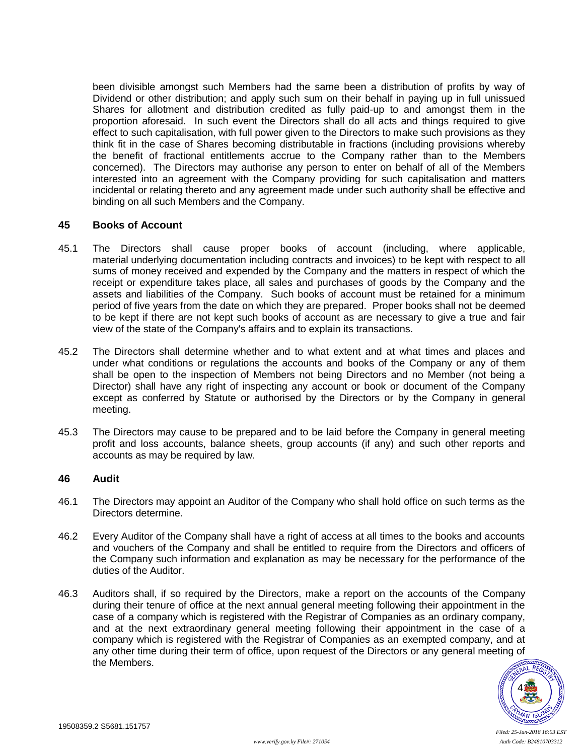been divisible amongst such Members had the same been a distribution of profits by way of Dividend or other distribution; and apply such sum on their behalf in paying up in full unissued Shares for allotment and distribution credited as fully paid-up to and amongst them in the proportion aforesaid. In such event the Directors shall do all acts and things required to give effect to such capitalisation, with full power given to the Directors to make such provisions as they think fit in the case of Shares becoming distributable in fractions (including provisions whereby the benefit of fractional entitlements accrue to the Company rather than to the Members concerned). The Directors may authorise any person to enter on behalf of all of the Members interested into an agreement with the Company providing for such capitalisation and matters incidental or relating thereto and any agreement made under such authority shall be effective and binding on all such Members and the Company.

## 45 Books of Account

45.1 The Directors shall cause proper books of account (including, where applicable, material underlying documentation including contracts and invoices) to be kept with respect to all sums of money received and expended by the Company and the matters in respect of which the receipt or expenditure takes place, all sales and purchases of goods by the Company and the assets and liabilities of the Company. Such books of account must be retained for a minimum period of five years from the date on which they are prepared. Proper books shall not be deemed to be kept if there are not kept such books of account as are necessary to give a true and fair view of the state of the Company's affairs and to explain its transactions.

45.2 The Directors shall determine whether and to what extent and at what times and places and under what conditions or regulations the accounts and books of the Company or any of them shall be open to the inspection of Members not being Directors and no Member (not being a Director) shall have any right of inspecting any account or book or document of the Company except as conferred by Statute or authorised by the Directors or by the Company in general meeting.

45.3 The Directors may cause to be prepared and to be laid before the Company in general meeting profit and loss accounts, balance sheets, group accounts (if any) and such other reports and accounts as may be required by law.

## 46 Audit

46.1 The Directors may appoint an Auditor of the Company who shall hold office on such terms as the Directors determine.

46.2 Every Auditor of the Company shall have a right of access at all times to the books and accounts and vouchers of the Company and shall be entitled to require from the Directors and officers of the Company such information and explanation as may be necessary for the performance of the duties of the Auditor.

46.3 Auditors shall, if so required by the Directors, make a report on the accounts of the Company during their tenure of office at the next annual general meeting following their appointment in the case of a company which is registered with the Registrar of Companies as an ordinary company, and at the next extraordinary general meeting following their appointment in the case of a company which is registered with the Registrar of Companies as an exempted company, and at any other time during their term of office, upon request of the Directors or any general meeting of the Members.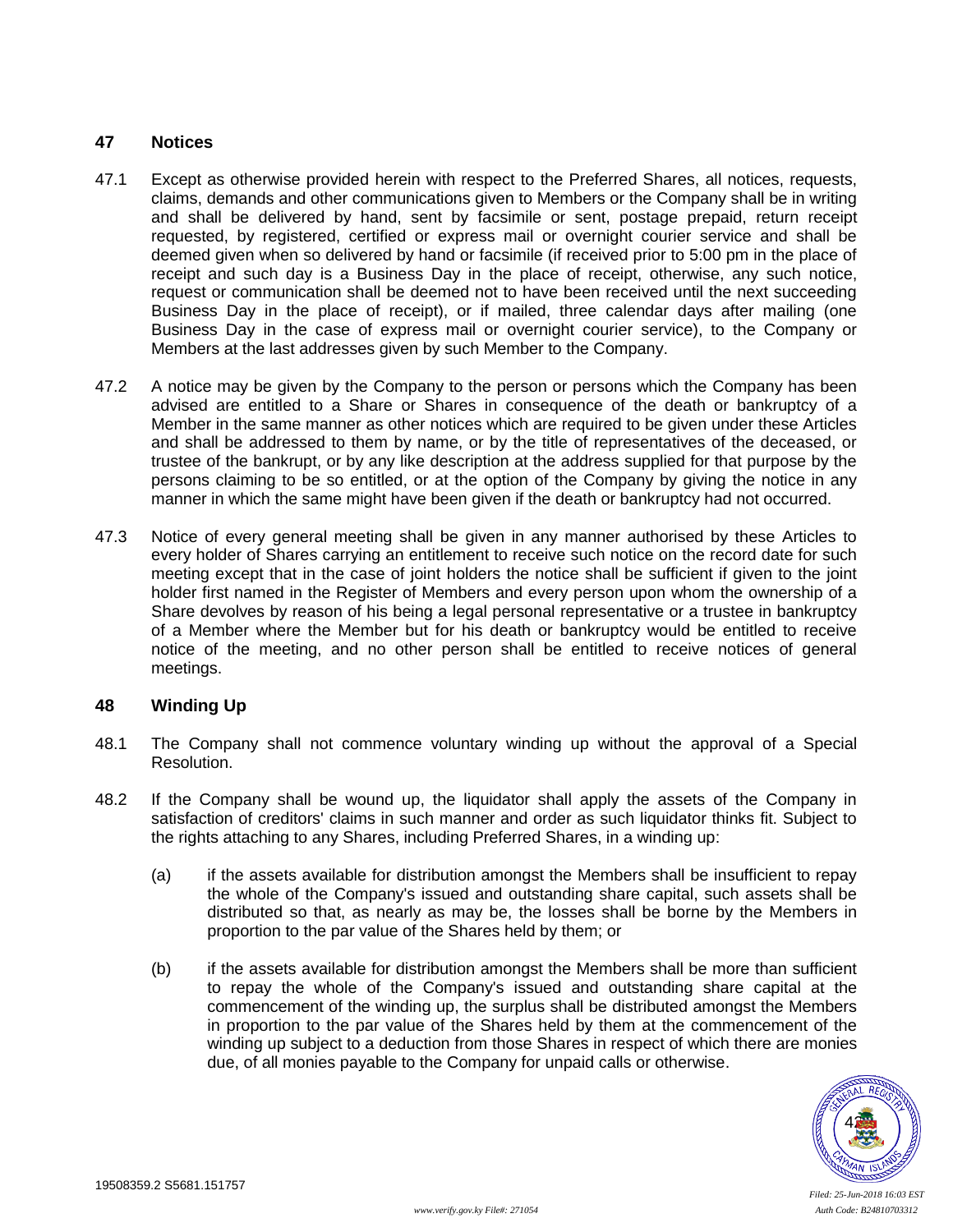## 47 Notices

47.1 Except as otherwise provided herein with respect to the Preferred Shares, all notices, requests, claims, demands and other communications given to Members or the Company shall be in writing and shall be delivered by hand, sent by facsimile or sent, postage prepaid, return receipt requested, by registered, certified or express mail or overnight courier service and shall be deemed given when so delivered by hand or facsimile (if received prior to 5:00 pm in the place of receipt and such day is a Business Day in the place of receipt, otherwise, any such notice, request or communication shall be deemed not to have been received until the next succeeding Business Day in the place of receipt), or if mailed, three calendar days after mailing (one Business Day in the case of express mail or overnight courier service), to the Company or Members at the last addresses given by such Member to the Company.

47.2 A notice may be given by the Company to the person or persons which the Company has been advised are entitled to a Share or Shares in consequence of the death or bankruptcy of a Member in the same manner as other notices which are required to be given under these Articles and shall be addressed to them by name, or by the title of representatives of the deceased, or trustee of the bankrupt, or by any like description at the address supplied for that purpose by the persons claiming to be so entitled, or at the option of the Company by giving the notice in any manner in which the same might have been given if the death or bankruptcy had not occurred.

47.3 Notice of every general meeting shall be given in any manner authorised by these Articles to every holder of Shares carrying an entitlement to receive such notice on the record date for such meeting except that in the case of joint holders the notice shall be sufficient if given to the joint holder first named in the Register of Members and every person upon whom the ownership of a Share devolves by reason of his being a legal personal representative or a trustee in bankruptcy of a Member where the Member but for his death or bankruptcy would be entitled to receive notice of the meeting, and no other person shall be entitled to receive notices of general meetings.

## 48 Winding Up

48.1 The Company shall not commence voluntary winding up without the approval of a Special Resolution.

48.2 If the Company shall be wound up, the liquidator shall apply the assets of the Company in satisfaction of creditors' claims in such manner and order as such liquidator thinks fit. Subject to the rights attaching to any Shares, including Preferred Shares, in a winding up:

(a) if the assets available for distribution amongst the Members shall be insufficient to repay the whole of the Company's issued and outstanding share capital, such assets shall be distributed so that, as nearly as may be, the losses shall be borne by the Members in proportion to the par value of the Shares held by them; or

(b) if the assets available for distribution amongst the Members shall be more than sufficient to repay the whole of the Company's issued and outstanding share capital at the commencement of the winding up, the surplus shall be distributed amongst the Members in proportion to the par value of the Shares held by them at the commencement of the winding up subject to a deduction from those Shares in respect of which there are monies due, of all monies payable to the Company for unpaid calls or otherwise.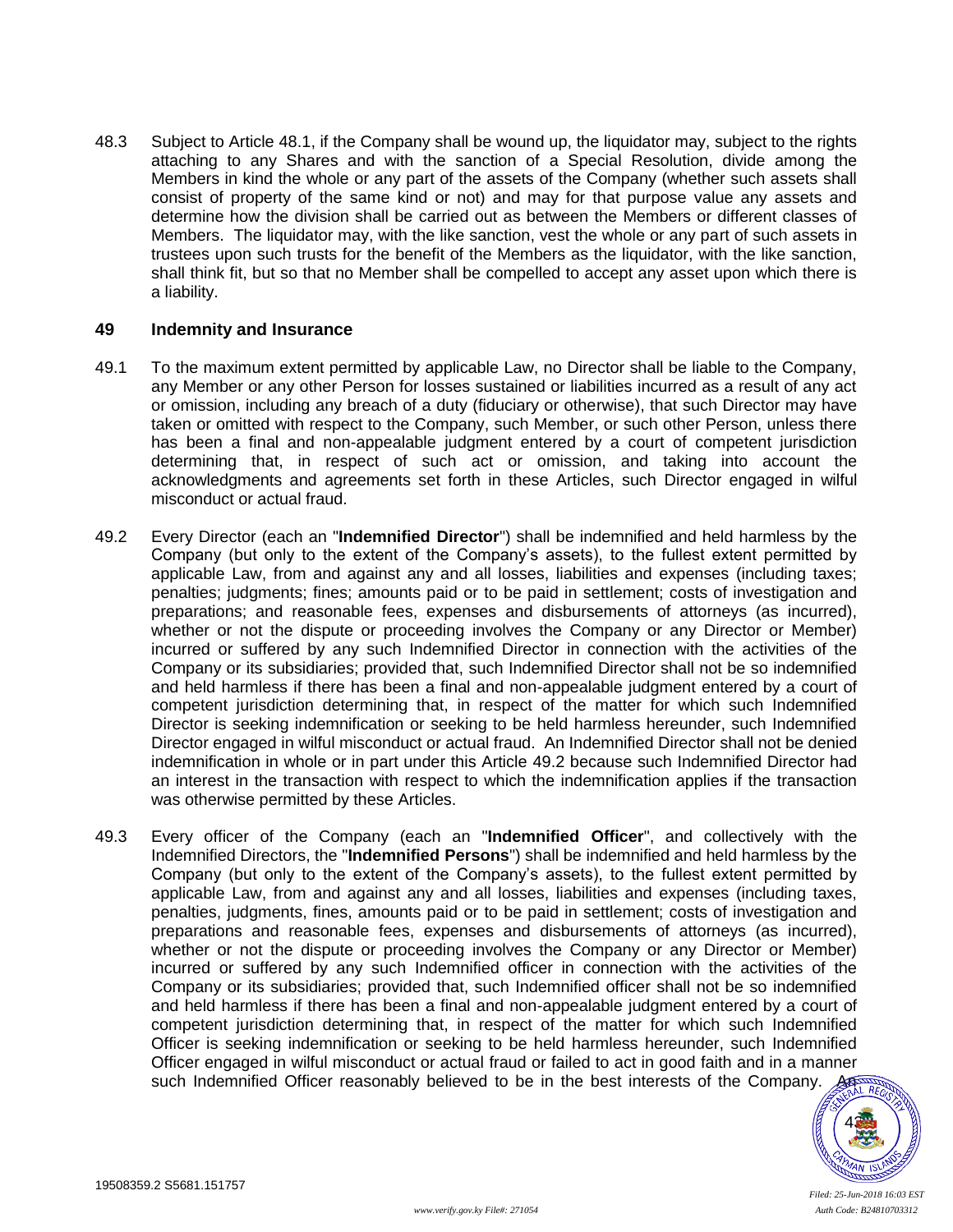48.3 Subject to Article 48.1, if the Company shall be wound up, the liquidator may, subject to the rights attaching to any Shares and with the sanction of a Special Resolution, divide among the Members in kind the whole or any part of the assets of the Company (whether such assets shall consist of property of the same kind or not) and may for that purpose value any assets and determine how the division shall be carried out as between the Members or different classes of Members. The liquidator may, with the like sanction, vest the whole or any part of such assets in trustees upon such trusts for the benefit of the Members as the liquidator, with the like sanction, shall think fit, but so that no Member shall be compelled to accept any asset upon which there is a liability.

## 49 Indemnity and Insurance

49.1 To the maximum extent permitted by applicable Law, no Director shall be liable to the Company, any Member or any other Person for losses sustained or liabilities incurred as a result of any act or omission, including any breach of a duty (fiduciary or otherwise), that such Director may have taken or omitted with respect to the Company, such Member, or such other Person, unless there has been a final and non-appealable judgment entered by a court of competent jurisdiction determining that, in respect of such act or omission, and taking into account the acknowledgments and agreements set forth in these Articles, such Director engaged in wilful misconduct or actual fraud.

49.2 Every Director (each an "**Indemnified Director**") shall be indemnified and held harmless by the Company (but only to the extent of the Company's assets), to the fullest extent permitted by applicable Law, from and against any and all losses, liabilities and expenses (including taxes; penalties; judgments; fines; amounts paid or to be paid in settlement; costs of investigation and preparations; and reasonable fees, expenses and disbursements of attorneys (as incurred), whether or not the dispute or proceeding involves the Company or any Director or Member) incurred or suffered by any such Indemnified Director in connection with the activities of the Company or its subsidiaries; provided that, such Indemnified Director shall not be so indemnified and held harmless if there has been a final and non-appealable judgment entered by a court of competent jurisdiction determining that, in respect of the matter for which such Indemnified Director is seeking indemnification or seeking to be held harmless hereunder, such Indemnified Director engaged in wilful misconduct or actual fraud. An Indemnified Director shall not be denied indemnification in whole or in part under this Article 49.2 because such Indemnified Director had an interest in the transaction with respect to which the indemnification applies if the transaction was otherwise permitted by these Articles.

49.3 Every officer of the Company (each an "**Indemnified Officer**", and collectively with the Indemnified Directors, the "**Indemnified Persons**") shall be indemnified and held harmless by the Company (but only to the extent of the Company's assets), to the fullest extent permitted by applicable Law, from and against any and all losses, liabilities and expenses (including taxes, penalties, judgments, fines, amounts paid or to be paid in settlement; costs of investigation and preparations and reasonable fees, expenses and disbursements of attorneys (as incurred), whether or not the dispute or proceeding involves the Company or any Director or Member) incurred or suffered by any such Indemnified officer in connection with the activities of the Company or its subsidiaries; provided that, such Indemnified officer shall not be so indemnified and held harmless if there has been a final and non-appealable judgment entered by a court of competent jurisdiction determining that, in respect of the matter for which such Indemnified Officer is seeking indemnification or seeking to be held harmless hereunder, such Indemnified Officer engaged in wilful misconduct or actual fraud or failed to act in good faith and in a manner such Indemnified Officer reasonably believed to be in the best interests of the Company. An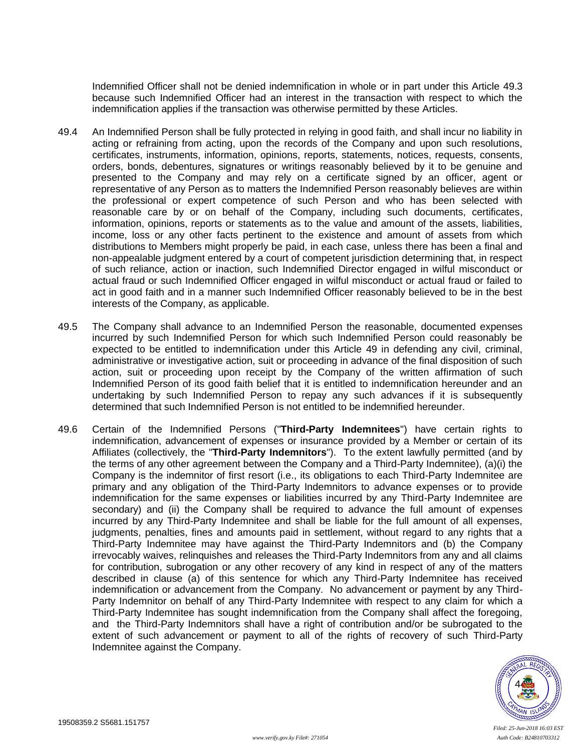Indemnified Officer shall not be denied indemnification in whole or in part under this Article 49.3 because such Indemnified Officer had an interest in the transaction with respect to which the indemnification applies if the transaction was otherwise permitted by these Articles.

49.4 An Indemnified Person shall be fully protected in relying in good faith, and shall incur no liability in acting or refraining from acting, upon the records of the Company and upon such resolutions, certificates, instruments, information, opinions, reports, statements, notices, requests, consents, orders, bonds, debentures, signatures or writings reasonably believed by it to be genuine and presented to the Company and may rely on a certificate signed by an officer, agent or representative of any Person as to matters the Indemnified Person reasonably believes are within the professional or expert competence of such Person and who has been selected with reasonable care by or on behalf of the Company, including such documents, certificates, information, opinions, reports or statements as to the value and amount of the assets, liabilities, income, loss or any other facts pertinent to the existence and amount of assets from which distributions to Members might properly be paid, in each case, unless there has been a final and non-appealable judgment entered by a court of competent jurisdiction determining that, in respect of such reliance, action or inaction, such Indemnified Director engaged in wilful misconduct or actual fraud or such Indemnified Officer engaged in wilful misconduct or actual fraud or failed to act in good faith and in a manner such Indemnified Officer reasonably believed to be in the best interests of the Company, as applicable.

49.5 The Company shall advance to an Indemnified Person the reasonable, documented expenses incurred by such Indemnified Person for which such Indemnified Person could reasonably be expected to be entitled to indemnification under this Article 49 in defending any civil, criminal, administrative or investigative action, suit or proceeding in advance of the final disposition of such action, suit or proceeding upon receipt by the Company of the written affirmation of such Indemnified Person of its good faith belief that it is entitled to indemnification hereunder and an undertaking by such Indemnified Person to repay any such advances if it is subsequently determined that such Indemnified Person is not entitled to be indemnified hereunder.

49.6 Certain of the Indemnified Persons ("**Third-Party Indemnitees**") have certain rights to indemnification, advancement of expenses or insurance provided by a Member or certain of its Affiliates (collectively, the "**Third-Party Indemnitors**"). To the extent lawfully permitted (and by the terms of any other agreement between the Company and a Third-Party Indemnitee), (a)(i) the Company is the indemnitor of first resort (i.e., its obligations to each Third-Party Indemnitee are primary and any obligation of the Third-Party Indemnitors to advance expenses or to provide indemnification for the same expenses or liabilities incurred by any Third-Party Indemnitee are secondary) and (ii) the Company shall be required to advance the full amount of expenses incurred by any Third-Party Indemnitee and shall be liable for the full amount of all expenses, judgments, penalties, fines and amounts paid in settlement, without regard to any rights that a Third-Party Indemnitee may have against the Third-Party Indemnitors and (b) the Company irrevocably waives, relinquishes and releases the Third-Party Indemnitors from any and all claims for contribution, subrogation or any other recovery of any kind in respect of any of the matters described in clause (a) of this sentence for which any Third-Party Indemnitee has received indemnification or advancement from the Company. No advancement or payment by any Third-Party Indemnitor on behalf of any Third-Party Indemnitee with respect to any claim for which a Third-Party Indemnitee has sought indemnification from the Company shall affect the foregoing, and the Third-Party Indemnitors shall have a right of contribution and/or be subrogated to the extent of such advancement or payment to all of the rights of recovery of such Third-Party Indemnitee against the Company.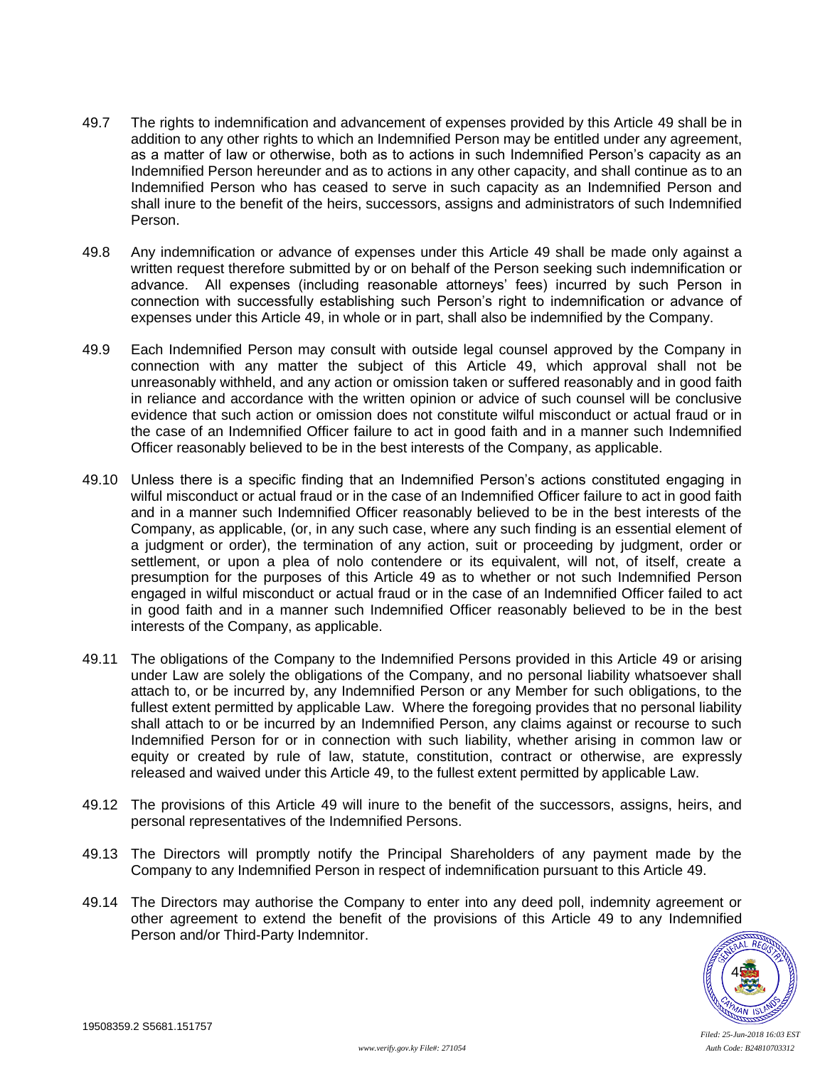49.7 The rights to indemnification and advancement of expenses provided by this Article 49 shall be in addition to any other rights to which an Indemnified Person may be entitled under any agreement, as a matter of law or otherwise, both as to actions in such Indemnified Person's capacity as an Indemnified Person hereunder and as to actions in any other capacity, and shall continue as to an Indemnified Person who has ceased to serve in such capacity as an Indemnified Person and shall inure to the benefit of the heirs, successors, assigns and administrators of such Indemnified Person.

49.8 Any indemnification or advance of expenses under this Article 49 shall be made only against a written request therefore submitted by or on behalf of the Person seeking such indemnification or advance. All expenses (including reasonable attorneys' fees) incurred by such Person in connection with successfully establishing such Person's right to indemnification or advance of expenses under this Article 49, in whole or in part, shall also be indemnified by the Company.

49.9 Each Indemnified Person may consult with outside legal counsel approved by the Company in connection with any matter the subject of this Article 49, which approval shall not be unreasonably withheld, and any action or omission taken or suffered reasonably and in good faith in reliance and accordance with the written opinion or advice of such counsel will be conclusive evidence that such action or omission does not constitute wilful misconduct or actual fraud or in the case of an Indemnified Officer failure to act in good faith and in a manner such Indemnified Officer reasonably believed to be in the best interests of the Company, as applicable.

49.10 Unless there is a specific finding that an Indemnified Person's actions constituted engaging in wilful misconduct or actual fraud or in the case of an Indemnified Officer failure to act in good faith and in a manner such Indemnified Officer reasonably believed to be in the best interests of the Company, as applicable, (or, in any such case, where any such finding is an essential element of a judgment or order), the termination of any action, suit or proceeding by judgment, order or settlement, or upon a plea of nolo contendere or its equivalent, will not, of itself, create a presumption for the purposes of this Article 49 as to whether or not such Indemnified Person engaged in wilful misconduct or actual fraud or in the case of an Indemnified Officer failed to act in good faith and in a manner such Indemnified Officer reasonably believed to be in the best interests of the Company, as applicable.

49.11 The obligations of the Company to the Indemnified Persons provided in this Article 49 or arising under Law are solely the obligations of the Company, and no personal liability whatsoever shall attach to, or be incurred by, any Indemnified Person or any Member for such obligations, to the fullest extent permitted by applicable Law. Where the foregoing provides that no personal liability shall attach to or be incurred by an Indemnified Person, any claims against or recourse to such Indemnified Person for or in connection with such liability, whether arising in common law or equity or created by rule of law, statute, constitution, contract or otherwise, are expressly released and waived under this Article 49, to the fullest extent permitted by applicable Law.

49.12 The provisions of this Article 49 will inure to the benefit of the successors, assigns, heirs, and personal representatives of the Indemnified Persons.

49.13 The Directors will promptly notify the Principal Shareholders of any payment made by the Company to any Indemnified Person in respect of indemnification pursuant to this Article 49.

49.14 The Directors may authorise the Company to enter into any deed poll, indemnity agreement or other agreement to extend the benefit of the provisions of this Article 49 to any Indemnified Person and/or Third-Party Indemnitor.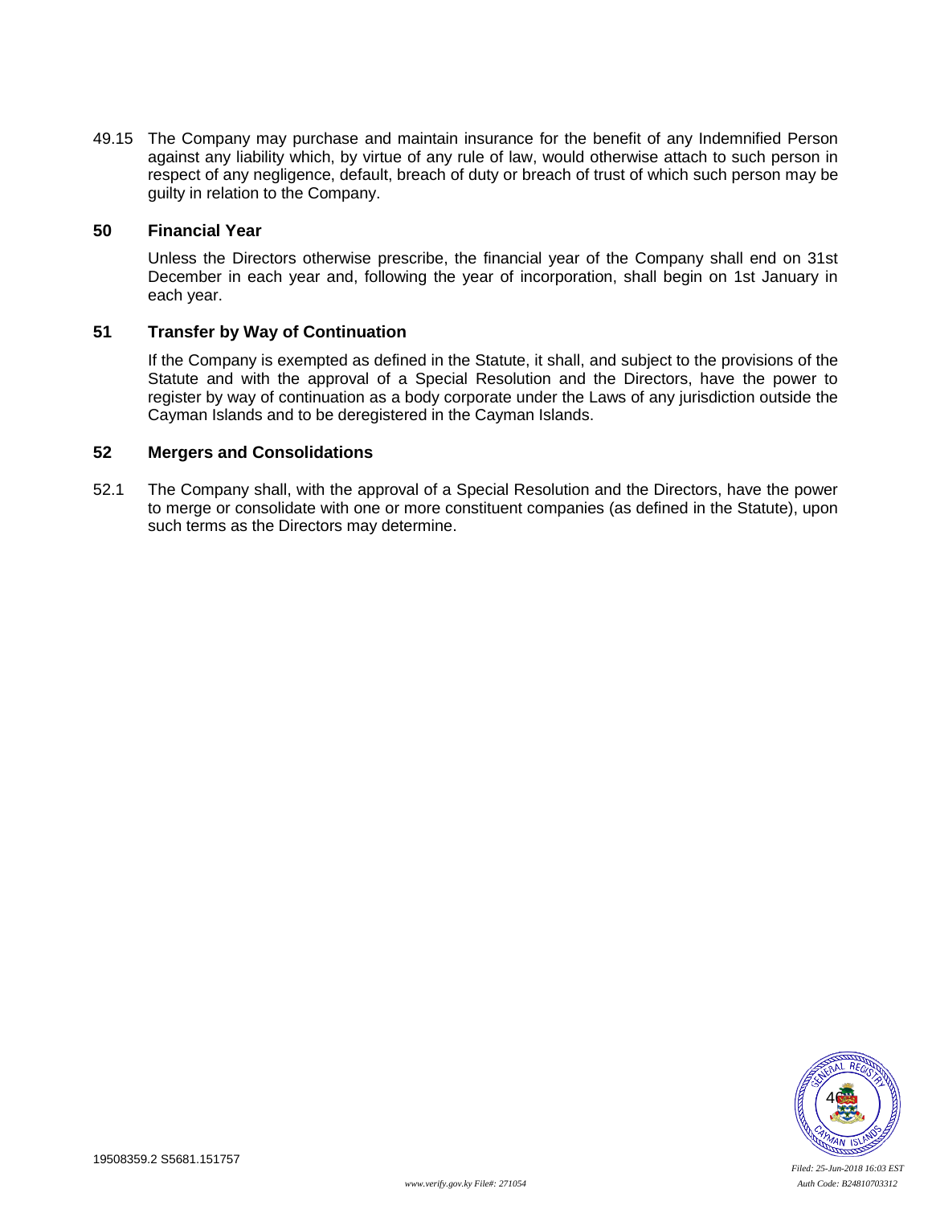49.15 The Company may purchase and maintain insurance for the benefit of any Indemnified Person against any liability which, by virtue of any rule of law, would otherwise attach to such person in respect of any negligence, default, breach of duty or breach of trust of which such person may be guilty in relation to the Company.

## 50 Financial Year

Unless the Directors otherwise prescribe, the financial year of the Company shall end on 31st December in each year and, following the year of incorporation, shall begin on 1st January in each year.

## 51 Transfer by Way of Continuation

If the Company is exempted as defined in the Statute, it shall, and subject to the provisions of the Statute and with the approval of a Special Resolution and the Directors, have the power to register by way of continuation as a body corporate under the Laws of any jurisdiction outside the Cayman Islands and to be deregistered in the Cayman Islands.

## 52 Mergers and Consolidations

52.1 The Company shall, with the approval of a Special Resolution and the Directors, have the power to merge or consolidate with one or more constituent companies (as defined in the Statute), upon such terms as the Directors may determine.